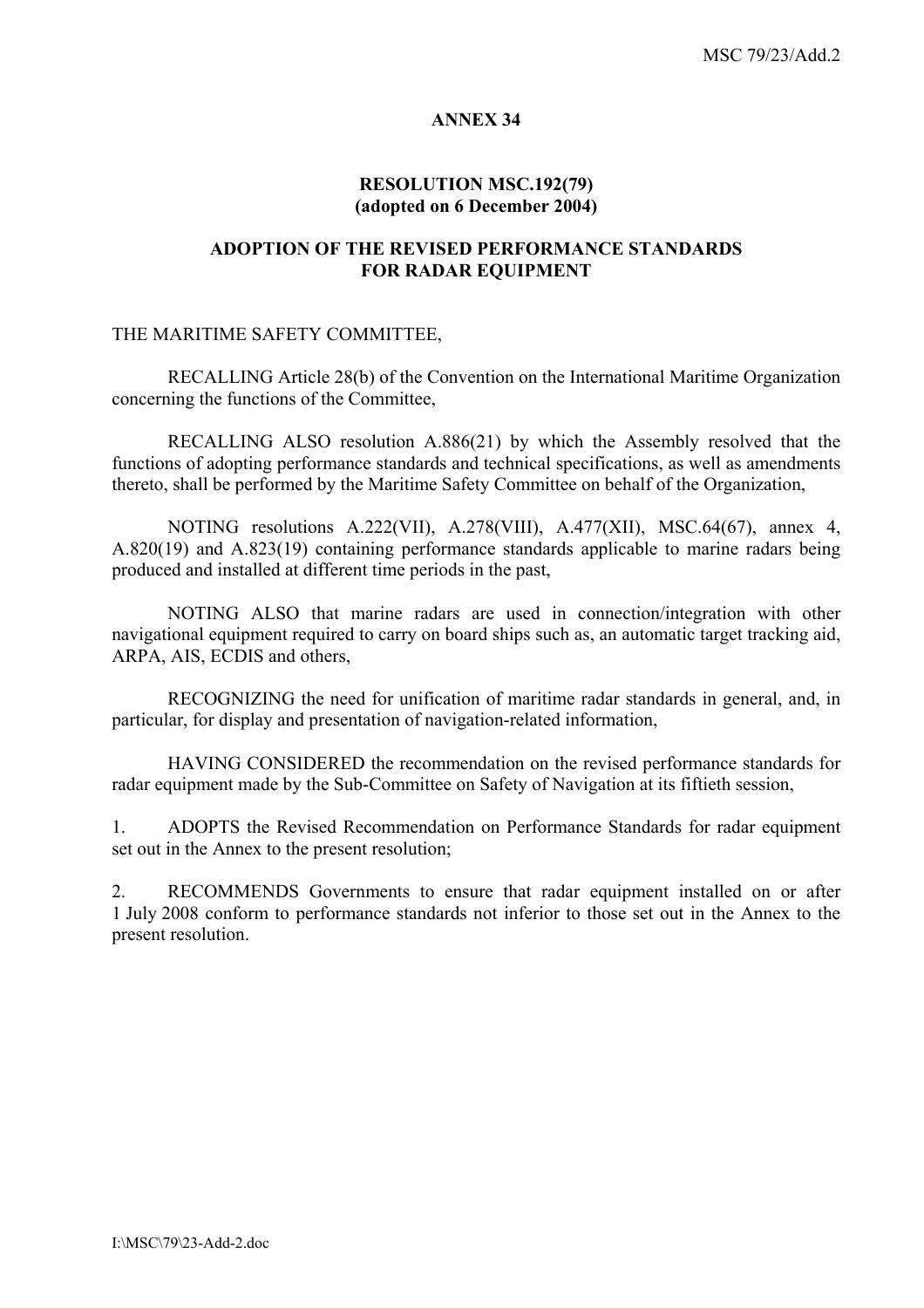**ANNEX 34**

**RESOLUTION MSC.192(79)**
**(adopted on 6 December 2004)**

**ADOPTION OF THE REVISED PERFORMANCE STANDARDS FOR RADAR EQUIPMENT**

THE MARITIME SAFETY COMMITTEE,

RECALLING Article 28(b) of the Convention on the International Maritime Organization concerning the functions of the Committee,

RECALLING ALSO resolution A.886(21) by which the Assembly resolved that the functions of adopting performance standards and technical specifications, as well as amendments thereto, shall be performed by the Maritime Safety Committee on behalf of the Organization,

NOTING resolutions A.222(VII), A.278(VIII), A.477(XII), MSC.64(67), annex 4, A.820(19) and A.823(19) containing performance standards applicable to marine radars being produced and installed at different time periods in the past,

NOTING ALSO that marine radars are used in connection/integration with other navigational equipment required to carry on board ships such as, an automatic target tracking aid, ARPA, AIS, ECDIS and others,

RECOGNIZING the need for unification of maritime radar standards in general, and, in particular, for display and presentation of navigation-related information,

HAVING CONSIDERED the recommendation on the revised performance standards for radar equipment made by the Sub-Committee on Safety of Navigation at its fiftieth session,

1. ADOPTS the Revised Recommendation on Performance Standards for radar equipment set out in the Annex to the present resolution;

2. RECOMMENDS Governments to ensure that radar equipment installed on or after 1 July 2008 conform to performance standards not inferior to those set out in the Annex to the present resolution.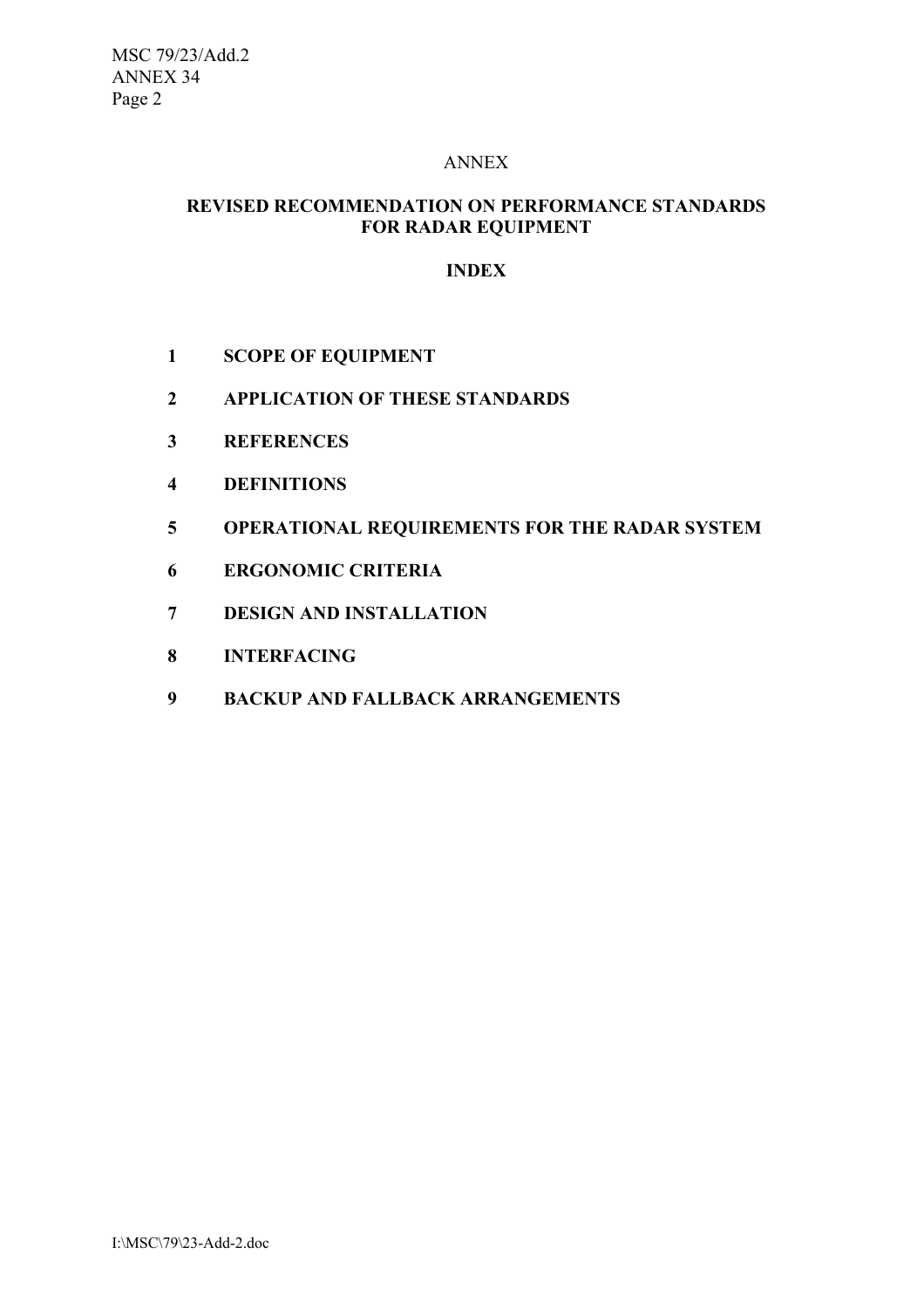ANNEX

# REVISED RECOMMENDATION ON PERFORMANCE STANDARDS FOR RADAR EQUIPMENT

## INDEX

1 **SCOPE OF EQUIPMENT**

2 **APPLICATION OF THESE STANDARDS**

3 **REFERENCES**

4 **DEFINITIONS**

5 **OPERATIONAL REQUIREMENTS FOR THE RADAR SYSTEM**

6 **ERGONOMIC CRITERIA**

7 **DESIGN AND INSTALLATION**

8 **INTERFACING**

9 **BACKUP AND FALLBACK ARRANGEMENTS**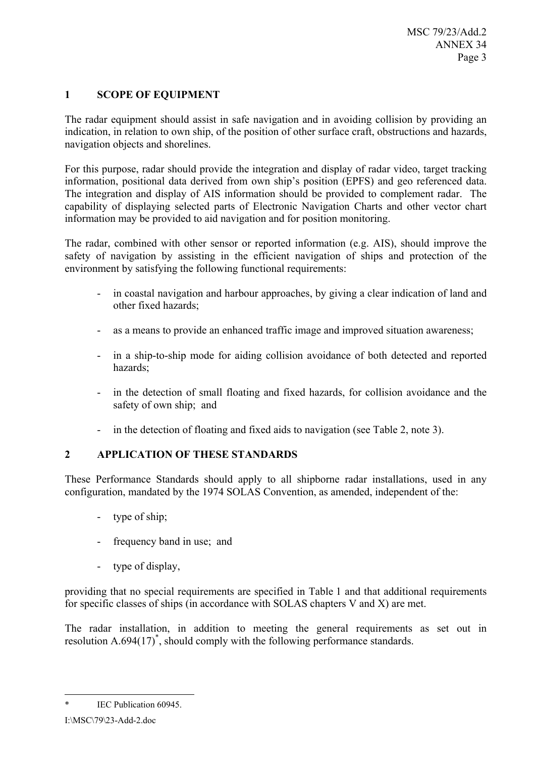## 1 SCOPE OF EQUIPMENT

The radar equipment should assist in safe navigation and in avoiding collision by providing an indication, in relation to own ship, of the position of other surface craft, obstructions and hazards, navigation objects and shorelines.

For this purpose, radar should provide the integration and display of radar video, target tracking information, positional data derived from own ship's position (EPFS) and geo referenced data. The integration and display of AIS information should be provided to complement radar. The capability of displaying selected parts of Electronic Navigation Charts and other vector chart information may be provided to aid navigation and for position monitoring.

The radar, combined with other sensor or reported information (e.g. AIS), should improve the safety of navigation by assisting in the efficient navigation of ships and protection of the environment by satisfying the following functional requirements:

- in coastal navigation and harbour approaches, by giving a clear indication of land and other fixed hazards;
- as a means to provide an enhanced traffic image and improved situation awareness;
- in a ship-to-ship mode for aiding collision avoidance of both detected and reported hazards;
- in the detection of small floating and fixed hazards, for collision avoidance and the safety of own ship; and
- in the detection of floating and fixed aids to navigation (see Table 2, note 3).

## 2 APPLICATION OF THESE STANDARDS

These Performance Standards should apply to all shipborne radar installations, used in any configuration, mandated by the 1974 SOLAS Convention, as amended, independent of the:

- type of ship;
- frequency band in use; and
- type of display,

providing that no special requirements are specified in Table 1 and that additional requirements for specific classes of ships (in accordance with SOLAS chapters V and X) are met.

The radar installation, in addition to meeting the general requirements as set out in resolution A.694(17)*, should comply with the following performance standards.

---

* IEC Publication 60945.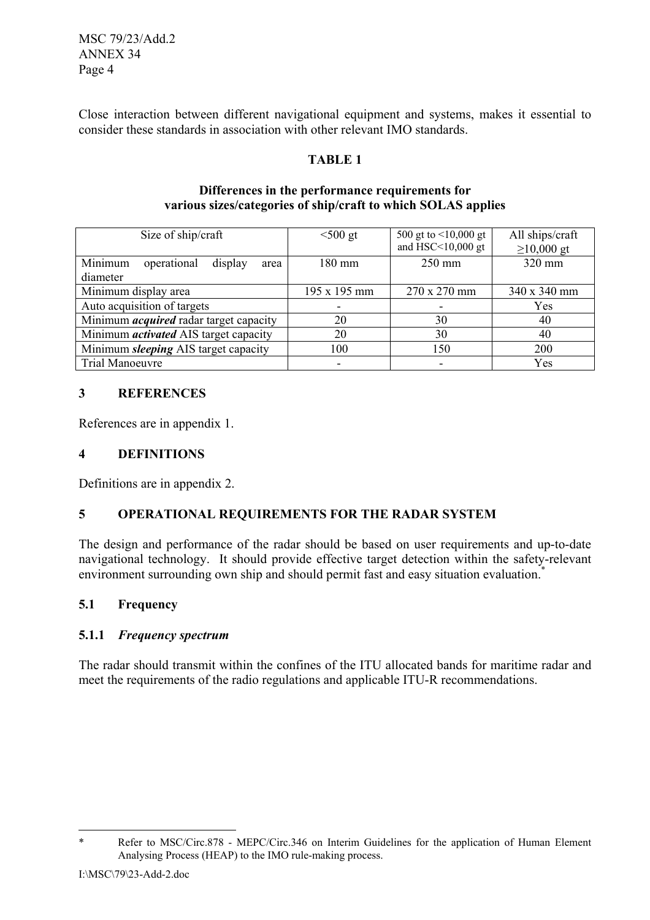Close interaction between different navigational equipment and systems, makes it essential to consider these standards in association with other relevant IMO standards.

**TABLE 1**

**Differences in the performance requirements for various sizes/categories of ship/craft to which SOLAS applies**

| Size of ship/craft | <500 gt | 500 gt to <10,000 gt and HSC<10,000 gt | All ships/craft ≥10,000 gt |
|---|---|---|---|
| Minimum operational display area diameter | 180 mm | 250 mm | 320 mm |
| Minimum display area | 195 x 195 mm | 270 x 270 mm | 340 x 340 mm |
| Auto acquisition of targets | - | - | Yes |
| Minimum ***acquired*** radar target capacity | 20 | 30 | 40 |
| Minimum ***activated*** AIS target capacity | 20 | 30 | 40 |
| Minimum ***sleeping*** AIS target capacity | 100 | 150 | 200 |
| Trial Manoeuvre | - | - | Yes |

## 3 REFERENCES

References are in appendix 1.

## 4 DEFINITIONS

Definitions are in appendix 2.

## 5 OPERATIONAL REQUIREMENTS FOR THE RADAR SYSTEM

The design and performance of the radar should be based on user requirements and up-to-date navigational technology. It should provide effective target detection within the safety-relevant environment surrounding own ship and should permit fast and easy situation evaluation.*

### 5.1 Frequency

#### 5.1.1 *Frequency spectrum*

The radar should transmit within the confines of the ITU allocated bands for maritime radar and meet the requirements of the radio regulations and applicable ITU-R recommendations.

---

\* Refer to MSC/Circ.878 - MEPC/Circ.346 on Interim Guidelines for the application of Human Element Analysing Process (HEAP) to the IMO rule-making process.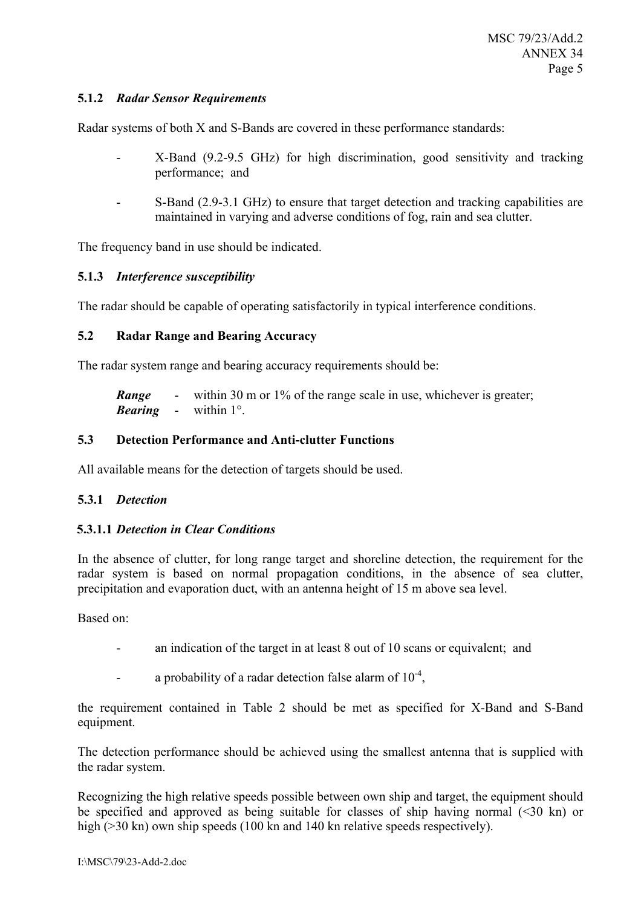#### 5.1.2 *Radar Sensor Requirements*

Radar systems of both X and S-Bands are covered in these performance standards:

- X-Band (9.2-9.5 GHz) for high discrimination, good sensitivity and tracking performance; and
- S-Band (2.9-3.1 GHz) to ensure that target detection and tracking capabilities are maintained in varying and adverse conditions of fog, rain and sea clutter.

The frequency band in use should be indicated.

#### 5.1.3 *Interference susceptibility*

The radar should be capable of operating satisfactorily in typical interference conditions.

### 5.2 Radar Range and Bearing Accuracy

The radar system range and bearing accuracy requirements should be:

***Range*** - within 30 m or 1% of the range scale in use, whichever is greater;
***Bearing*** - within 1°.

### 5.3 Detection Performance and Anti-clutter Functions

All available means for the detection of targets should be used.

#### 5.3.1 *Detection*

##### 5.3.1.1 *Detection in Clear Conditions*

In the absence of clutter, for long range target and shoreline detection, the requirement for the radar system is based on normal propagation conditions, in the absence of sea clutter, precipitation and evaporation duct, with an antenna height of 15 m above sea level.

Based on:

- an indication of the target in at least 8 out of 10 scans or equivalent; and
- a probability of a radar detection false alarm of $10^{-4}$,

the requirement contained in Table 2 should be met as specified for X-Band and S-Band equipment.

The detection performance should be achieved using the smallest antenna that is supplied with the radar system.

Recognizing the high relative speeds possible between own ship and target, the equipment should be specified and approved as being suitable for classes of ship having normal (<30 kn) or high (>30 kn) own ship speeds (100 kn and 140 kn relative speeds respectively).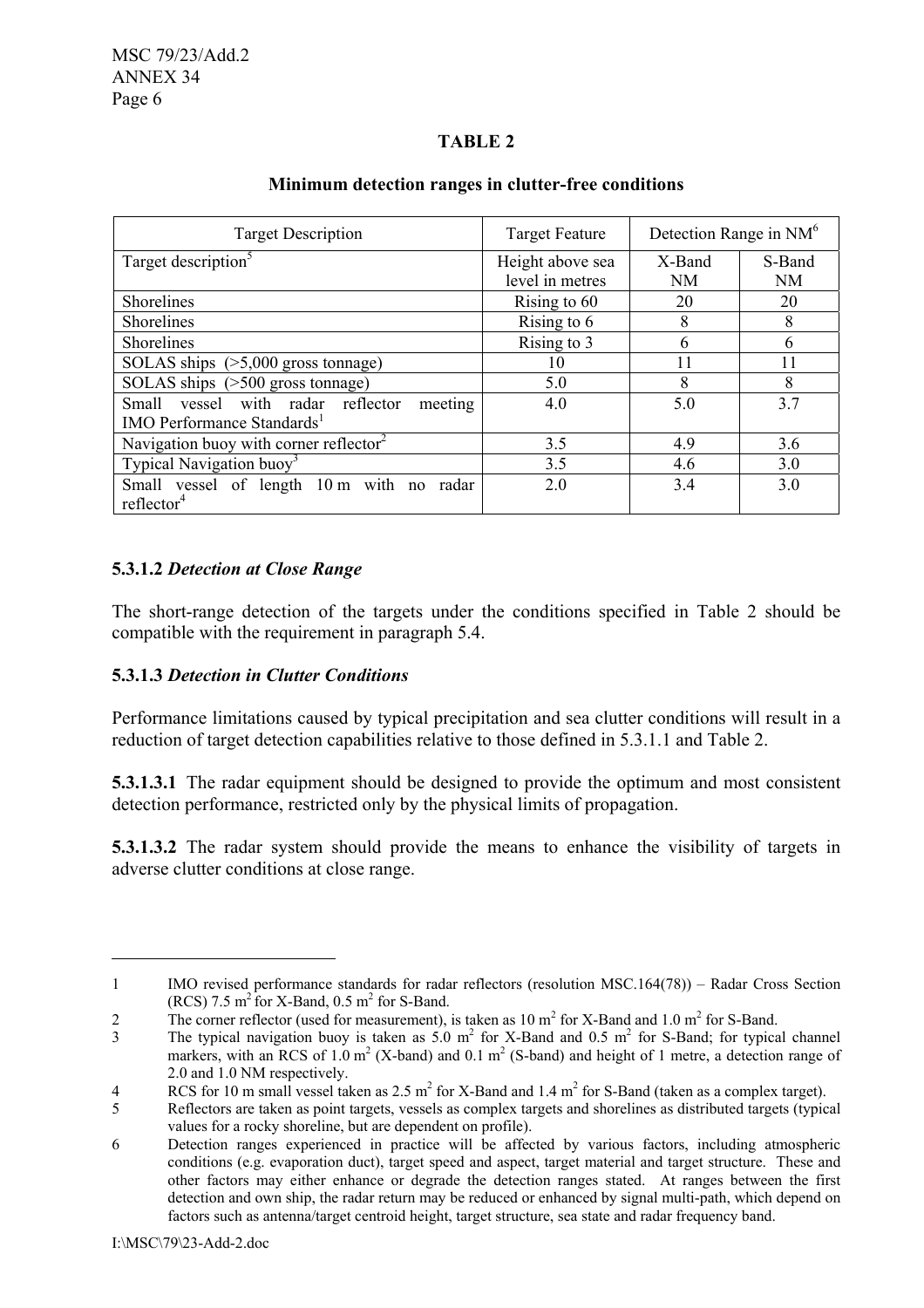**TABLE 2**

**Minimum detection ranges in clutter-free conditions**

| Target Description | Target Feature | Detection Range in NM[6] | |
|---|---|---|---|
| Target description[5] | Height above sea level in metres | X-Band NM | S-Band NM |
| Shorelines | Rising to 60 | 20 | 20 |
| Shorelines | Rising to 6 | 8 | 8 |
| Shorelines | Rising to 3 | 6 | 6 |
| SOLAS ships (>5,000 gross tonnage) | 10 | 11 | 11 |
| SOLAS ships (>500 gross tonnage) | 5.0 | 8 | 8 |
| Small vessel with radar reflector meeting IMO Performance Standards[1] | 4.0 | 5.0 | 3.7 |
| Navigation buoy with corner reflector[2] | 3.5 | 4.9 | 3.6 |
| Typical Navigation buoy[3] | 3.5 | 4.6 | 3.0 |
| Small vessel of length 10 m with no radar reflector[4] | 2.0 | 3.4 | 3.0 |

**5.3.1.2** ***Detection at Close Range***

The short-range detection of the targets under the conditions specified in Table 2 should be compatible with the requirement in paragraph 5.4.

**5.3.1.3** ***Detection in Clutter Conditions***

Performance limitations caused by typical precipitation and sea clutter conditions will result in a reduction of target detection capabilities relative to those defined in 5.3.1.1 and Table 2.

**5.3.1.3.1** The radar equipment should be designed to provide the optimum and most consistent detection performance, restricted only by the physical limits of propagation.

**5.3.1.3.2** The radar system should provide the means to enhance the visibility of targets in adverse clutter conditions at close range.

---

1 IMO revised performance standards for radar reflectors (resolution MSC.164(78)) – Radar Cross Section (RCS) 7.5 $m^2$ for X-Band, 0.5 $m^2$ for S-Band.

2 The corner reflector (used for measurement), is taken as 10 $m^2$ for X-Band and 1.0 $m^2$ for S-Band.

3 The typical navigation buoy is taken as 5.0 $m^2$ for X-Band and 0.5 $m^2$ for S-Band; for typical channel markers, with an RCS of 1.0 $m^2$ (X-band) and 0.1 $m^2$ (S-band) and height of 1 metre, a detection range of 2.0 and 1.0 NM respectively.

4 RCS for 10 m small vessel taken as 2.5 $m^2$ for X-Band and 1.4 $m^2$ for S-Band (taken as a complex target).

5 Reflectors are taken as point targets, vessels as complex targets and shorelines as distributed targets (typical values for a rocky shoreline, but are dependent on profile).

6 Detection ranges experienced in practice will be affected by various factors, including atmospheric conditions (e.g. evaporation duct), target speed and aspect, target material and target structure. These and other factors may either enhance or degrade the detection ranges stated. At ranges between the first detection and own ship, the radar return may be reduced or enhanced by signal multi-path, which depend on factors such as antenna/target centroid height, target structure, sea state and radar frequency band.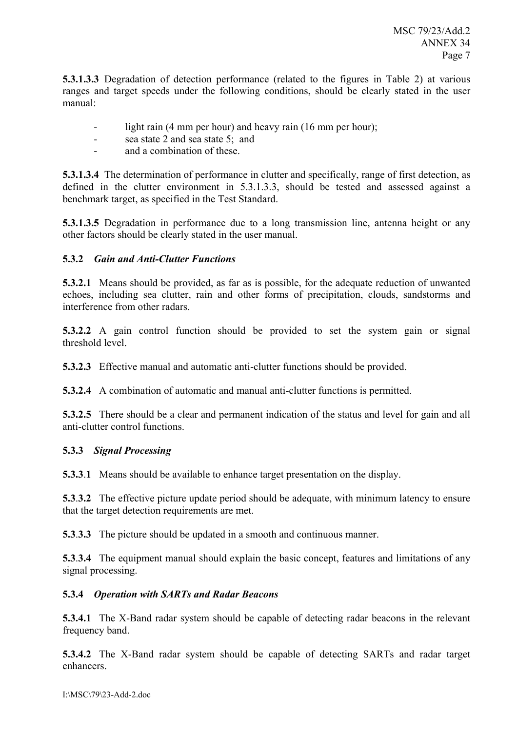**5.3.1.3.3** Degradation of detection performance (related to the figures in Table 2) at various ranges and target speeds under the following conditions, should be clearly stated in the user manual:

- light rain (4 mm per hour) and heavy rain (16 mm per hour);
- sea state 2 and sea state 5; and
- and a combination of these.

**5.3.1.3.4** The determination of performance in clutter and specifically, range of first detection, as defined in the clutter environment in 5.3.1.3.3, should be tested and assessed against a benchmark target, as specified in the Test Standard.

**5.3.1.3.5** Degradation in performance due to a long transmission line, antenna height or any other factors should be clearly stated in the user manual.

### 5.3.2 *Gain and Anti-Clutter Functions*

**5.3.2.1** Means should be provided, as far as is possible, for the adequate reduction of unwanted echoes, including sea clutter, rain and other forms of precipitation, clouds, sandstorms and interference from other radars.

**5.3.2.2** A gain control function should be provided to set the system gain or signal threshold level.

**5.3.2.3** Effective manual and automatic anti-clutter functions should be provided.

**5.3.2.4** A combination of automatic and manual anti-clutter functions is permitted.

**5.3.2.5** There should be a clear and permanent indication of the status and level for gain and all anti-clutter control functions.

### 5.3.3 *Signal Processing*

**5.3.3.1** Means should be available to enhance target presentation on the display.

**5.3.3.2** The effective picture update period should be adequate, with minimum latency to ensure that the target detection requirements are met.

**5.3.3.3** The picture should be updated in a smooth and continuous manner.

**5.3.3.4** The equipment manual should explain the basic concept, features and limitations of any signal processing.

### 5.3.4 *Operation with SARTs and Radar Beacons*

**5.3.4.1** The X-Band radar system should be capable of detecting radar beacons in the relevant frequency band.

**5.3.4.2** The X-Band radar system should be capable of detecting SARTs and radar target enhancers.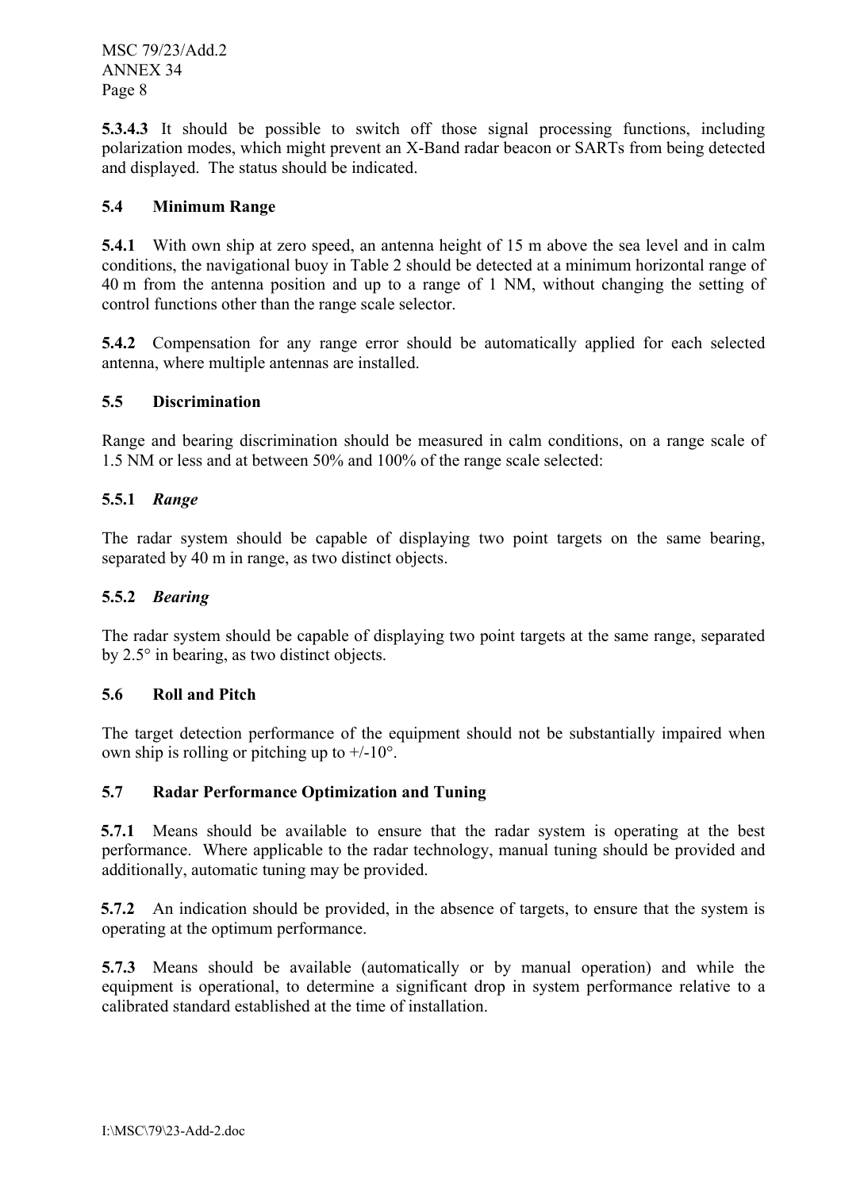**5.3.4.3** It should be possible to switch off those signal processing functions, including polarization modes, which might prevent an X-Band radar beacon or SARTs from being detected and displayed. The status should be indicated.

### 5.4 Minimum Range

**5.4.1** With own ship at zero speed, an antenna height of 15 m above the sea level and in calm conditions, the navigational buoy in Table 2 should be detected at a minimum horizontal range of 40 m from the antenna position and up to a range of 1 NM, without changing the setting of control functions other than the range scale selector.

**5.4.2** Compensation for any range error should be automatically applied for each selected antenna, where multiple antennas are installed.

### 5.5 Discrimination

Range and bearing discrimination should be measured in calm conditions, on a range scale of 1.5 NM or less and at between 50% and 100% of the range scale selected:

#### 5.5.1 *Range*

The radar system should be capable of displaying two point targets on the same bearing, separated by 40 m in range, as two distinct objects.

#### 5.5.2 *Bearing*

The radar system should be capable of displaying two point targets at the same range, separated by 2.5° in bearing, as two distinct objects.

### 5.6 Roll and Pitch

The target detection performance of the equipment should not be substantially impaired when own ship is rolling or pitching up to +/-10°.

### 5.7 Radar Performance Optimization and Tuning

**5.7.1** Means should be available to ensure that the radar system is operating at the best performance. Where applicable to the radar technology, manual tuning should be provided and additionally, automatic tuning may be provided.

**5.7.2** An indication should be provided, in the absence of targets, to ensure that the system is operating at the optimum performance.

**5.7.3** Means should be available (automatically or by manual operation) and while the equipment is operational, to determine a significant drop in system performance relative to a calibrated standard established at the time of installation.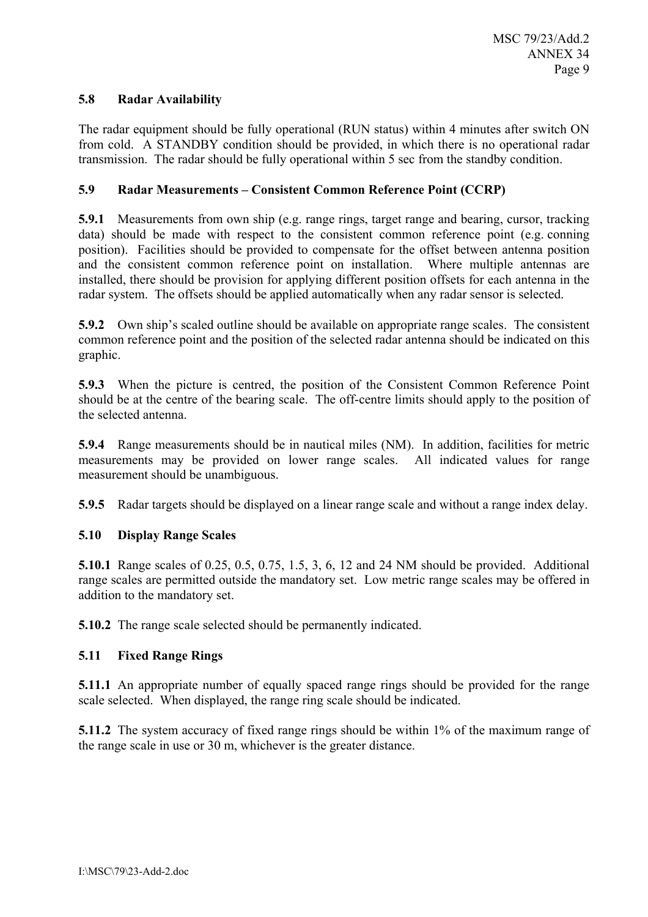### 5.8 Radar Availability

The radar equipment should be fully operational (RUN status) within 4 minutes after switch ON from cold. A STANDBY condition should be provided, in which there is no operational radar transmission. The radar should be fully operational within 5 sec from the standby condition.

### 5.9 Radar Measurements – Consistent Common Reference Point (CCRP)

**5.9.1** Measurements from own ship (e.g. range rings, target range and bearing, cursor, tracking data) should be made with respect to the consistent common reference point (e.g. conning position). Facilities should be provided to compensate for the offset between antenna position and the consistent common reference point on installation. Where multiple antennas are installed, there should be provision for applying different position offsets for each antenna in the radar system. The offsets should be applied automatically when any radar sensor is selected.

**5.9.2** Own ship's scaled outline should be available on appropriate range scales. The consistent common reference point and the position of the selected radar antenna should be indicated on this graphic.

**5.9.3** When the picture is centred, the position of the Consistent Common Reference Point should be at the centre of the bearing scale. The off-centre limits should apply to the position of the selected antenna.

**5.9.4** Range measurements should be in nautical miles (NM). In addition, facilities for metric measurements may be provided on lower range scales. All indicated values for range measurement should be unambiguous.

**5.9.5** Radar targets should be displayed on a linear range scale and without a range index delay.

### 5.10 Display Range Scales

**5.10.1** Range scales of 0.25, 0.5, 0.75, 1.5, 3, 6, 12 and 24 NM should be provided. Additional range scales are permitted outside the mandatory set. Low metric range scales may be offered in addition to the mandatory set.

**5.10.2** The range scale selected should be permanently indicated.

### 5.11 Fixed Range Rings

**5.11.1** An appropriate number of equally spaced range rings should be provided for the range scale selected. When displayed, the range ring scale should be indicated.

**5.11.2** The system accuracy of fixed range rings should be within 1% of the maximum range of the range scale in use or 30 m, whichever is the greater distance.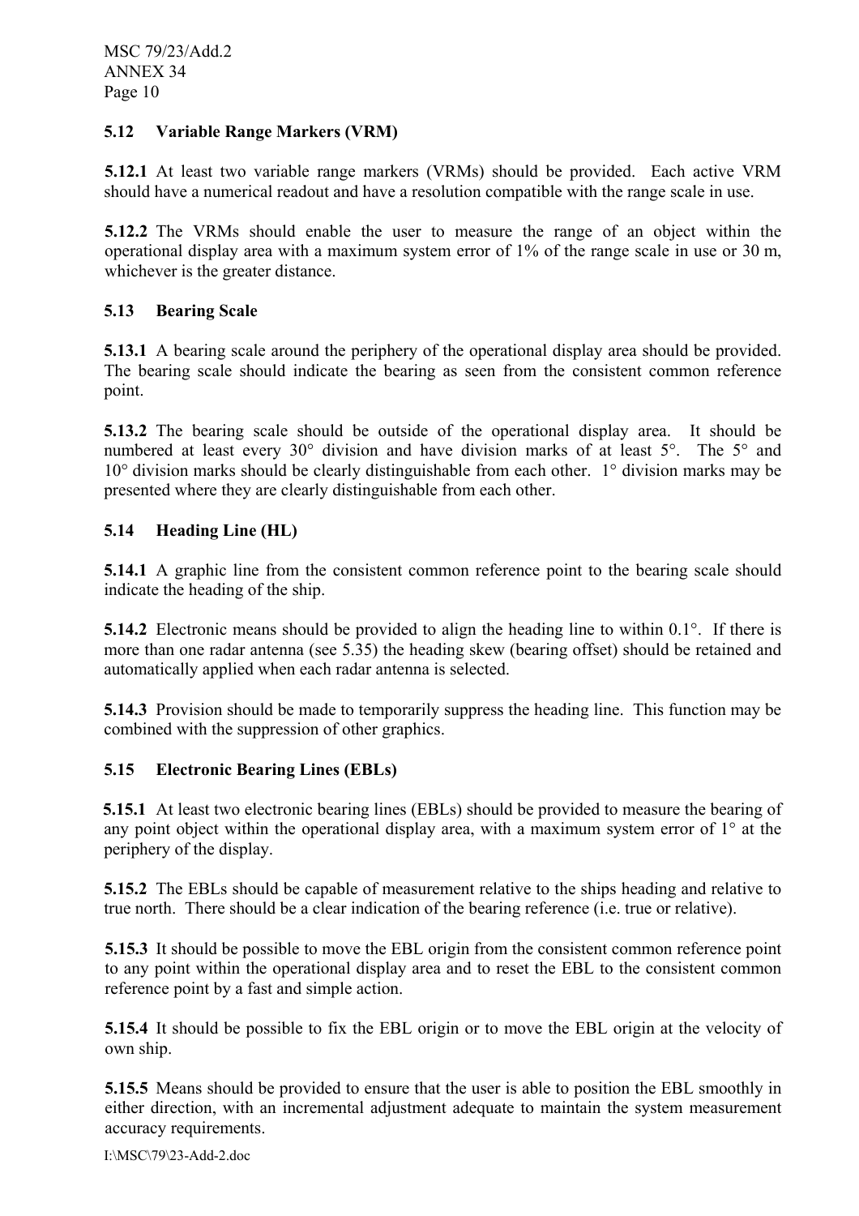### 5.12 Variable Range Markers (VRM)

**5.12.1** At least two variable range markers (VRMs) should be provided. Each active VRM should have a numerical readout and have a resolution compatible with the range scale in use.

**5.12.2** The VRMs should enable the user to measure the range of an object within the operational display area with a maximum system error of 1% of the range scale in use or 30 m, whichever is the greater distance.

### 5.13 Bearing Scale

**5.13.1** A bearing scale around the periphery of the operational display area should be provided. The bearing scale should indicate the bearing as seen from the consistent common reference point.

**5.13.2** The bearing scale should be outside of the operational display area. It should be numbered at least every 30° division and have division marks of at least 5°. The 5° and 10° division marks should be clearly distinguishable from each other. 1° division marks may be presented where they are clearly distinguishable from each other.

### 5.14 Heading Line (HL)

**5.14.1** A graphic line from the consistent common reference point to the bearing scale should indicate the heading of the ship.

**5.14.2** Electronic means should be provided to align the heading line to within 0.1°. If there is more than one radar antenna (see 5.35) the heading skew (bearing offset) should be retained and automatically applied when each radar antenna is selected.

**5.14.3** Provision should be made to temporarily suppress the heading line. This function may be combined with the suppression of other graphics.

### 5.15 Electronic Bearing Lines (EBLs)

**5.15.1** At least two electronic bearing lines (EBLs) should be provided to measure the bearing of any point object within the operational display area, with a maximum system error of 1° at the periphery of the display.

**5.15.2** The EBLs should be capable of measurement relative to the ships heading and relative to true north. There should be a clear indication of the bearing reference (i.e. true or relative).

**5.15.3** It should be possible to move the EBL origin from the consistent common reference point to any point within the operational display area and to reset the EBL to the consistent common reference point by a fast and simple action.

**5.15.4** It should be possible to fix the EBL origin or to move the EBL origin at the velocity of own ship.

**5.15.5** Means should be provided to ensure that the user is able to position the EBL smoothly in either direction, with an incremental adjustment adequate to maintain the system measurement accuracy requirements.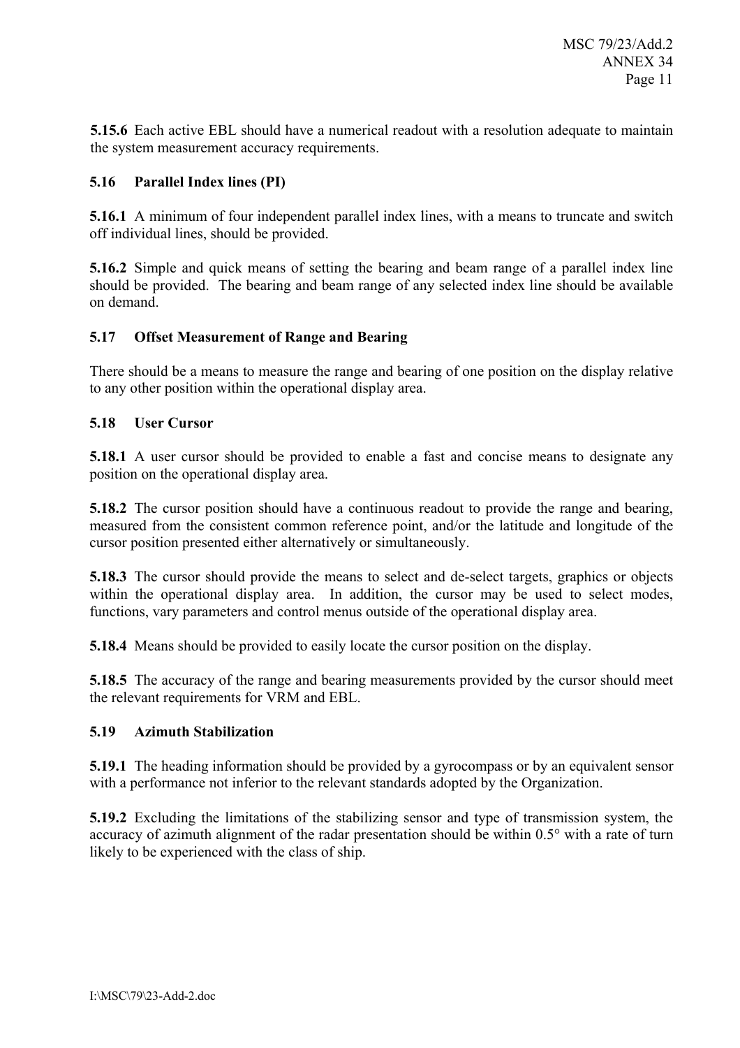**5.15.6** Each active EBL should have a numerical readout with a resolution adequate to maintain the system measurement accuracy requirements.

### 5.16 Parallel Index lines (PI)

**5.16.1** A minimum of four independent parallel index lines, with a means to truncate and switch off individual lines, should be provided.

**5.16.2** Simple and quick means of setting the bearing and beam range of a parallel index line should be provided. The bearing and beam range of any selected index line should be available on demand.

### 5.17 Offset Measurement of Range and Bearing

There should be a means to measure the range and bearing of one position on the display relative to any other position within the operational display area.

### 5.18 User Cursor

**5.18.1** A user cursor should be provided to enable a fast and concise means to designate any position on the operational display area.

**5.18.2** The cursor position should have a continuous readout to provide the range and bearing, measured from the consistent common reference point, and/or the latitude and longitude of the cursor position presented either alternatively or simultaneously.

**5.18.3** The cursor should provide the means to select and de-select targets, graphics or objects within the operational display area. In addition, the cursor may be used to select modes, functions, vary parameters and control menus outside of the operational display area.

**5.18.4** Means should be provided to easily locate the cursor position on the display.

**5.18.5** The accuracy of the range and bearing measurements provided by the cursor should meet the relevant requirements for VRM and EBL.

### 5.19 Azimuth Stabilization

**5.19.1** The heading information should be provided by a gyrocompass or by an equivalent sensor with a performance not inferior to the relevant standards adopted by the Organization.

**5.19.2** Excluding the limitations of the stabilizing sensor and type of transmission system, the accuracy of azimuth alignment of the radar presentation should be within 0.5° with a rate of turn likely to be experienced with the class of ship.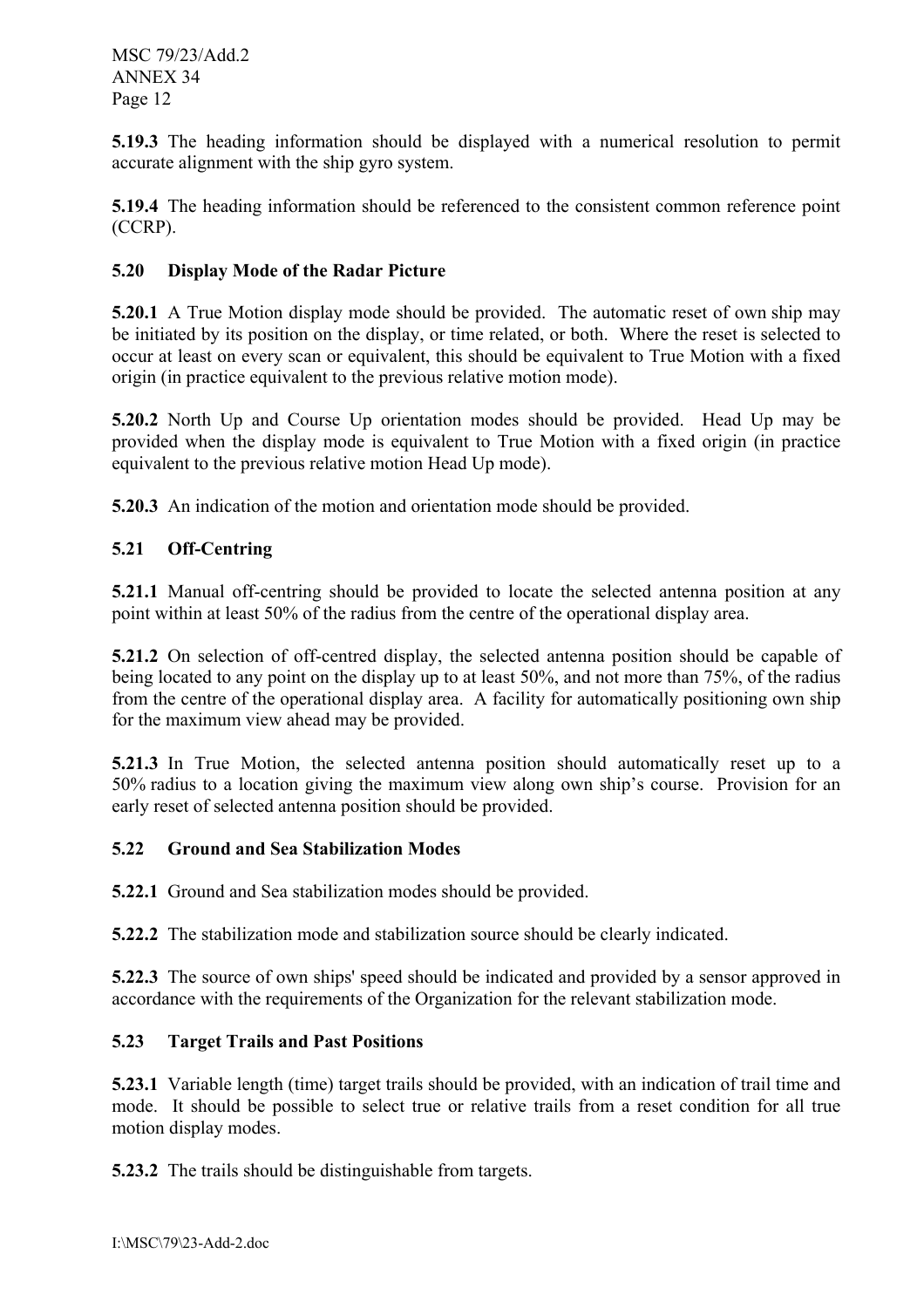**5.19.3** The heading information should be displayed with a numerical resolution to permit accurate alignment with the ship gyro system.

**5.19.4** The heading information should be referenced to the consistent common reference point (CCRP).

### 5.20 Display Mode of the Radar Picture

**5.20.1** A True Motion display mode should be provided. The automatic reset of own ship may be initiated by its position on the display, or time related, or both. Where the reset is selected to occur at least on every scan or equivalent, this should be equivalent to True Motion with a fixed origin (in practice equivalent to the previous relative motion mode).

**5.20.2** North Up and Course Up orientation modes should be provided. Head Up may be provided when the display mode is equivalent to True Motion with a fixed origin (in practice equivalent to the previous relative motion Head Up mode).

**5.20.3** An indication of the motion and orientation mode should be provided.

### 5.21 Off-Centring

**5.21.1** Manual off-centring should be provided to locate the selected antenna position at any point within at least 50% of the radius from the centre of the operational display area.

**5.21.2** On selection of off-centred display, the selected antenna position should be capable of being located to any point on the display up to at least 50%, and not more than 75%, of the radius from the centre of the operational display area. A facility for automatically positioning own ship for the maximum view ahead may be provided.

**5.21.3** In True Motion, the selected antenna position should automatically reset up to a 50% radius to a location giving the maximum view along own ship's course. Provision for an early reset of selected antenna position should be provided.

### 5.22 Ground and Sea Stabilization Modes

**5.22.1** Ground and Sea stabilization modes should be provided.

**5.22.2** The stabilization mode and stabilization source should be clearly indicated.

**5.22.3** The source of own ships' speed should be indicated and provided by a sensor approved in accordance with the requirements of the Organization for the relevant stabilization mode.

### 5.23 Target Trails and Past Positions

**5.23.1** Variable length (time) target trails should be provided, with an indication of trail time and mode. It should be possible to select true or relative trails from a reset condition for all true motion display modes.

**5.23.2** The trails should be distinguishable from targets.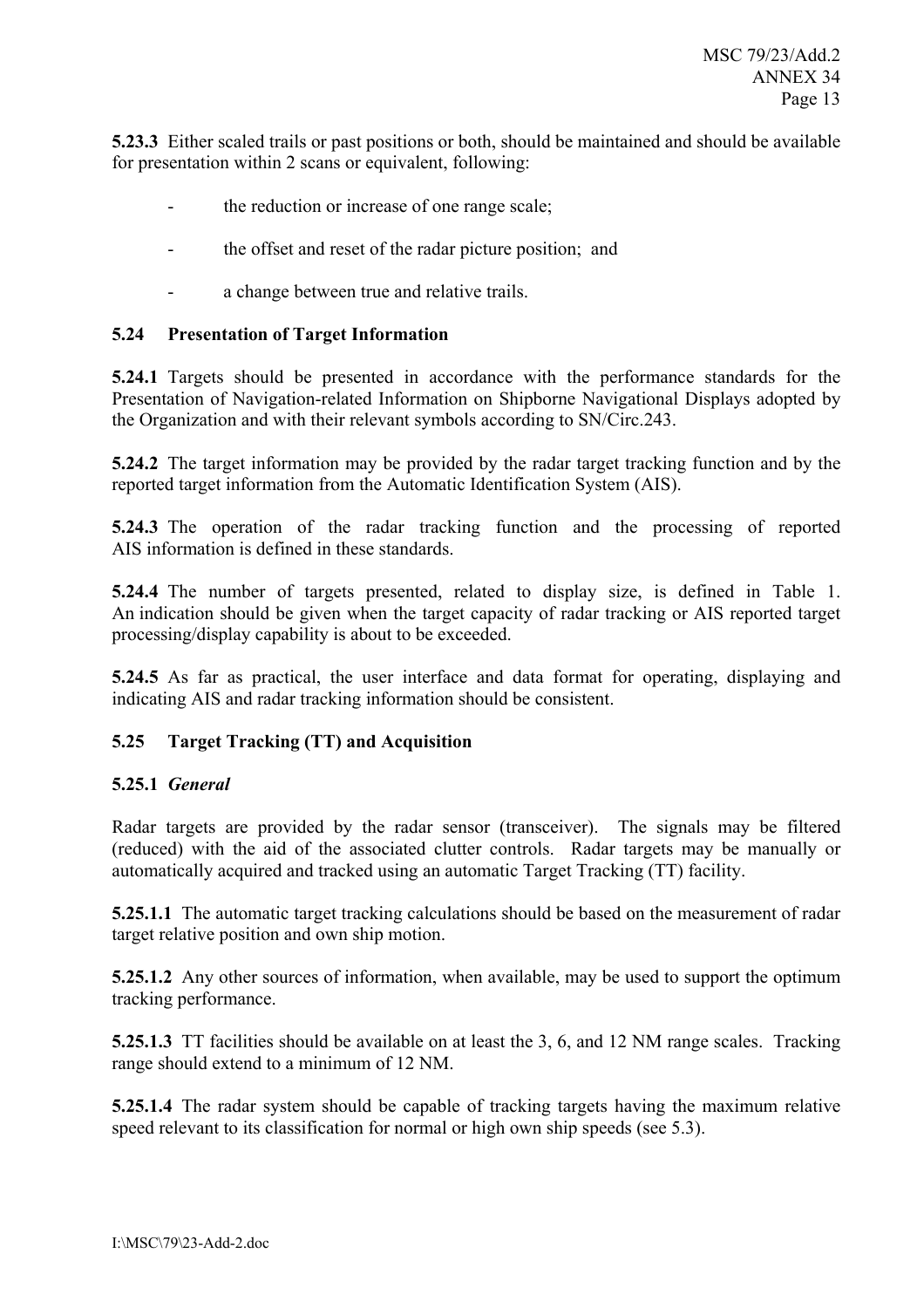**5.23.3** Either scaled trails or past positions or both, should be maintained and should be available for presentation within 2 scans or equivalent, following:

- the reduction or increase of one range scale;
- the offset and reset of the radar picture position; and
- a change between true and relative trails.

### 5.24 Presentation of Target Information

**5.24.1** Targets should be presented in accordance with the performance standards for the Presentation of Navigation-related Information on Shipborne Navigational Displays adopted by the Organization and with their relevant symbols according to SN/Circ.243.

**5.24.2** The target information may be provided by the radar target tracking function and by the reported target information from the Automatic Identification System (AIS).

**5.24.3** The operation of the radar tracking function and the processing of reported AIS information is defined in these standards.

**5.24.4** The number of targets presented, related to display size, is defined in Table 1. An indication should be given when the target capacity of radar tracking or AIS reported target processing/display capability is about to be exceeded.

**5.24.5** As far as practical, the user interface and data format for operating, displaying and indicating AIS and radar tracking information should be consistent.

### 5.25 Target Tracking (TT) and Acquisition

#### 5.25.1 *General*

Radar targets are provided by the radar sensor (transceiver). The signals may be filtered (reduced) with the aid of the associated clutter controls. Radar targets may be manually or automatically acquired and tracked using an automatic Target Tracking (TT) facility.

**5.25.1.1** The automatic target tracking calculations should be based on the measurement of radar target relative position and own ship motion.

**5.25.1.2** Any other sources of information, when available, may be used to support the optimum tracking performance.

**5.25.1.3** TT facilities should be available on at least the 3, 6, and 12 NM range scales. Tracking range should extend to a minimum of 12 NM.

**5.25.1.4** The radar system should be capable of tracking targets having the maximum relative speed relevant to its classification for normal or high own ship speeds (see 5.3).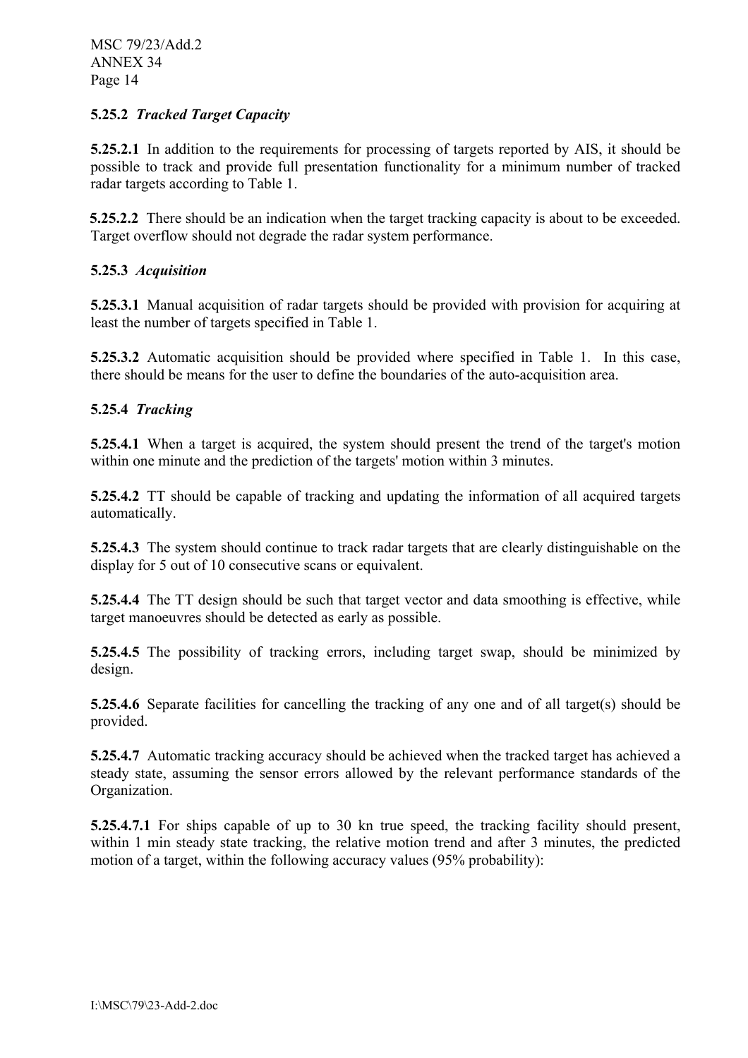**5.25.2** ***Tracked Target Capacity***

**5.25.2.1** In addition to the requirements for processing of targets reported by AIS, it should be possible to track and provide full presentation functionality for a minimum number of tracked radar targets according to Table 1.

**5.25.2.2** There should be an indication when the target tracking capacity is about to be exceeded. Target overflow should not degrade the radar system performance.

**5.25.3** ***Acquisition***

**5.25.3.1** Manual acquisition of radar targets should be provided with provision for acquiring at least the number of targets specified in Table 1.

**5.25.3.2** Automatic acquisition should be provided where specified in Table 1. In this case, there should be means for the user to define the boundaries of the auto-acquisition area.

**5.25.4** ***Tracking***

**5.25.4.1** When a target is acquired, the system should present the trend of the target's motion within one minute and the prediction of the targets' motion within 3 minutes.

**5.25.4.2** TT should be capable of tracking and updating the information of all acquired targets automatically.

**5.25.4.3** The system should continue to track radar targets that are clearly distinguishable on the display for 5 out of 10 consecutive scans or equivalent.

**5.25.4.4** The TT design should be such that target vector and data smoothing is effective, while target manoeuvres should be detected as early as possible.

**5.25.4.5** The possibility of tracking errors, including target swap, should be minimized by design.

**5.25.4.6** Separate facilities for cancelling the tracking of any one and of all target(s) should be provided.

**5.25.4.7** Automatic tracking accuracy should be achieved when the tracked target has achieved a steady state, assuming the sensor errors allowed by the relevant performance standards of the Organization.

**5.25.4.7.1** For ships capable of up to 30 kn true speed, the tracking facility should present, within 1 min steady state tracking, the relative motion trend and after 3 minutes, the predicted motion of a target, within the following accuracy values (95% probability):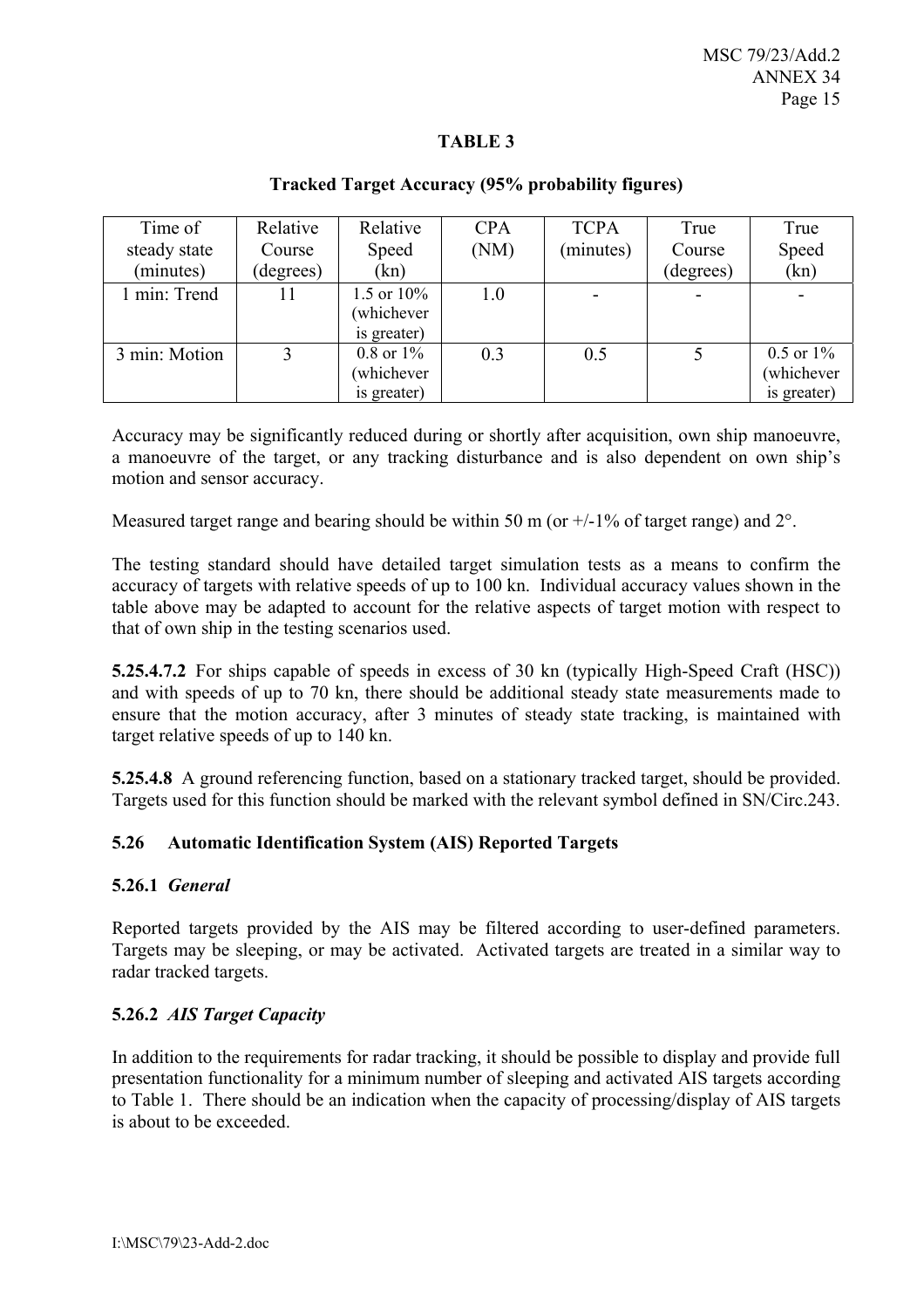**TABLE 3**

**Tracked Target Accuracy (95% probability figures)**

| Time of steady state (minutes) | Relative Course (degrees) | Relative Speed (kn) | CPA (NM) | TCPA (minutes) | True Course (degrees) | True Speed (kn) |
|---|---|---|---|---|---|---|
| 1 min: Trend | 11 | 1.5 or 10% (whichever is greater) | 1.0 | - | - | - |
| 3 min: Motion | 3 | 0.8 or 1% (whichever is greater) | 0.3 | 0.5 | 5 | 0.5 or 1% (whichever is greater) |

Accuracy may be significantly reduced during or shortly after acquisition, own ship manoeuvre, a manoeuvre of the target, or any tracking disturbance and is also dependent on own ship's motion and sensor accuracy.

Measured target range and bearing should be within 50 m (or +/-1% of target range) and 2°.

The testing standard should have detailed target simulation tests as a means to confirm the accuracy of targets with relative speeds of up to 100 kn. Individual accuracy values shown in the table above may be adapted to account for the relative aspects of target motion with respect to that of own ship in the testing scenarios used.

**5.25.4.7.2** For ships capable of speeds in excess of 30 kn (typically High-Speed Craft (HSC)) and with speeds of up to 70 kn, there should be additional steady state measurements made to ensure that the motion accuracy, after 3 minutes of steady state tracking, is maintained with target relative speeds of up to 140 kn.

**5.25.4.8** A ground referencing function, based on a stationary tracked target, should be provided. Targets used for this function should be marked with the relevant symbol defined in SN/Circ.243.

### 5.26 Automatic Identification System (AIS) Reported Targets

**5.26.1** ***General***

Reported targets provided by the AIS may be filtered according to user-defined parameters. Targets may be sleeping, or may be activated. Activated targets are treated in a similar way to radar tracked targets.

**5.26.2** ***AIS Target Capacity***

In addition to the requirements for radar tracking, it should be possible to display and provide full presentation functionality for a minimum number of sleeping and activated AIS targets according to Table 1. There should be an indication when the capacity of processing/display of AIS targets is about to be exceeded.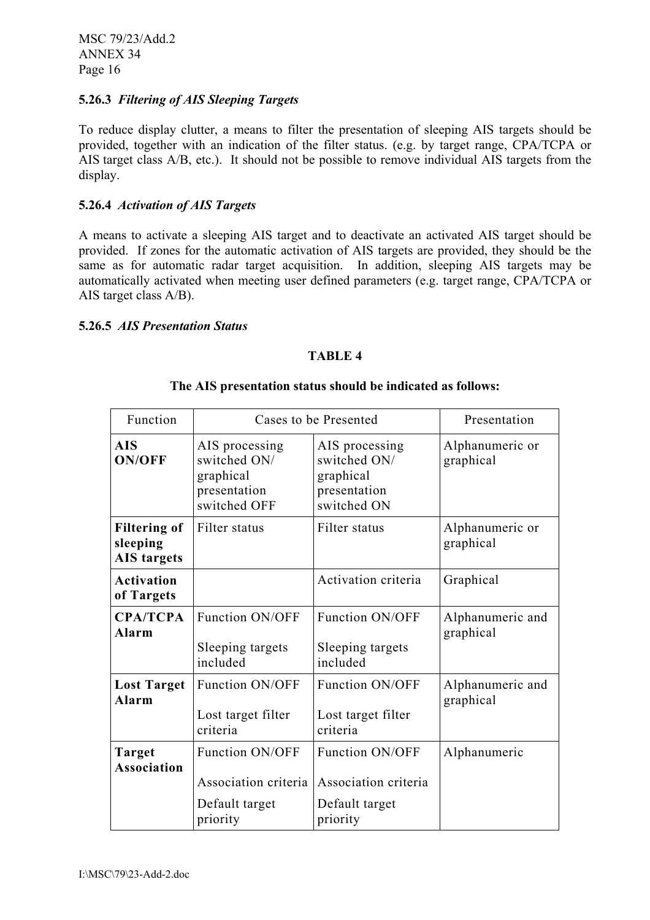### 5.26.3 *Filtering of AIS Sleeping Targets*

To reduce display clutter, a means to filter the presentation of sleeping AIS targets should be provided, together with an indication of the filter status. (e.g. by target range, CPA/TCPA or AIS target class A/B, etc.). It should not be possible to remove individual AIS targets from the display.

### 5.26.4 *Activation of AIS Targets*

A means to activate a sleeping AIS target and to deactivate an activated AIS target should be provided. If zones for the automatic activation of AIS targets are provided, they should be the same as for automatic radar target acquisition. In addition, sleeping AIS targets may be automatically activated when meeting user defined parameters (e.g. target range, CPA/TCPA or AIS target class A/B).

### 5.26.5 *AIS Presentation Status*

**TABLE 4**

**The AIS presentation status should be indicated as follows:**

| Function | Cases to be Presented | | Presentation |
|---|---|---|---|
| **AIS ON/OFF** | AIS processing switched ON/ graphical presentation switched OFF | AIS processing switched ON/ graphical presentation switched ON | Alphanumeric or graphical |
| **Filtering of sleeping AIS targets** | Filter status | Filter status | Alphanumeric or graphical |
| **Activation of Targets** | | Activation criteria | Graphical |
| **CPA/TCPA Alarm** | Function ON/OFF<br><br>Sleeping targets included | Function ON/OFF<br><br>Sleeping targets included | Alphanumeric and graphical |
| **Lost Target Alarm** | Function ON/OFF<br><br>Lost target filter criteria | Function ON/OFF<br><br>Lost target filter criteria | Alphanumeric and graphical |
| **Target Association** | Function ON/OFF<br><br>Association criteria<br><br>Default target priority | Function ON/OFF<br><br>Association criteria<br><br>Default target priority | Alphanumeric |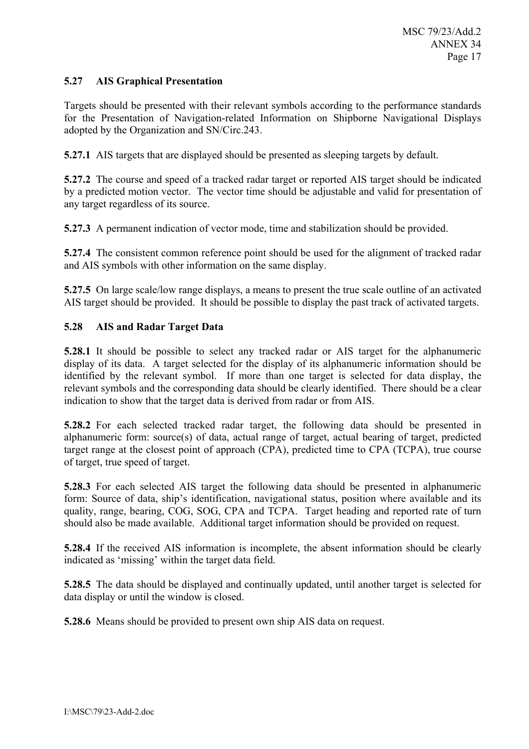## 5.27 AIS Graphical Presentation

Targets should be presented with their relevant symbols according to the performance standards for the Presentation of Navigation-related Information on Shipborne Navigational Displays adopted by the Organization and SN/Circ.243.

**5.27.1** AIS targets that are displayed should be presented as sleeping targets by default.

**5.27.2** The course and speed of a tracked radar target or reported AIS target should be indicated by a predicted motion vector. The vector time should be adjustable and valid for presentation of any target regardless of its source.

**5.27.3** A permanent indication of vector mode, time and stabilization should be provided.

**5.27.4** The consistent common reference point should be used for the alignment of tracked radar and AIS symbols with other information on the same display.

**5.27.5** On large scale/low range displays, a means to present the true scale outline of an activated AIS target should be provided. It should be possible to display the past track of activated targets.

## 5.28 AIS and Radar Target Data

**5.28.1** It should be possible to select any tracked radar or AIS target for the alphanumeric display of its data. A target selected for the display of its alphanumeric information should be identified by the relevant symbol. If more than one target is selected for data display, the relevant symbols and the corresponding data should be clearly identified. There should be a clear indication to show that the target data is derived from radar or from AIS.

**5.28.2** For each selected tracked radar target, the following data should be presented in alphanumeric form: source(s) of data, actual range of target, actual bearing of target, predicted target range at the closest point of approach (CPA), predicted time to CPA (TCPA), true course of target, true speed of target.

**5.28.3** For each selected AIS target the following data should be presented in alphanumeric form: Source of data, ship's identification, navigational status, position where available and its quality, range, bearing, COG, SOG, CPA and TCPA. Target heading and reported rate of turn should also be made available. Additional target information should be provided on request.

**5.28.4** If the received AIS information is incomplete, the absent information should be clearly indicated as 'missing' within the target data field.

**5.28.5** The data should be displayed and continually updated, until another target is selected for data display or until the window is closed.

**5.28.6** Means should be provided to present own ship AIS data on request.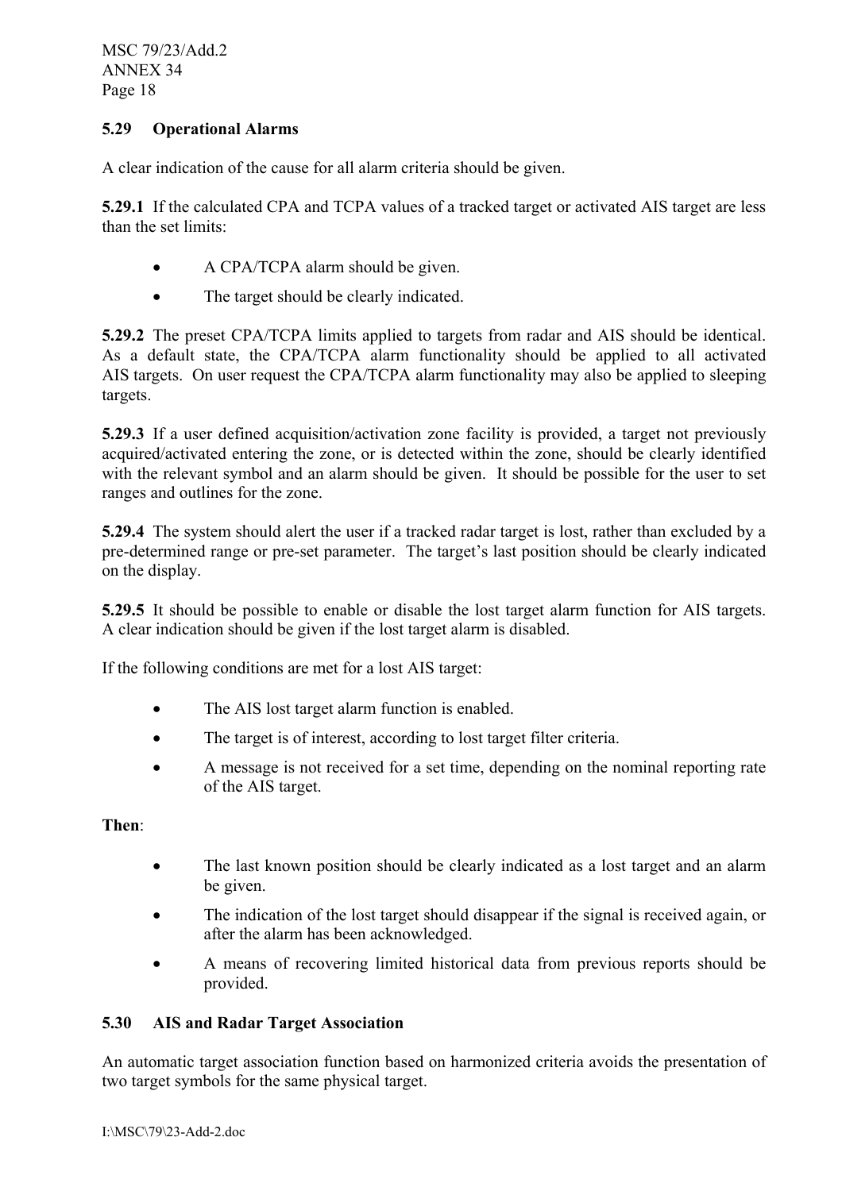### 5.29 Operational Alarms

A clear indication of the cause for all alarm criteria should be given.

**5.29.1** If the calculated CPA and TCPA values of a tracked target or activated AIS target are less than the set limits:

- A CPA/TCPA alarm should be given.
- The target should be clearly indicated.

**5.29.2** The preset CPA/TCPA limits applied to targets from radar and AIS should be identical. As a default state, the CPA/TCPA alarm functionality should be applied to all activated AIS targets. On user request the CPA/TCPA alarm functionality may also be applied to sleeping targets.

**5.29.3** If a user defined acquisition/activation zone facility is provided, a target not previously acquired/activated entering the zone, or is detected within the zone, should be clearly identified with the relevant symbol and an alarm should be given. It should be possible for the user to set ranges and outlines for the zone.

**5.29.4** The system should alert the user if a tracked radar target is lost, rather than excluded by a pre-determined range or pre-set parameter. The target's last position should be clearly indicated on the display.

**5.29.5** It should be possible to enable or disable the lost target alarm function for AIS targets. A clear indication should be given if the lost target alarm is disabled.

If the following conditions are met for a lost AIS target:

- The AIS lost target alarm function is enabled.
- The target is of interest, according to lost target filter criteria.
- A message is not received for a set time, depending on the nominal reporting rate of the AIS target.

**Then**:

- The last known position should be clearly indicated as a lost target and an alarm be given.
- The indication of the lost target should disappear if the signal is received again, or after the alarm has been acknowledged.
- A means of recovering limited historical data from previous reports should be provided.

### 5.30 AIS and Radar Target Association

An automatic target association function based on harmonized criteria avoids the presentation of two target symbols for the same physical target.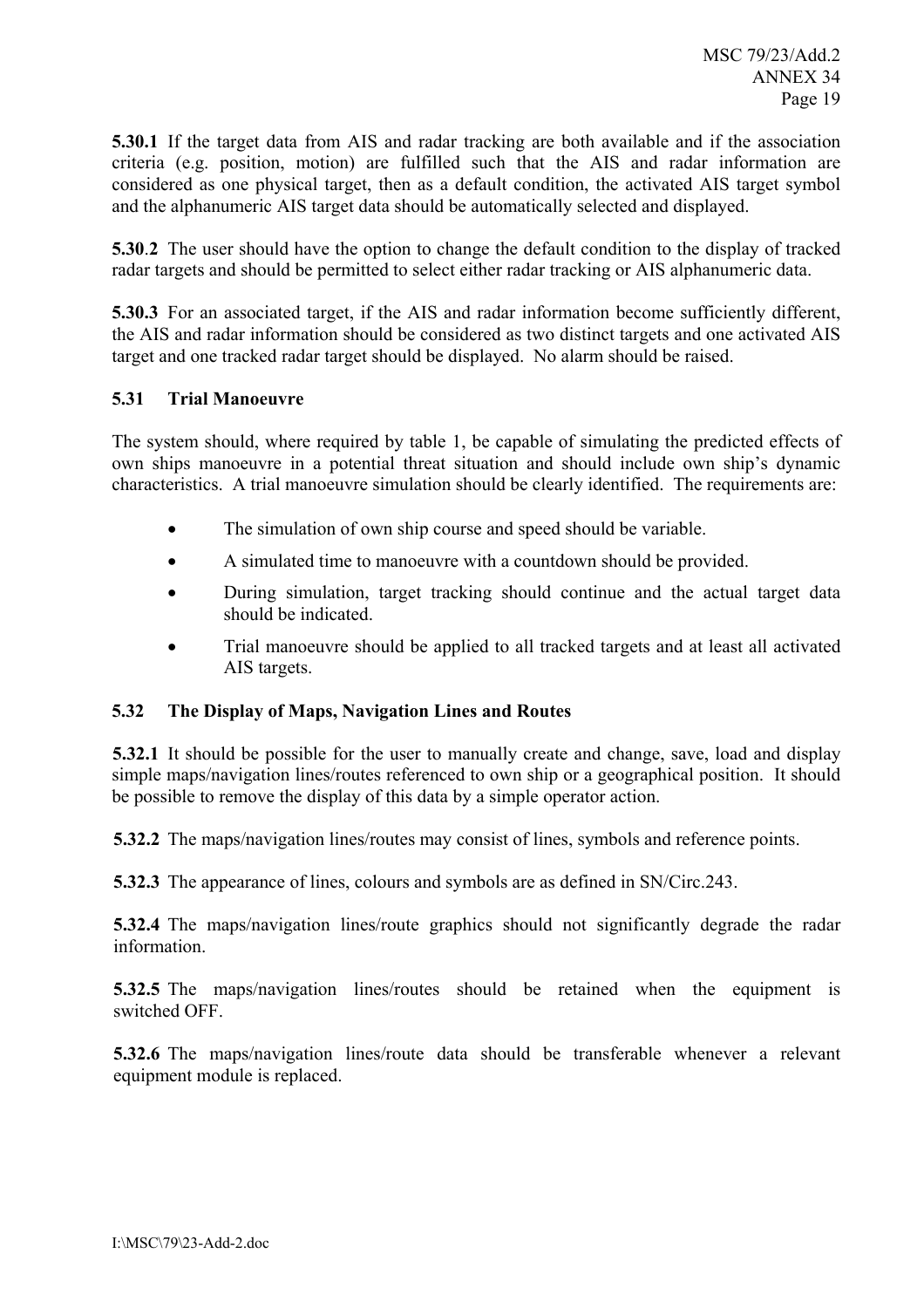**5.30.1** If the target data from AIS and radar tracking are both available and if the association criteria (e.g. position, motion) are fulfilled such that the AIS and radar information are considered as one physical target, then as a default condition, the activated AIS target symbol and the alphanumeric AIS target data should be automatically selected and displayed.

**5.30.2** The user should have the option to change the default condition to the display of tracked radar targets and should be permitted to select either radar tracking or AIS alphanumeric data.

**5.30.3** For an associated target, if the AIS and radar information become sufficiently different, the AIS and radar information should be considered as two distinct targets and one activated AIS target and one tracked radar target should be displayed. No alarm should be raised.

### 5.31 Trial Manoeuvre

The system should, where required by table 1, be capable of simulating the predicted effects of own ships manoeuvre in a potential threat situation and should include own ship's dynamic characteristics. A trial manoeuvre simulation should be clearly identified. The requirements are:

- The simulation of own ship course and speed should be variable.
- A simulated time to manoeuvre with a countdown should be provided.
- During simulation, target tracking should continue and the actual target data should be indicated.
- Trial manoeuvre should be applied to all tracked targets and at least all activated AIS targets.

### 5.32 The Display of Maps, Navigation Lines and Routes

**5.32.1** It should be possible for the user to manually create and change, save, load and display simple maps/navigation lines/routes referenced to own ship or a geographical position. It should be possible to remove the display of this data by a simple operator action.

**5.32.2** The maps/navigation lines/routes may consist of lines, symbols and reference points.

**5.32.3** The appearance of lines, colours and symbols are as defined in SN/Circ.243.

**5.32.4** The maps/navigation lines/route graphics should not significantly degrade the radar information.

**5.32.5** The maps/navigation lines/routes should be retained when the equipment is switched OFF.

**5.32.6** The maps/navigation lines/route data should be transferable whenever a relevant equipment module is replaced.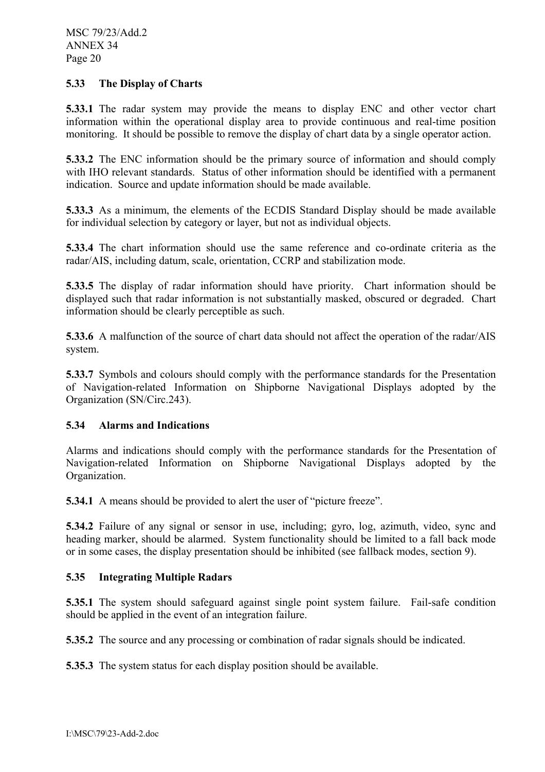### 5.33 The Display of Charts

**5.33.1** The radar system may provide the means to display ENC and other vector chart information within the operational display area to provide continuous and real-time position monitoring. It should be possible to remove the display of chart data by a single operator action.

**5.33.2** The ENC information should be the primary source of information and should comply with IHO relevant standards. Status of other information should be identified with a permanent indication. Source and update information should be made available.

**5.33.3** As a minimum, the elements of the ECDIS Standard Display should be made available for individual selection by category or layer, but not as individual objects.

**5.33.4** The chart information should use the same reference and co-ordinate criteria as the radar/AIS, including datum, scale, orientation, CCRP and stabilization mode.

**5.33.5** The display of radar information should have priority. Chart information should be displayed such that radar information is not substantially masked, obscured or degraded. Chart information should be clearly perceptible as such.

**5.33.6** A malfunction of the source of chart data should not affect the operation of the radar/AIS system.

**5.33.7** Symbols and colours should comply with the performance standards for the Presentation of Navigation-related Information on Shipborne Navigational Displays adopted by the Organization (SN/Circ.243).

### 5.34 Alarms and Indications

Alarms and indications should comply with the performance standards for the Presentation of Navigation-related Information on Shipborne Navigational Displays adopted by the Organization.

**5.34.1** A means should be provided to alert the user of "picture freeze".

**5.34.2** Failure of any signal or sensor in use, including; gyro, log, azimuth, video, sync and heading marker, should be alarmed. System functionality should be limited to a fall back mode or in some cases, the display presentation should be inhibited (see fallback modes, section 9).

### 5.35 Integrating Multiple Radars

**5.35.1** The system should safeguard against single point system failure. Fail-safe condition should be applied in the event of an integration failure.

**5.35.2** The source and any processing or combination of radar signals should be indicated.

**5.35.3** The system status for each display position should be available.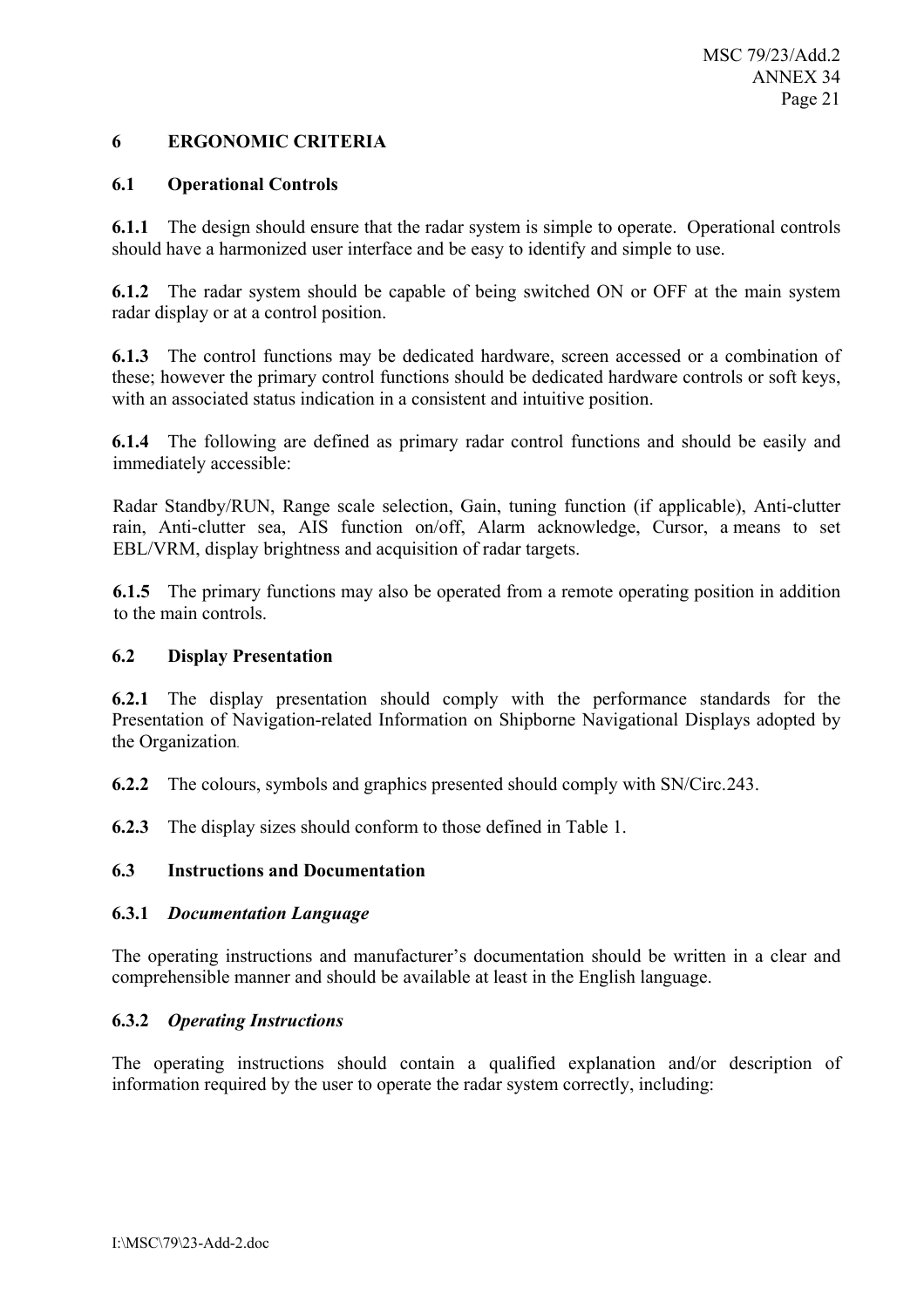## 6 ERGONOMIC CRITERIA

### 6.1 Operational Controls

**6.1.1** The design should ensure that the radar system is simple to operate. Operational controls should have a harmonized user interface and be easy to identify and simple to use.

**6.1.2** The radar system should be capable of being switched ON or OFF at the main system radar display or at a control position.

**6.1.3** The control functions may be dedicated hardware, screen accessed or a combination of these; however the primary control functions should be dedicated hardware controls or soft keys, with an associated status indication in a consistent and intuitive position.

**6.1.4** The following are defined as primary radar control functions and should be easily and immediately accessible:

Radar Standby/RUN, Range scale selection, Gain, tuning function (if applicable), Anti-clutter rain, Anti-clutter sea, AIS function on/off, Alarm acknowledge, Cursor, a means to set EBL/VRM, display brightness and acquisition of radar targets.

**6.1.5** The primary functions may also be operated from a remote operating position in addition to the main controls.

### 6.2 Display Presentation

**6.2.1** The display presentation should comply with the performance standards for the Presentation of Navigation-related Information on Shipborne Navigational Displays adopted by the Organization.

**6.2.2** The colours, symbols and graphics presented should comply with SN/Circ.243.

**6.2.3** The display sizes should conform to those defined in Table 1.

### 6.3 Instructions and Documentation

#### 6.3.1 *Documentation Language*

The operating instructions and manufacturer's documentation should be written in a clear and comprehensible manner and should be available at least in the English language.

#### 6.3.2 *Operating Instructions*

The operating instructions should contain a qualified explanation and/or description of information required by the user to operate the radar system correctly, including: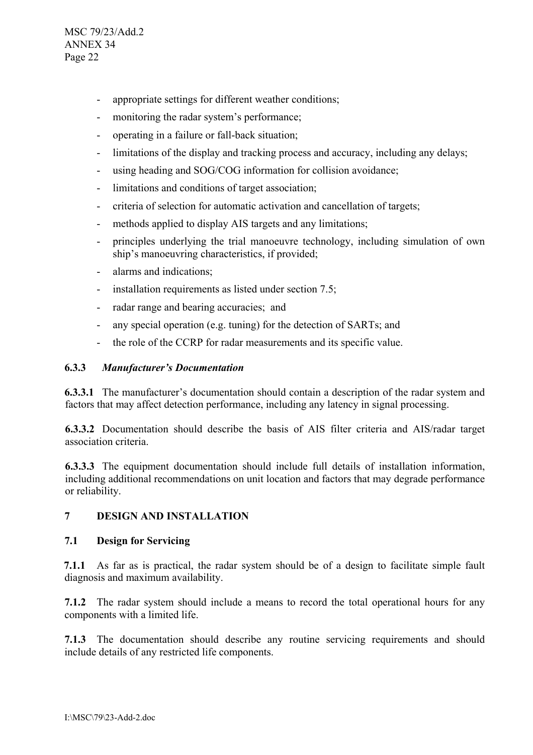- appropriate settings for different weather conditions;
- monitoring the radar system's performance;
- operating in a failure or fall-back situation;
- limitations of the display and tracking process and accuracy, including any delays;
- using heading and SOG/COG information for collision avoidance;
- limitations and conditions of target association;
- criteria of selection for automatic activation and cancellation of targets;
- methods applied to display AIS targets and any limitations;
- principles underlying the trial manoeuvre technology, including simulation of own ship's manoeuvring characteristics, if provided;
- alarms and indications;
- installation requirements as listed under section 7.5;
- radar range and bearing accuracies; and
- any special operation (e.g. tuning) for the detection of SARTs; and
- the role of the CCRP for radar measurements and its specific value.

#### 6.3.3 *Manufacturer's Documentation*

**6.3.3.1** The manufacturer's documentation should contain a description of the radar system and factors that may affect detection performance, including any latency in signal processing.

**6.3.3.2** Documentation should describe the basis of AIS filter criteria and AIS/radar target association criteria.

**6.3.3.3** The equipment documentation should include full details of installation information, including additional recommendations on unit location and factors that may degrade performance or reliability.

## 7 DESIGN AND INSTALLATION

### 7.1 Design for Servicing

**7.1.1** As far as is practical, the radar system should be of a design to facilitate simple fault diagnosis and maximum availability.

**7.1.2** The radar system should include a means to record the total operational hours for any components with a limited life.

**7.1.3** The documentation should describe any routine servicing requirements and should include details of any restricted life components.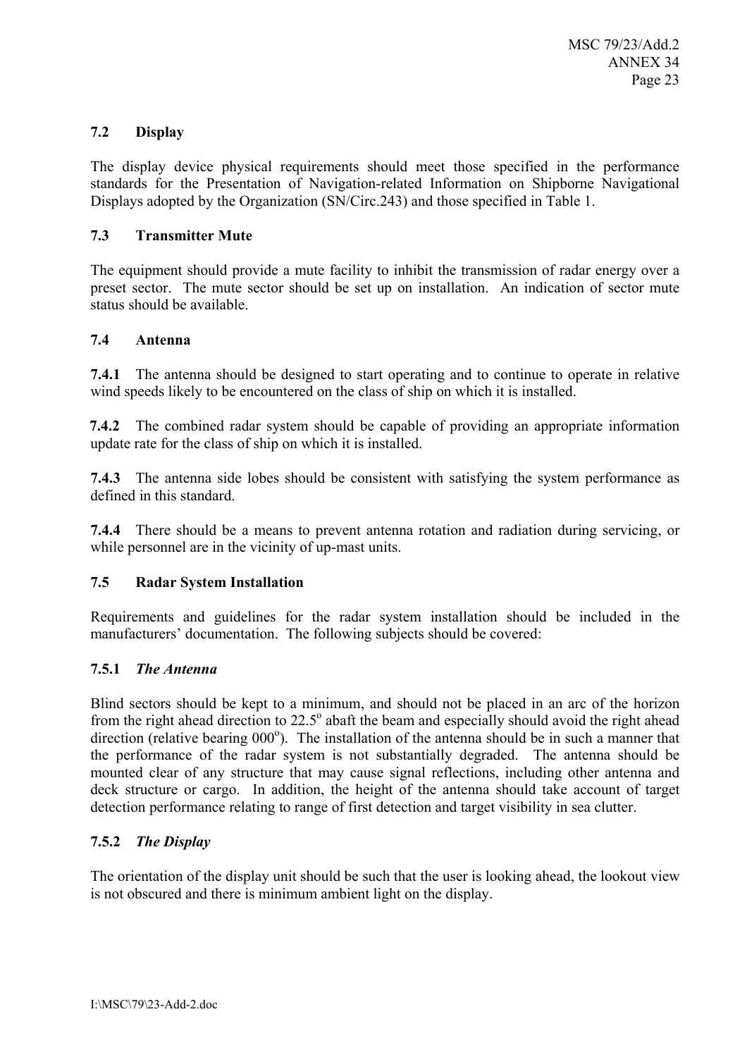## 7.2 Display

The display device physical requirements should meet those specified in the performance standards for the Presentation of Navigation-related Information on Shipborne Navigational Displays adopted by the Organization (SN/Circ.243) and those specified in Table 1.

## 7.3 Transmitter Mute

The equipment should provide a mute facility to inhibit the transmission of radar energy over a preset sector. The mute sector should be set up on installation. An indication of sector mute status should be available.

## 7.4 Antenna

**7.4.1** The antenna should be designed to start operating and to continue to operate in relative wind speeds likely to be encountered on the class of ship on which it is installed.

**7.4.2** The combined radar system should be capable of providing an appropriate information update rate for the class of ship on which it is installed.

**7.4.3** The antenna side lobes should be consistent with satisfying the system performance as defined in this standard.

**7.4.4** There should be a means to prevent antenna rotation and radiation during servicing, or while personnel are in the vicinity of up-mast units.

## 7.5 Radar System Installation

Requirements and guidelines for the radar system installation should be included in the manufacturers' documentation. The following subjects should be covered:

### 7.5.1 *The Antenna*

Blind sectors should be kept to a minimum, and should not be placed in an arc of the horizon from the right ahead direction to 22.5° abaft the beam and especially should avoid the right ahead direction (relative bearing 000°). The installation of the antenna should be in such a manner that the performance of the radar system is not substantially degraded. The antenna should be mounted clear of any structure that may cause signal reflections, including other antenna and deck structure or cargo. In addition, the height of the antenna should take account of target detection performance relating to range of first detection and target visibility in sea clutter.

### 7.5.2 *The Display*

The orientation of the display unit should be such that the user is looking ahead, the lookout view is not obscured and there is minimum ambient light on the display.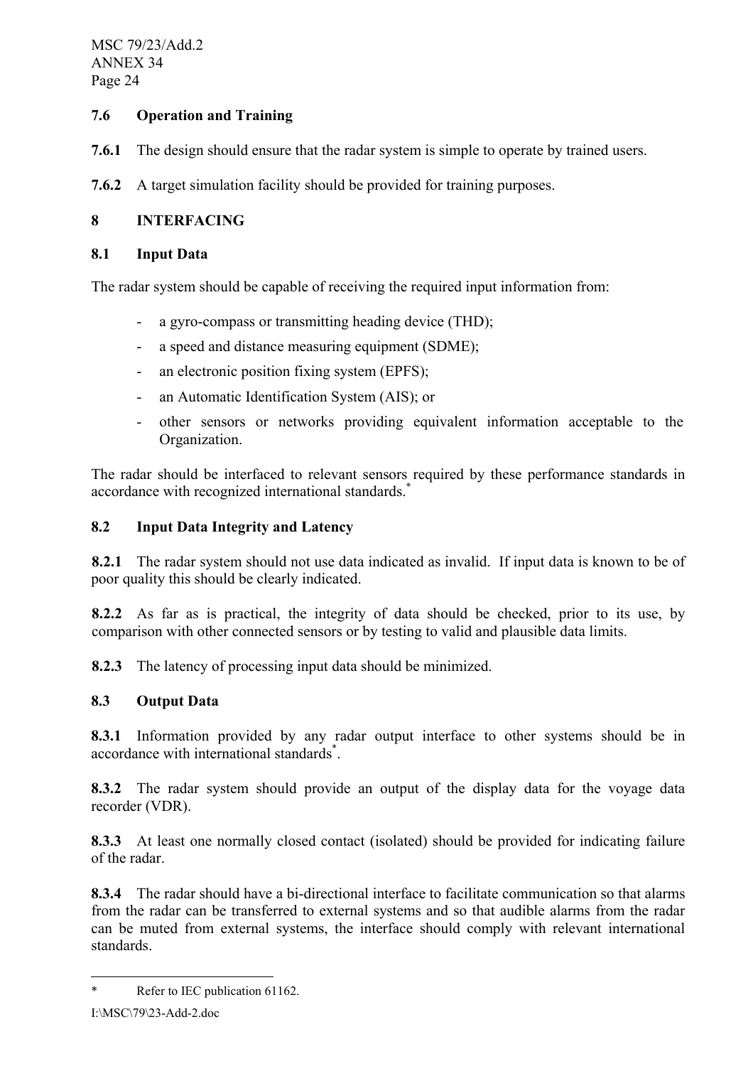### 7.6 Operation and Training

**7.6.1** The design should ensure that the radar system is simple to operate by trained users.

**7.6.2** A target simulation facility should be provided for training purposes.

## 8 INTERFACING

### 8.1 Input Data

The radar system should be capable of receiving the required input information from:

- a gyro-compass or transmitting heading device (THD);
- a speed and distance measuring equipment (SDME);
- an electronic position fixing system (EPFS);
- an Automatic Identification System (AIS); or
- other sensors or networks providing equivalent information acceptable to the Organization.

The radar should be interfaced to relevant sensors required by these performance standards in accordance with recognized international standards.*

### 8.2 Input Data Integrity and Latency

**8.2.1** The radar system should not use data indicated as invalid. If input data is known to be of poor quality this should be clearly indicated.

**8.2.2** As far as is practical, the integrity of data should be checked, prior to its use, by comparison with other connected sensors or by testing to valid and plausible data limits.

**8.2.3** The latency of processing input data should be minimized.

### 8.3 Output Data

**8.3.1** Information provided by any radar output interface to other systems should be in accordance with international standards*.

**8.3.2** The radar system should provide an output of the display data for the voyage data recorder (VDR).

**8.3.3** At least one normally closed contact (isolated) should be provided for indicating failure of the radar.

**8.3.4** The radar should have a bi-directional interface to facilitate communication so that alarms from the radar can be transferred to external systems and so that audible alarms from the radar can be muted from external systems, the interface should comply with relevant international standards.

---

\* Refer to IEC publication 61162.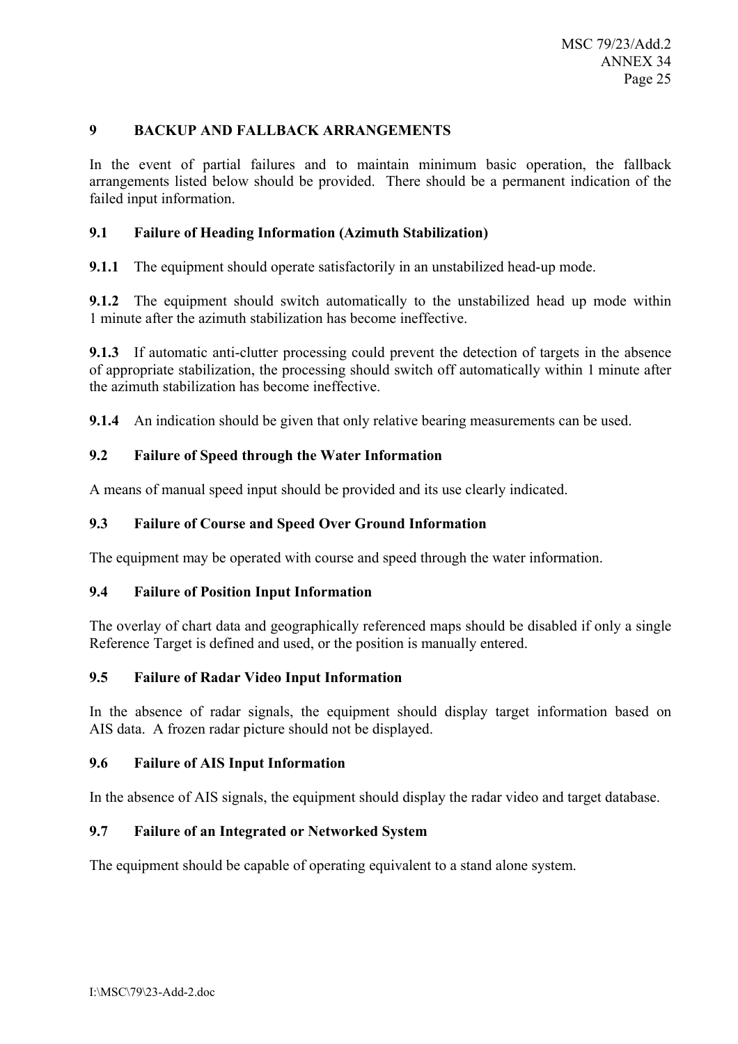## 9 BACKUP AND FALLBACK ARRANGEMENTS

In the event of partial failures and to maintain minimum basic operation, the fallback arrangements listed below should be provided. There should be a permanent indication of the failed input information.

### 9.1 Failure of Heading Information (Azimuth Stabilization)

**9.1.1** The equipment should operate satisfactorily in an unstabilized head-up mode.

**9.1.2** The equipment should switch automatically to the unstabilized head up mode within 1 minute after the azimuth stabilization has become ineffective.

**9.1.3** If automatic anti-clutter processing could prevent the detection of targets in the absence of appropriate stabilization, the processing should switch off automatically within 1 minute after the azimuth stabilization has become ineffective.

**9.1.4** An indication should be given that only relative bearing measurements can be used.

### 9.2 Failure of Speed through the Water Information

A means of manual speed input should be provided and its use clearly indicated.

### 9.3 Failure of Course and Speed Over Ground Information

The equipment may be operated with course and speed through the water information.

### 9.4 Failure of Position Input Information

The overlay of chart data and geographically referenced maps should be disabled if only a single Reference Target is defined and used, or the position is manually entered.

### 9.5 Failure of Radar Video Input Information

In the absence of radar signals, the equipment should display target information based on AIS data. A frozen radar picture should not be displayed.

### 9.6 Failure of AIS Input Information

In the absence of AIS signals, the equipment should display the radar video and target database.

### 9.7 Failure of an Integrated or Networked System

The equipment should be capable of operating equivalent to a stand alone system.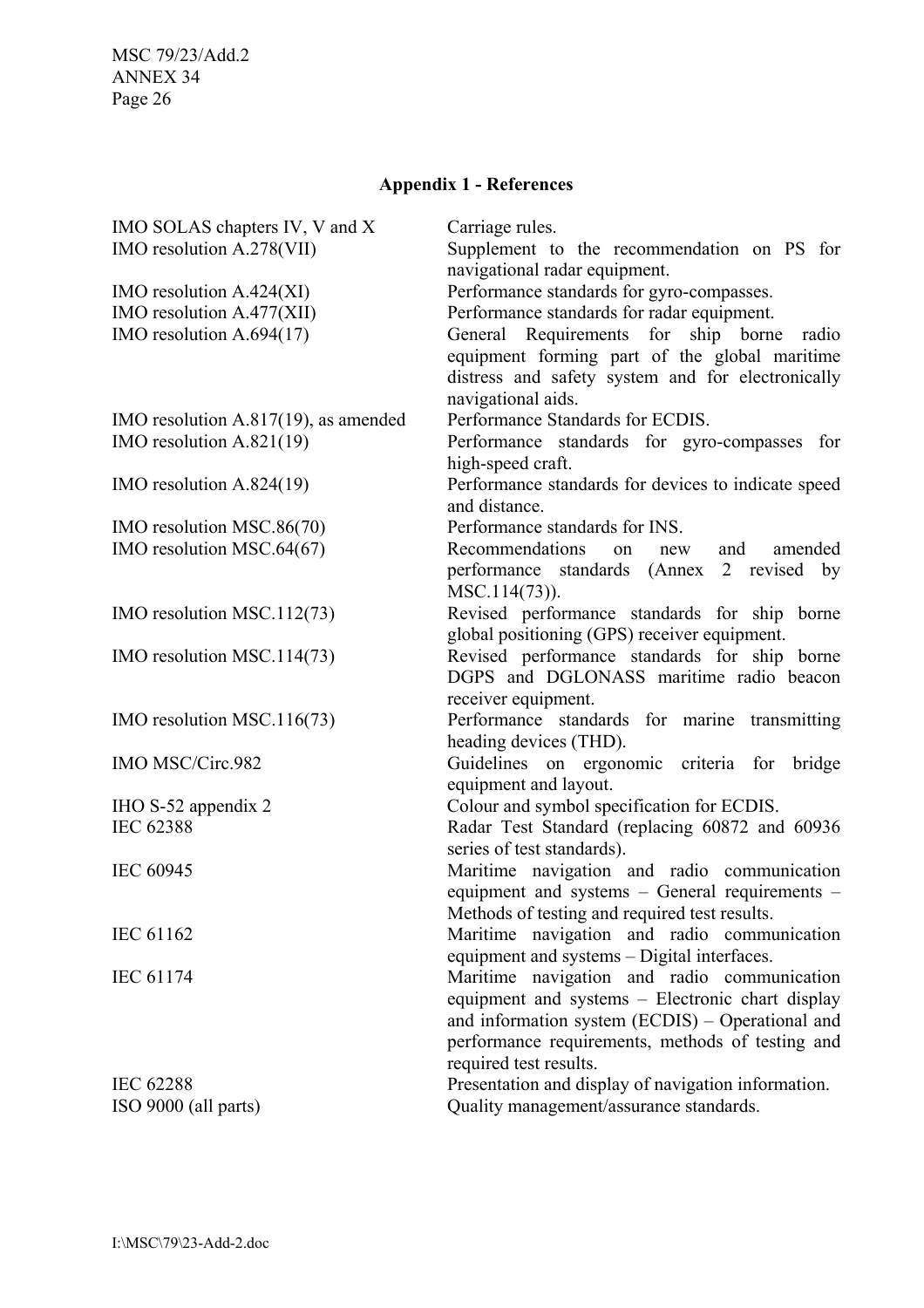## Appendix 1 - References

| | |
|---|---|
| IMO SOLAS chapters IV, V and X | Carriage rules. |
| IMO resolution A.278(VII) | Supplement to the recommendation on PS for navigational radar equipment. |
| IMO resolution A.424(XI) | Performance standards for gyro-compasses. |
| IMO resolution A.477(XII) | Performance standards for radar equipment. |
| IMO resolution A.694(17) | General Requirements for ship borne radio equipment forming part of the global maritime distress and safety system and for electronically navigational aids. |
| IMO resolution A.817(19), as amended | Performance Standards for ECDIS. |
| IMO resolution A.821(19) | Performance standards for gyro-compasses for high-speed craft. |
| IMO resolution A.824(19) | Performance standards for devices to indicate speed and distance. |
| IMO resolution MSC.86(70) | Performance standards for INS. |
| IMO resolution MSC.64(67) | Recommendations on new and amended performance standards (Annex 2 revised by MSC.114(73)). |
| IMO resolution MSC.112(73) | Revised performance standards for ship borne global positioning (GPS) receiver equipment. |
| IMO resolution MSC.114(73) | Revised performance standards for ship borne DGPS and DGLONASS maritime radio beacon receiver equipment. |
| IMO resolution MSC.116(73) | Performance standards for marine transmitting heading devices (THD). |
| IMO MSC/Circ.982 | Guidelines on ergonomic criteria for bridge equipment and layout. |
| IHO S-52 appendix 2 | Colour and symbol specification for ECDIS. |
| IEC 62388 | Radar Test Standard (replacing 60872 and 60936 series of test standards). |
| IEC 60945 | Maritime navigation and radio communication equipment and systems – General requirements – Methods of testing and required test results. |
| IEC 61162 | Maritime navigation and radio communication equipment and systems – Digital interfaces. |
| IEC 61174 | Maritime navigation and radio communication equipment and systems – Electronic chart display and information system (ECDIS) – Operational and performance requirements, methods of testing and required test results. |
| IEC 62288 | Presentation and display of navigation information. |
| ISO 9000 (all parts) | Quality management/assurance standards. |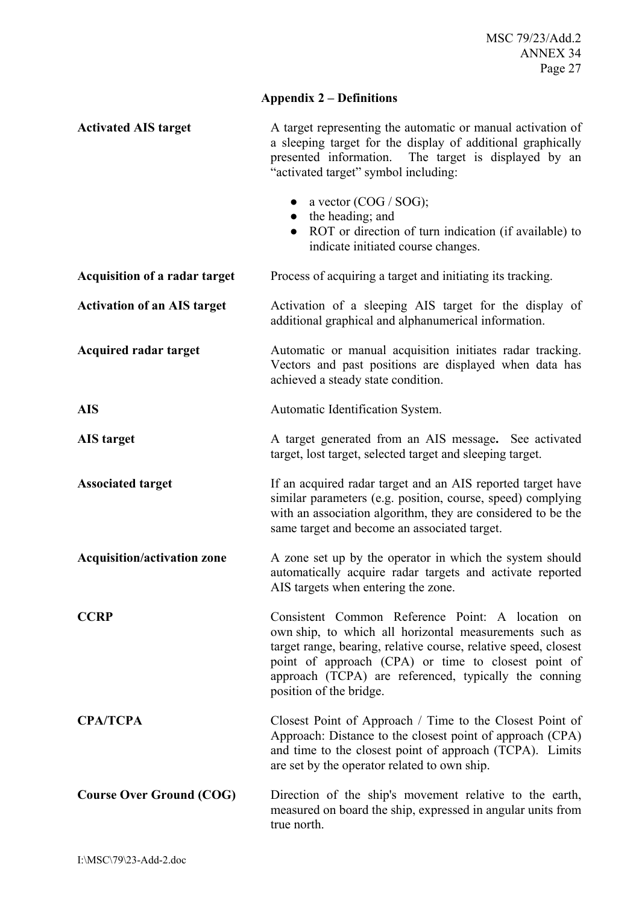## Appendix 2 – Definitions

| | |
|---|---|
| **Activated AIS target** | A target representing the automatic or manual activation of a sleeping target for the display of additional graphically presented information. The target is displayed by an "activated target" symbol including: <br>● a vector (COG / SOG); <br>● the heading; and <br>● ROT or direction of turn indication (if available) to indicate initiated course changes. |
| **Acquisition of a radar target** | Process of acquiring a target and initiating its tracking. |
| **Activation of an AIS target** | Activation of a sleeping AIS target for the display of additional graphical and alphanumerical information. |
| **Acquired radar target** | Automatic or manual acquisition initiates radar tracking. Vectors and past positions are displayed when data has achieved a steady state condition. |
| **AIS** | Automatic Identification System. |
| **AIS target** | A target generated from an AIS message**.** See activated target, lost target, selected target and sleeping target. |
| **Associated target** | If an acquired radar target and an AIS reported target have similar parameters (e.g. position, course, speed) complying with an association algorithm, they are considered to be the same target and become an associated target. |
| **Acquisition/activation zone** | A zone set up by the operator in which the system should automatically acquire radar targets and activate reported AIS targets when entering the zone. |
| **CCRP** | Consistent Common Reference Point: A location on own ship, to which all horizontal measurements such as target range, bearing, relative course, relative speed, closest point of approach (CPA) or time to closest point of approach (TCPA) are referenced, typically the conning position of the bridge. |
| **CPA/TCPA** | Closest Point of Approach / Time to the Closest Point of Approach: Distance to the closest point of approach (CPA) and time to the closest point of approach (TCPA). Limits are set by the operator related to own ship. |
| **Course Over Ground (COG)** | Direction of the ship's movement relative to the earth, measured on board the ship, expressed in angular units from true north. |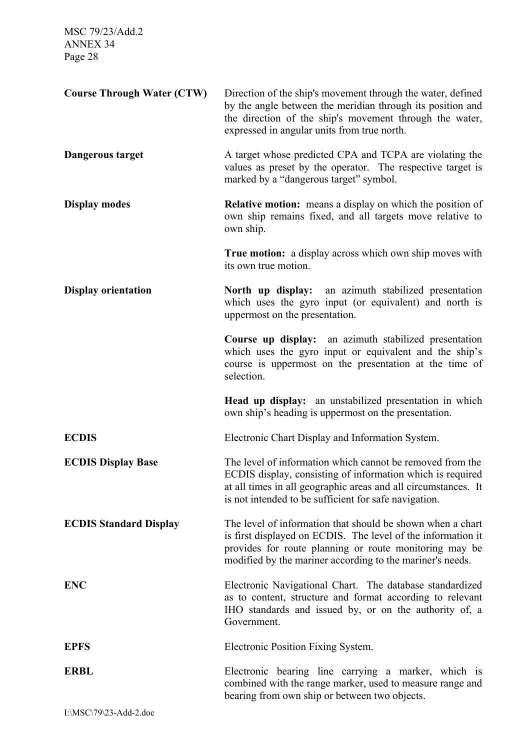| | |
|---|---|
| **Course Through Water (CTW)** | Direction of the ship's movement through the water, defined by the angle between the meridian through its position and the direction of the ship's movement through the water, expressed in angular units from true north. |
| **Dangerous target** | A target whose predicted CPA and TCPA are violating the values as preset by the operator. The respective target is marked by a "dangerous target" symbol. |
| **Display modes** | **Relative motion:** means a display on which the position of own ship remains fixed, and all targets move relative to own ship. |
| | **True motion:** a display across which own ship moves with its own true motion. |
| **Display orientation** | **North up display:** an azimuth stabilized presentation which uses the gyro input (or equivalent) and north is uppermost on the presentation. |
| | **Course up display:** an azimuth stabilized presentation which uses the gyro input or equivalent and the ship's course is uppermost on the presentation at the time of selection. |
| | **Head up display:** an unstabilized presentation in which own ship's heading is uppermost on the presentation. |
| **ECDIS** | Electronic Chart Display and Information System. |
| **ECDIS Display Base** | The level of information which cannot be removed from the ECDIS display, consisting of information which is required at all times in all geographic areas and all circumstances. It is not intended to be sufficient for safe navigation. |
| **ECDIS Standard Display** | The level of information that should be shown when a chart is first displayed on ECDIS. The level of the information it provides for route planning or route monitoring may be modified by the mariner according to the mariner's needs. |
| **ENC** | Electronic Navigational Chart. The database standardized as to content, structure and format according to relevant IHO standards and issued by, or on the authority of, a Government. |
| **EPFS** | Electronic Position Fixing System. |
| **ERBL** | Electronic bearing line carrying a marker, which is combined with the range marker, used to measure range and bearing from own ship or between two objects. |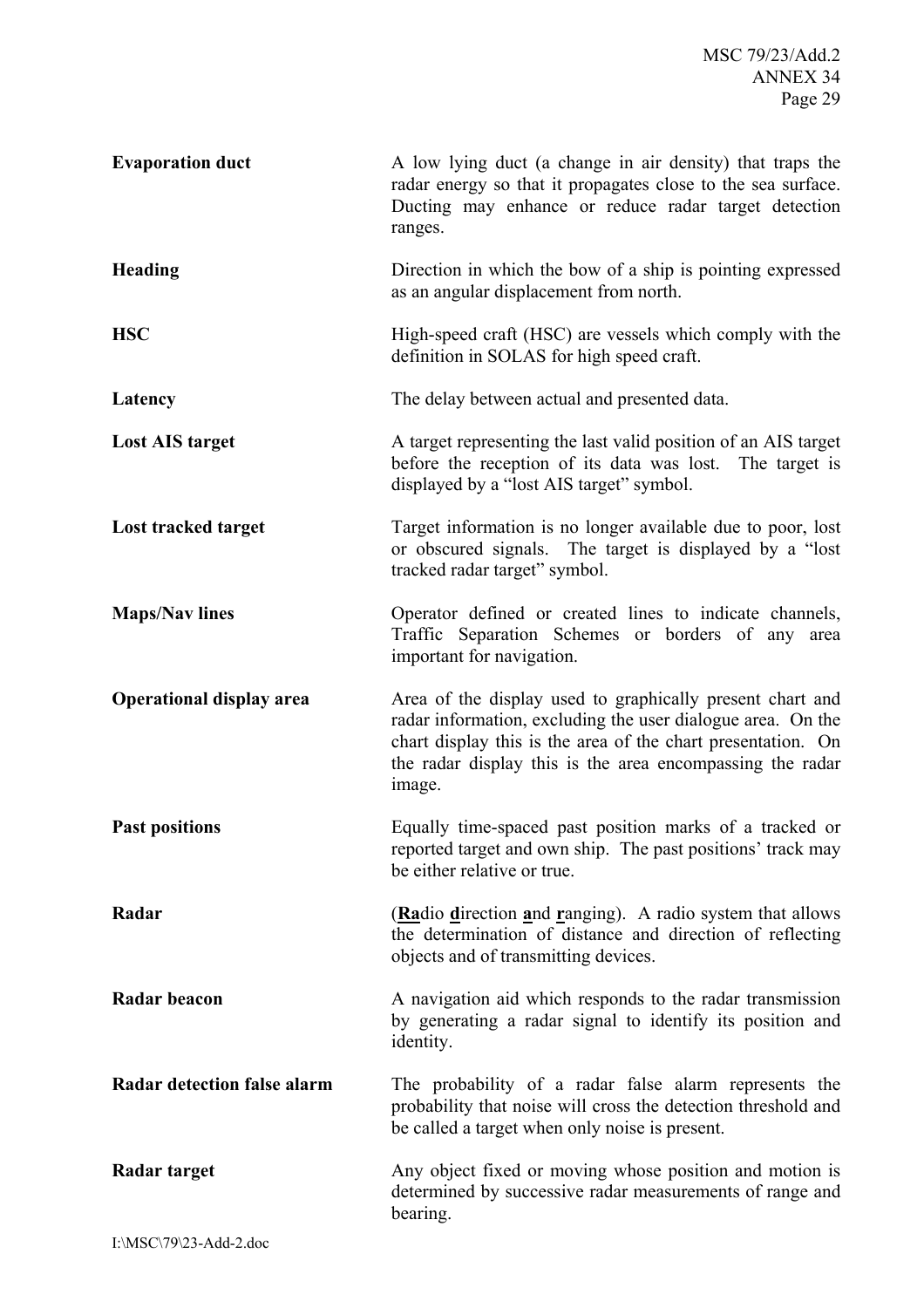| | |
|---|---|
| **Evaporation duct** | A low lying duct (a change in air density) that traps the radar energy so that it propagates close to the sea surface. Ducting may enhance or reduce radar target detection ranges. |
| **Heading** | Direction in which the bow of a ship is pointing expressed as an angular displacement from north. |
| **HSC** | High-speed craft (HSC) are vessels which comply with the definition in SOLAS for high speed craft. |
| **Latency** | The delay between actual and presented data. |
| **Lost AIS target** | A target representing the last valid position of an AIS target before the reception of its data was lost. The target is displayed by a "lost AIS target" symbol. |
| **Lost tracked target** | Target information is no longer available due to poor, lost or obscured signals. The target is displayed by a "lost tracked radar target" symbol. |
| **Maps/Nav lines** | Operator defined or created lines to indicate channels, Traffic Separation Schemes or borders of any area important for navigation. |
| **Operational display area** | Area of the display used to graphically present chart and radar information, excluding the user dialogue area. On the chart display this is the area of the chart presentation. On the radar display this is the area encompassing the radar image. |
| **Past positions** | Equally time-spaced past position marks of a tracked or reported target and own ship. The past positions' track may be either relative or true. |
| **Radar** | (**Ra**dio **d**irection **a**nd **r**anging). A radio system that allows the determination of distance and direction of reflecting objects and of transmitting devices. |
| **Radar beacon** | A navigation aid which responds to the radar transmission by generating a radar signal to identify its position and identity. |
| **Radar detection false alarm** | The probability of a radar false alarm represents the probability that noise will cross the detection threshold and be called a target when only noise is present. |
| **Radar target** | Any object fixed or moving whose position and motion is determined by successive radar measurements of range and bearing. |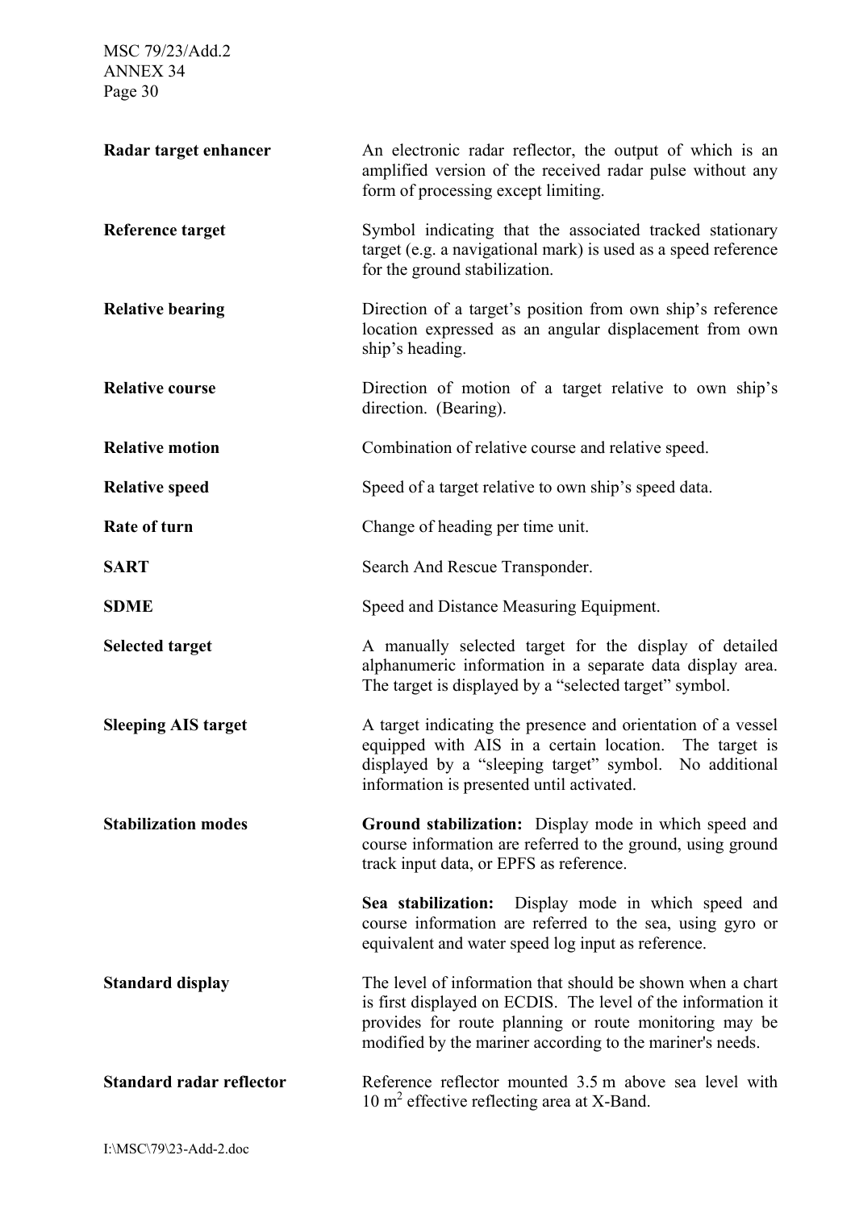| | |
|---|---|
| **Radar target enhancer** | An electronic radar reflector, the output of which is an amplified version of the received radar pulse without any form of processing except limiting. |
| **Reference target** | Symbol indicating that the associated tracked stationary target (e.g. a navigational mark) is used as a speed reference for the ground stabilization. |
| **Relative bearing** | Direction of a target's position from own ship's reference location expressed as an angular displacement from own ship's heading. |
| **Relative course** | Direction of motion of a target relative to own ship's direction. (Bearing). |
| **Relative motion** | Combination of relative course and relative speed. |
| **Relative speed** | Speed of a target relative to own ship's speed data. |
| **Rate of turn** | Change of heading per time unit. |
| **SART** | Search And Rescue Transponder. |
| **SDME** | Speed and Distance Measuring Equipment. |
| **Selected target** | A manually selected target for the display of detailed alphanumeric information in a separate data display area. The target is displayed by a "selected target" symbol. |
| **Sleeping AIS target** | A target indicating the presence and orientation of a vessel equipped with AIS in a certain location. The target is displayed by a "sleeping target" symbol. No additional information is presented until activated. |
| **Stabilization modes** | **Ground stabilization:** Display mode in which speed and course information are referred to the ground, using ground track input data, or EPFS as reference. |
| | **Sea stabilization:** Display mode in which speed and course information are referred to the sea, using gyro or equivalent and water speed log input as reference. |
| **Standard display** | The level of information that should be shown when a chart is first displayed on ECDIS. The level of the information it provides for route planning or route monitoring may be modified by the mariner according to the mariner's needs. |
| **Standard radar reflector** | Reference reflector mounted 3.5 m above sea level with 10 $m^2$ effective reflecting area at X-Band. |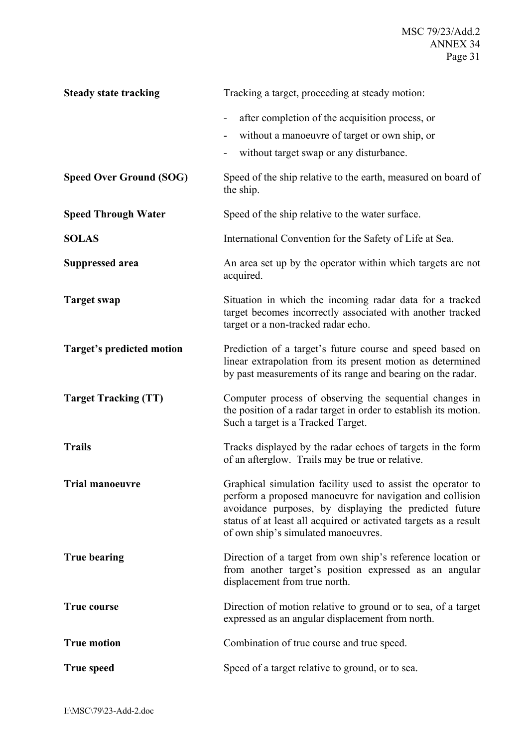| | |
|---|---|
| **Steady state tracking** | Tracking a target, proceeding at steady motion:<br>- after completion of the acquisition process, or<br>- without a manoeuvre of target or own ship, or<br>- without target swap or any disturbance. |
| **Speed Over Ground (SOG)** | Speed of the ship relative to the earth, measured on board of the ship. |
| **Speed Through Water** | Speed of the ship relative to the water surface. |
| **SOLAS** | International Convention for the Safety of Life at Sea. |
| **Suppressed area** | An area set up by the operator within which targets are not acquired. |
| **Target swap** | Situation in which the incoming radar data for a tracked target becomes incorrectly associated with another tracked target or a non-tracked radar echo. |
| **Target's predicted motion** | Prediction of a target's future course and speed based on linear extrapolation from its present motion as determined by past measurements of its range and bearing on the radar. |
| **Target Tracking (TT)** | Computer process of observing the sequential changes in the position of a radar target in order to establish its motion. Such a target is a Tracked Target. |
| **Trails** | Tracks displayed by the radar echoes of targets in the form of an afterglow. Trails may be true or relative. |
| **Trial manoeuvre** | Graphical simulation facility used to assist the operator to perform a proposed manoeuvre for navigation and collision avoidance purposes, by displaying the predicted future status of at least all acquired or activated targets as a result of own ship's simulated manoeuvres. |
| **True bearing** | Direction of a target from own ship's reference location or from another target's position expressed as an angular displacement from true north. |
| **True course** | Direction of motion relative to ground or to sea, of a target expressed as an angular displacement from north. |
| **True motion** | Combination of true course and true speed. |
| **True speed** | Speed of a target relative to ground, or to sea. |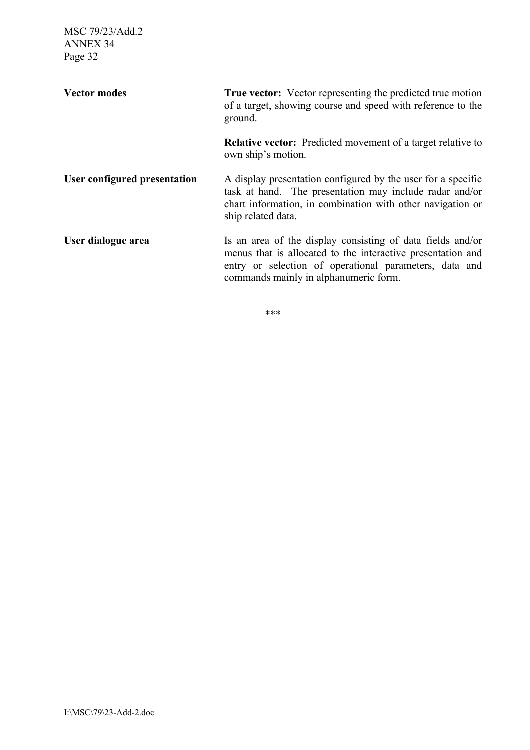| | |
|---|---|
| **Vector modes** | **True vector:** Vector representing the predicted true motion of a target, showing course and speed with reference to the ground.<br><br>**Relative vector:** Predicted movement of a target relative to own ship's motion. |
| **User configured presentation** | A display presentation configured by the user for a specific task at hand. The presentation may include radar and/or chart information, in combination with other navigation or ship related data. |
| **User dialogue area** | Is an area of the display consisting of data fields and/or menus that is allocated to the interactive presentation and entry or selection of operational parameters, data and commands mainly in alphanumeric form. |

***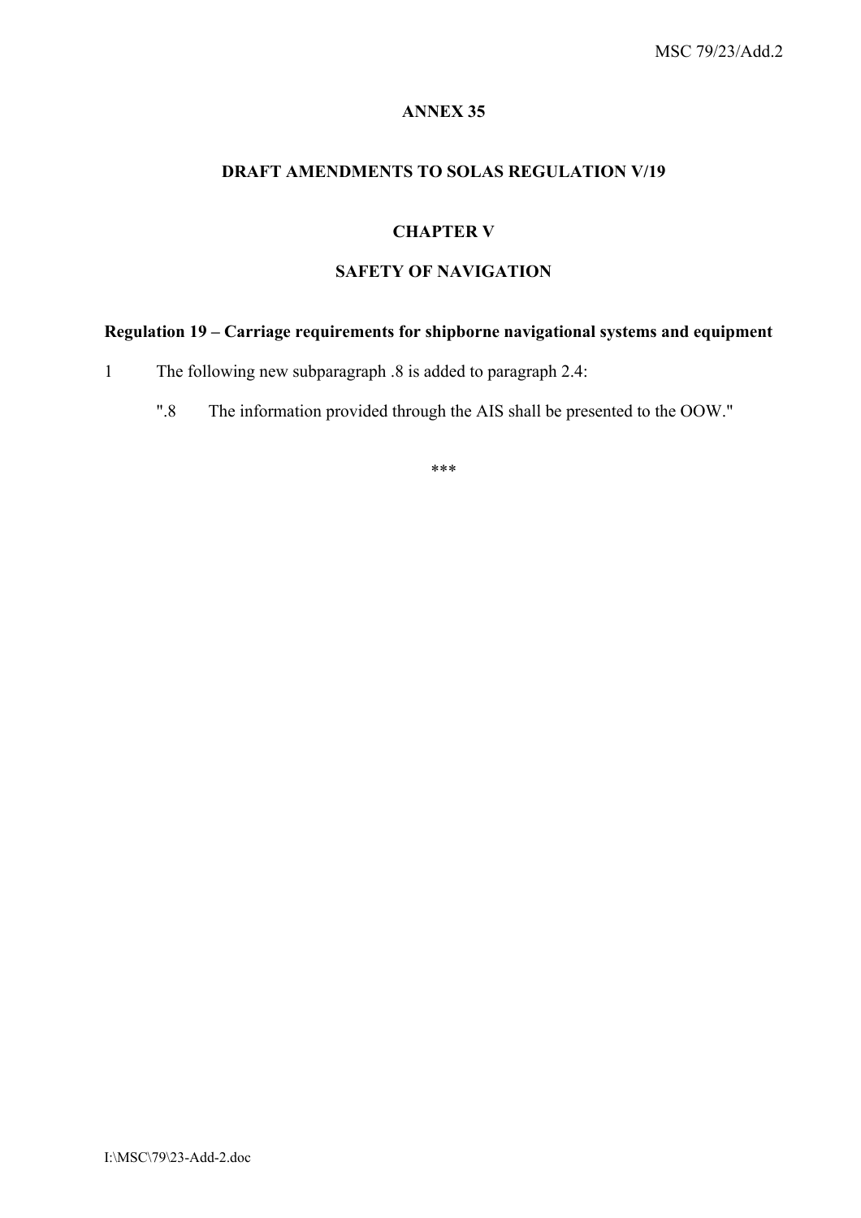# ANNEX 35

## DRAFT AMENDMENTS TO SOLAS REGULATION V/19

## CHAPTER V

## SAFETY OF NAVIGATION

### Regulation 19 – Carriage requirements for shipborne navigational systems and equipment

1 The following new subparagraph .8 is added to paragraph 2.4:

".8 The information provided through the AIS shall be presented to the OOW."

***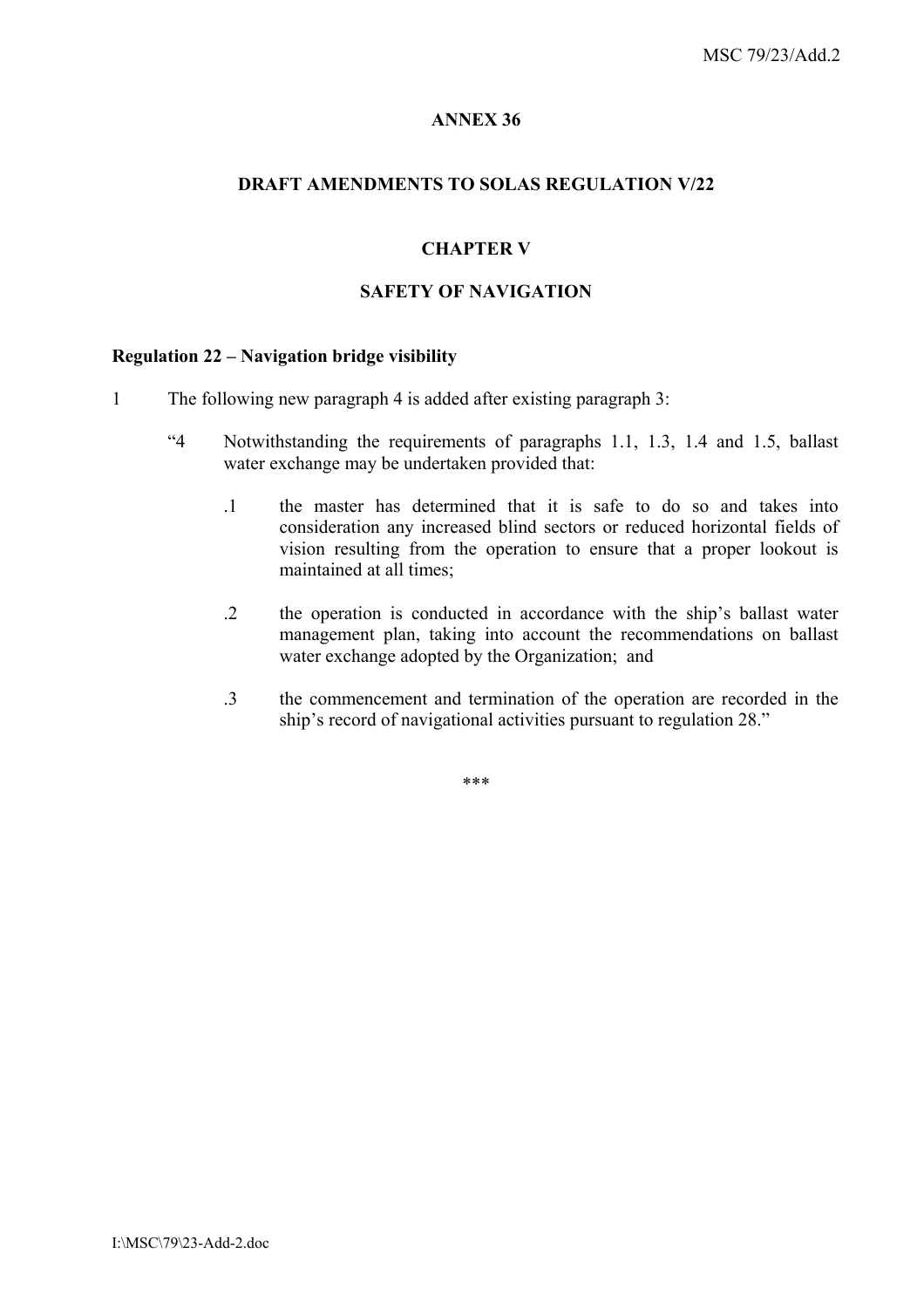# ANNEX 36

## DRAFT AMENDMENTS TO SOLAS REGULATION V/22

## CHAPTER V

## SAFETY OF NAVIGATION

**Regulation 22 – Navigation bridge visibility**

1 The following new paragraph 4 is added after existing paragraph 3:

"4 Notwithstanding the requirements of paragraphs 1.1, 1.3, 1.4 and 1.5, ballast water exchange may be undertaken provided that:

.1 the master has determined that it is safe to do so and takes into consideration any increased blind sectors or reduced horizontal fields of vision resulting from the operation to ensure that a proper lookout is maintained at all times;

.2 the operation is conducted in accordance with the ship's ballast water management plan, taking into account the recommendations on ballast water exchange adopted by the Organization; and

.3 the commencement and termination of the operation are recorded in the ship's record of navigational activities pursuant to regulation 28."

***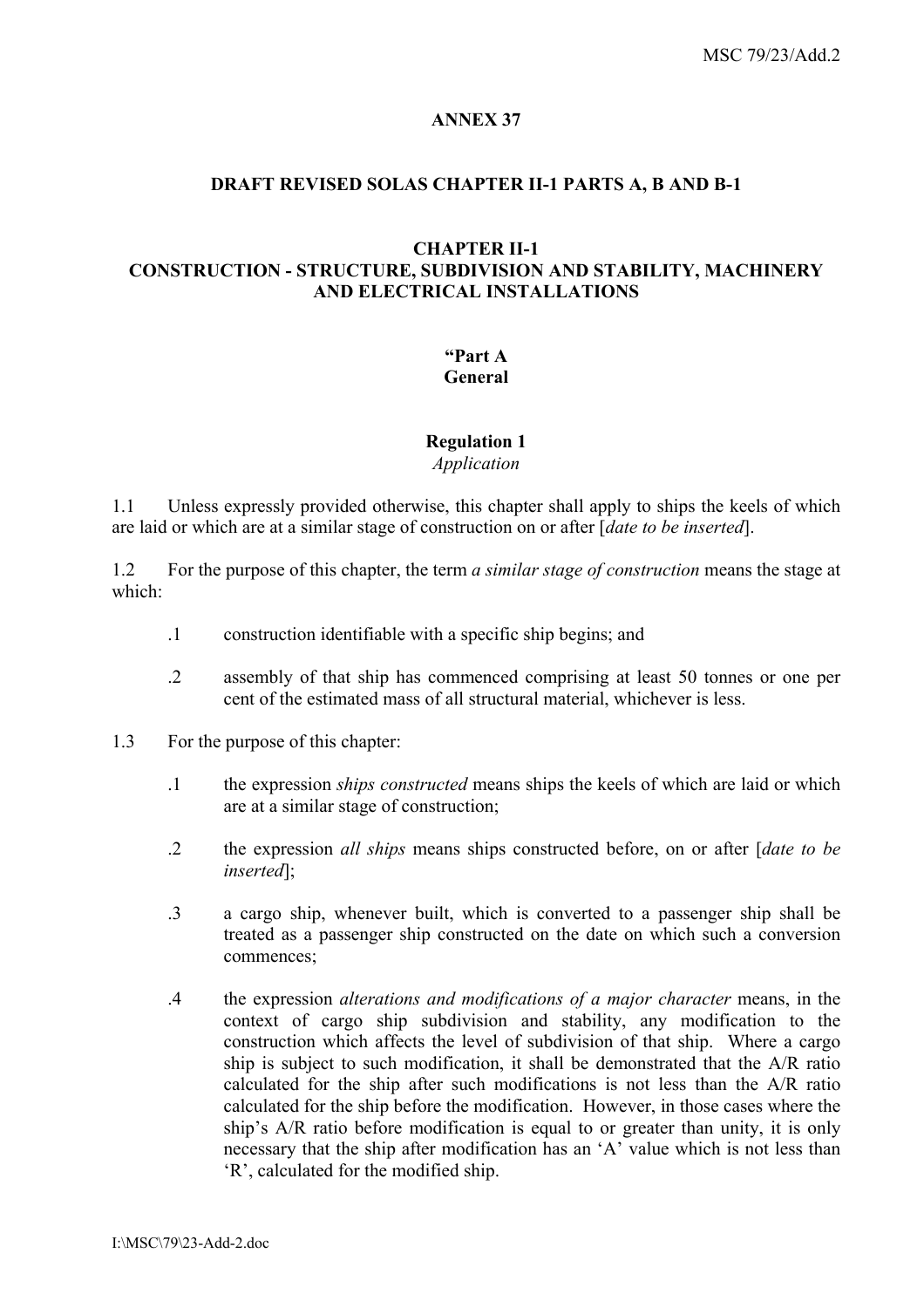**ANNEX 37**

**DRAFT REVISED SOLAS CHAPTER II-1 PARTS A, B AND B-1**

**CHAPTER II-1**
**CONSTRUCTION - STRUCTURE, SUBDIVISION AND STABILITY, MACHINERY AND ELECTRICAL INSTALLATIONS**

**"Part A**
**General**

**Regulation 1**
*Application*

1.1 Unless expressly provided otherwise, this chapter shall apply to ships the keels of which are laid or which are at a similar stage of construction on or after [*date to be inserted*].

1.2 For the purpose of this chapter, the term *a similar stage of construction* means the stage at which:

.1 construction identifiable with a specific ship begins; and

.2 assembly of that ship has commenced comprising at least 50 tonnes or one per cent of the estimated mass of all structural material, whichever is less.

1.3 For the purpose of this chapter:

.1 the expression *ships constructed* means ships the keels of which are laid or which are at a similar stage of construction;

.2 the expression *all ships* means ships constructed before, on or after [*date to be inserted*];

.3 a cargo ship, whenever built, which is converted to a passenger ship shall be treated as a passenger ship constructed on the date on which such a conversion commences;

.4 the expression *alterations and modifications of a major character* means, in the context of cargo ship subdivision and stability, any modification to the construction which affects the level of subdivision of that ship. Where a cargo ship is subject to such modification, it shall be demonstrated that the A/R ratio calculated for the ship after such modifications is not less than the A/R ratio calculated for the ship before the modification. However, in those cases where the ship's A/R ratio before modification is equal to or greater than unity, it is only necessary that the ship after modification has an 'A' value which is not less than 'R', calculated for the modified ship.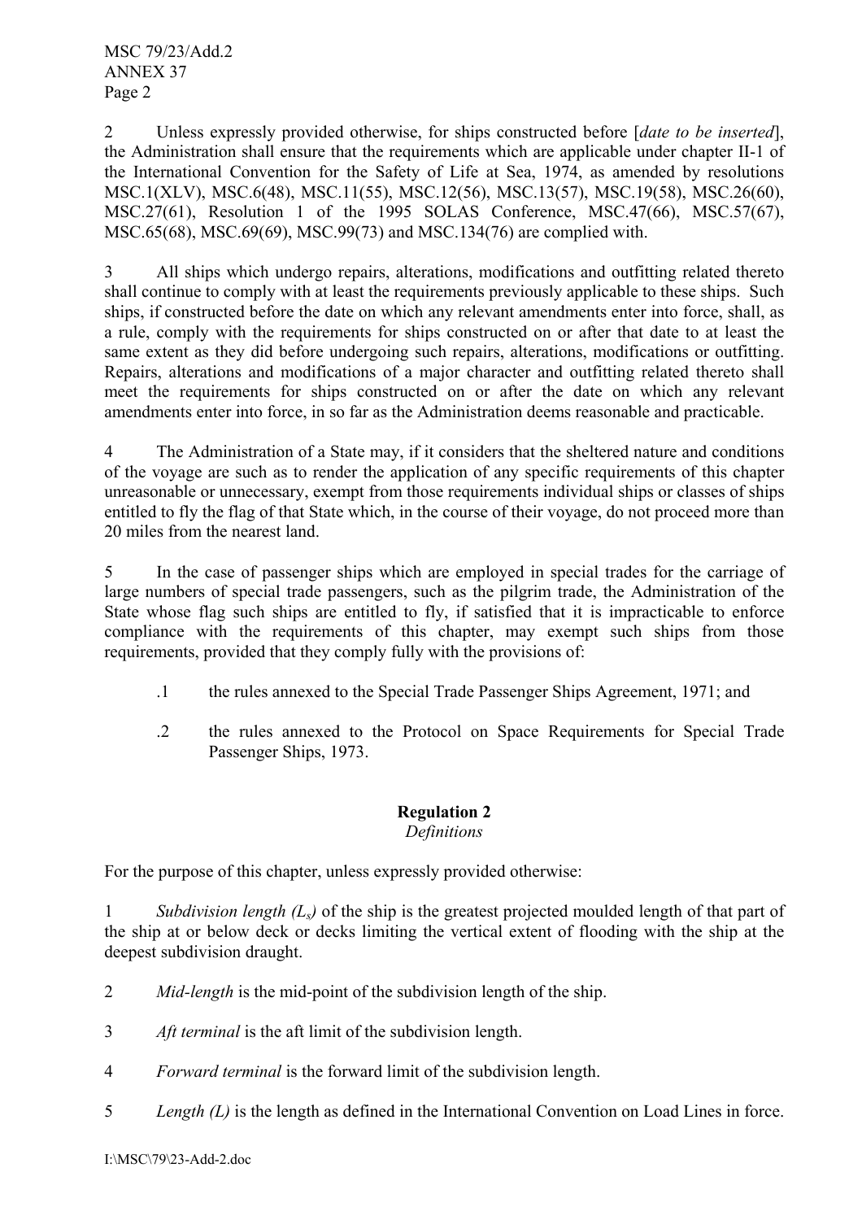2 Unless expressly provided otherwise, for ships constructed before [*date to be inserted*], the Administration shall ensure that the requirements which are applicable under chapter II-1 of the International Convention for the Safety of Life at Sea, 1974, as amended by resolutions MSC.1(XLV), MSC.6(48), MSC.11(55), MSC.12(56), MSC.13(57), MSC.19(58), MSC.26(60), MSC.27(61), Resolution 1 of the 1995 SOLAS Conference, MSC.47(66), MSC.57(67), MSC.65(68), MSC.69(69), MSC.99(73) and MSC.134(76) are complied with.

3 All ships which undergo repairs, alterations, modifications and outfitting related thereto shall continue to comply with at least the requirements previously applicable to these ships. Such ships, if constructed before the date on which any relevant amendments enter into force, shall, as a rule, comply with the requirements for ships constructed on or after that date to at least the same extent as they did before undergoing such repairs, alterations, modifications or outfitting. Repairs, alterations and modifications of a major character and outfitting related thereto shall meet the requirements for ships constructed on or after the date on which any relevant amendments enter into force, in so far as the Administration deems reasonable and practicable.

4 The Administration of a State may, if it considers that the sheltered nature and conditions of the voyage are such as to render the application of any specific requirements of this chapter unreasonable or unnecessary, exempt from those requirements individual ships or classes of ships entitled to fly the flag of that State which, in the course of their voyage, do not proceed more than 20 miles from the nearest land.

5 In the case of passenger ships which are employed in special trades for the carriage of large numbers of special trade passengers, such as the pilgrim trade, the Administration of the State whose flag such ships are entitled to fly, if satisfied that it is impracticable to enforce compliance with the requirements of this chapter, may exempt such ships from those requirements, provided that they comply fully with the provisions of:

.1 the rules annexed to the Special Trade Passenger Ships Agreement, 1971; and

.2 the rules annexed to the Protocol on Space Requirements for Special Trade Passenger Ships, 1973.

### Regulation 2
*Definitions*

For the purpose of this chapter, unless expressly provided otherwise:

1 *Subdivision length ($L_s$)* of the ship is the greatest projected moulded length of that part of the ship at or below deck or decks limiting the vertical extent of flooding with the ship at the deepest subdivision draught.

2 *Mid-length* is the mid-point of the subdivision length of the ship.

3 *Aft terminal* is the aft limit of the subdivision length.

4 *Forward terminal* is the forward limit of the subdivision length.

5 *Length (L)* is the length as defined in the International Convention on Load Lines in force.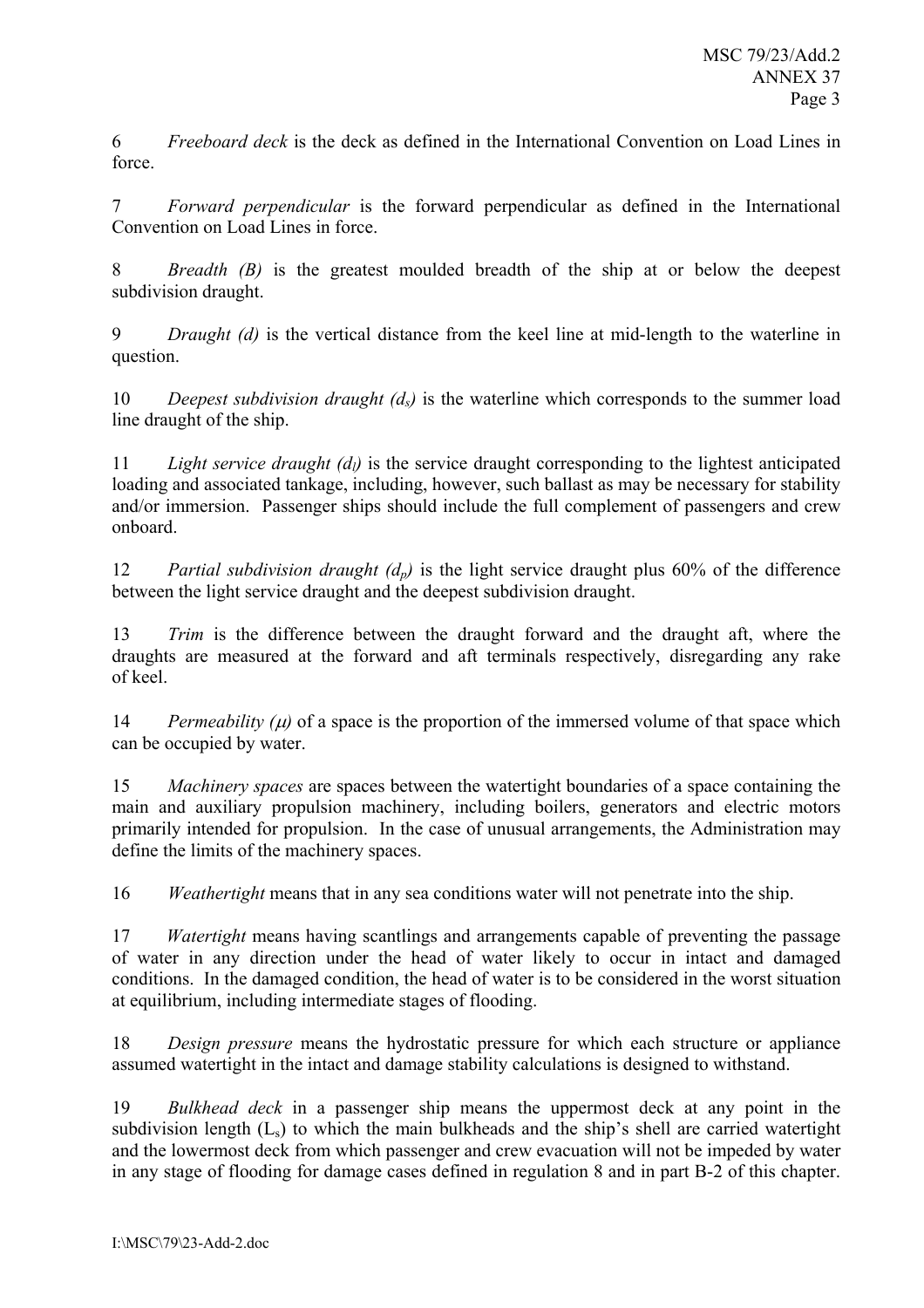6 *Freeboard deck* is the deck as defined in the International Convention on Load Lines in force.

7 *Forward perpendicular* is the forward perpendicular as defined in the International Convention on Load Lines in force.

8 *Breadth (B)* is the greatest moulded breadth of the ship at or below the deepest subdivision draught.

9 *Draught (d)* is the vertical distance from the keel line at mid-length to the waterline in question.

10 *Deepest subdivision draught ($d_s$)* is the waterline which corresponds to the summer load line draught of the ship.

11 *Light service draught ($d_l$)* is the service draught corresponding to the lightest anticipated loading and associated tankage, including, however, such ballast as may be necessary for stability and/or immersion. Passenger ships should include the full complement of passengers and crew onboard.

12 *Partial subdivision draught ($d_p$)* is the light service draught plus 60% of the difference between the light service draught and the deepest subdivision draught.

13 *Trim* is the difference between the draught forward and the draught aft, where the draughts are measured at the forward and aft terminals respectively, disregarding any rake of keel.

14 *Permeability ($\mu$)* of a space is the proportion of the immersed volume of that space which can be occupied by water.

15 *Machinery spaces* are spaces between the watertight boundaries of a space containing the main and auxiliary propulsion machinery, including boilers, generators and electric motors primarily intended for propulsion. In the case of unusual arrangements, the Administration may define the limits of the machinery spaces.

16 *Weathertight* means that in any sea conditions water will not penetrate into the ship.

17 *Watertight* means having scantlings and arrangements capable of preventing the passage of water in any direction under the head of water likely to occur in intact and damaged conditions. In the damaged condition, the head of water is to be considered in the worst situation at equilibrium, including intermediate stages of flooding.

18 *Design pressure* means the hydrostatic pressure for which each structure or appliance assumed watertight in the intact and damage stability calculations is designed to withstand.

19 *Bulkhead deck* in a passenger ship means the uppermost deck at any point in the subdivision length ($L_s$) to which the main bulkheads and the ship's shell are carried watertight and the lowermost deck from which passenger and crew evacuation will not be impeded by water in any stage of flooding for damage cases defined in regulation 8 and in part B-2 of this chapter.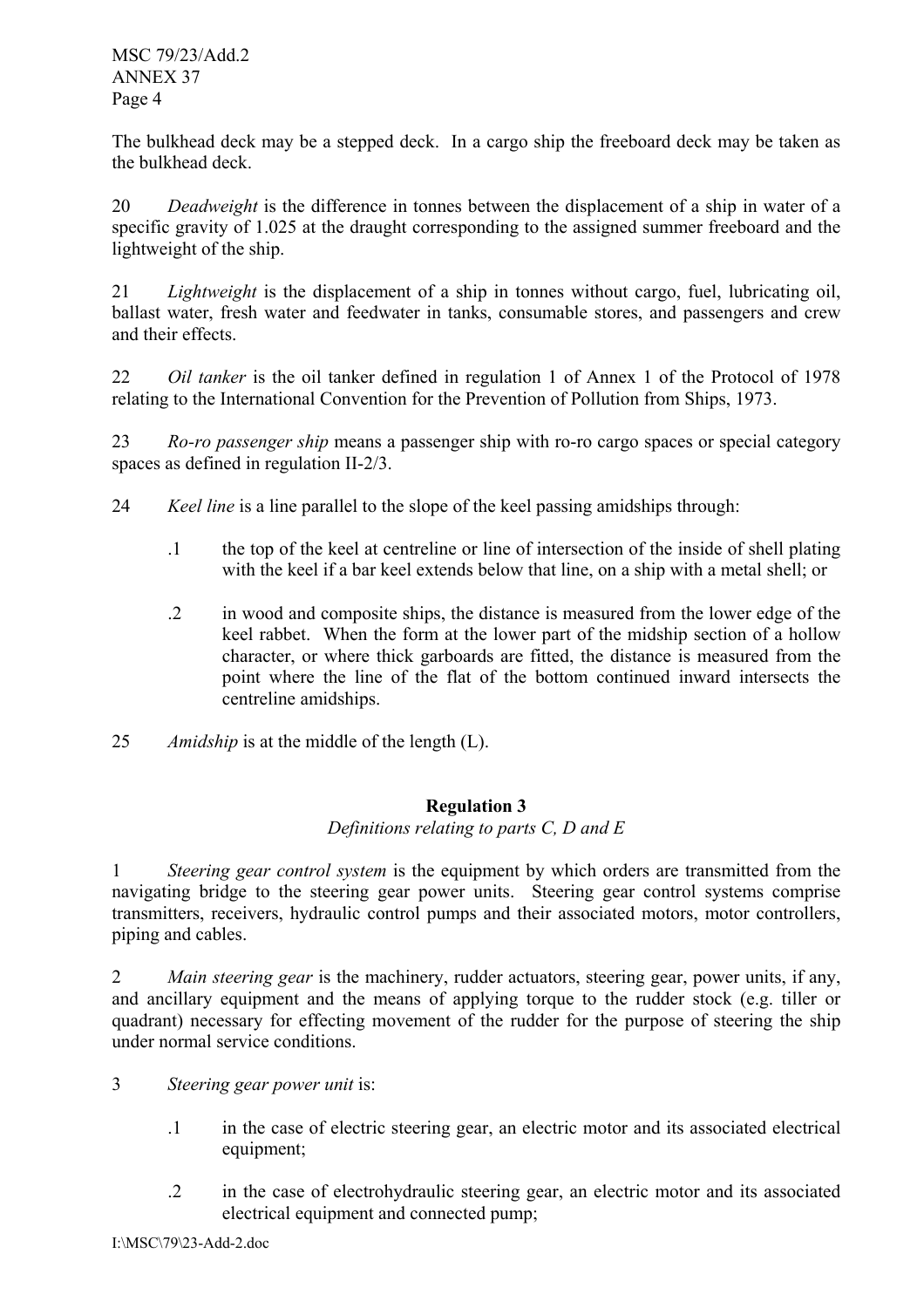The bulkhead deck may be a stepped deck. In a cargo ship the freeboard deck may be taken as the bulkhead deck.

20 *Deadweight* is the difference in tonnes between the displacement of a ship in water of a specific gravity of 1.025 at the draught corresponding to the assigned summer freeboard and the lightweight of the ship.

21 *Lightweight* is the displacement of a ship in tonnes without cargo, fuel, lubricating oil, ballast water, fresh water and feedwater in tanks, consumable stores, and passengers and crew and their effects.

22 *Oil tanker* is the oil tanker defined in regulation 1 of Annex 1 of the Protocol of 1978 relating to the International Convention for the Prevention of Pollution from Ships, 1973.

23 *Ro-ro passenger ship* means a passenger ship with ro-ro cargo spaces or special category spaces as defined in regulation II-2/3.

24 *Keel line* is a line parallel to the slope of the keel passing amidships through:

.1 the top of the keel at centreline or line of intersection of the inside of shell plating with the keel if a bar keel extends below that line, on a ship with a metal shell; or

.2 in wood and composite ships, the distance is measured from the lower edge of the keel rabbet. When the form at the lower part of the midship section of a hollow character, or where thick garboards are fitted, the distance is measured from the point where the line of the flat of the bottom continued inward intersects the centreline amidships.

25 *Amidship* is at the middle of the length (L).

## Regulation 3

*Definitions relating to parts C, D and E*

1 *Steering gear control system* is the equipment by which orders are transmitted from the navigating bridge to the steering gear power units. Steering gear control systems comprise transmitters, receivers, hydraulic control pumps and their associated motors, motor controllers, piping and cables.

2 *Main steering gear* is the machinery, rudder actuators, steering gear, power units, if any, and ancillary equipment and the means of applying torque to the rudder stock (e.g. tiller or quadrant) necessary for effecting movement of the rudder for the purpose of steering the ship under normal service conditions.

3 *Steering gear power unit* is:

.1 in the case of electric steering gear, an electric motor and its associated electrical equipment;

.2 in the case of electrohydraulic steering gear, an electric motor and its associated electrical equipment and connected pump;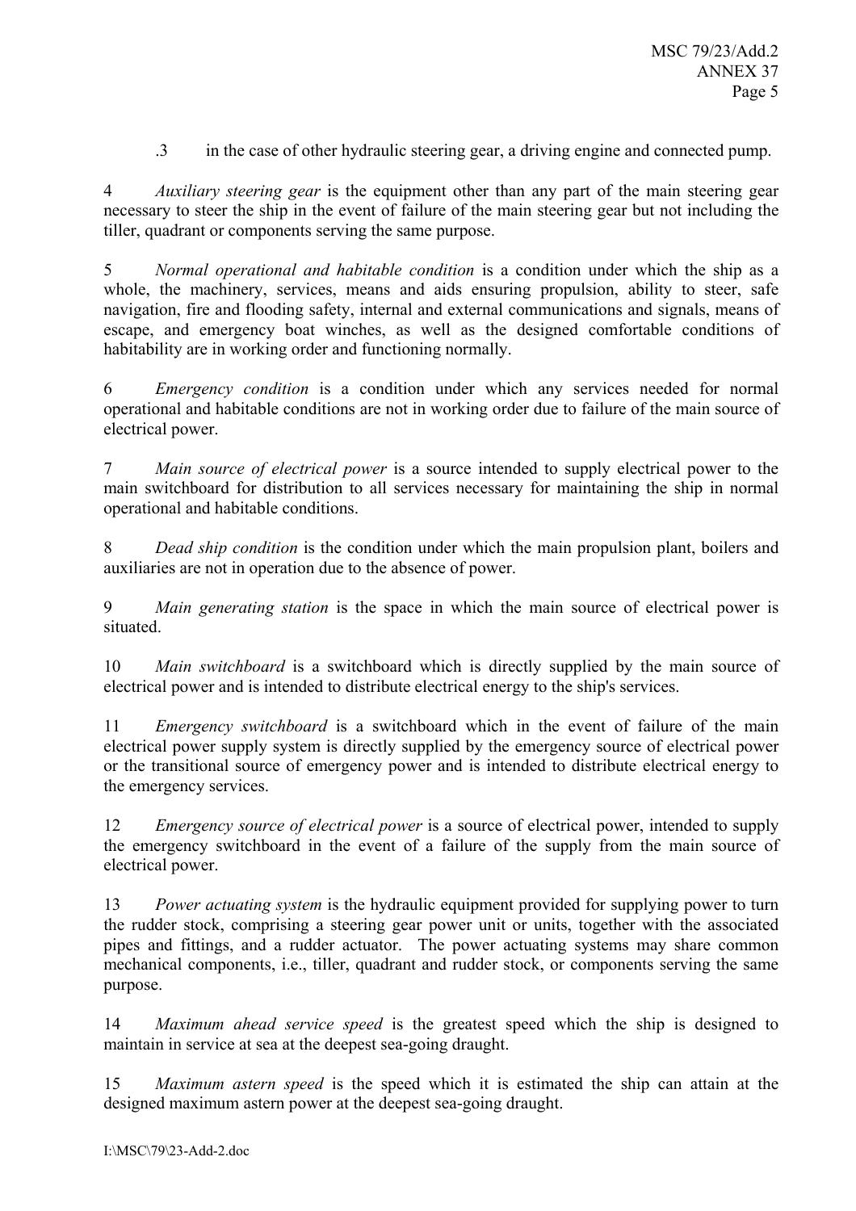.3 in the case of other hydraulic steering gear, a driving engine and connected pump.

4 *Auxiliary steering gear* is the equipment other than any part of the main steering gear necessary to steer the ship in the event of failure of the main steering gear but not including the tiller, quadrant or components serving the same purpose.

5 *Normal operational and habitable condition* is a condition under which the ship as a whole, the machinery, services, means and aids ensuring propulsion, ability to steer, safe navigation, fire and flooding safety, internal and external communications and signals, means of escape, and emergency boat winches, as well as the designed comfortable conditions of habitability are in working order and functioning normally.

6 *Emergency condition* is a condition under which any services needed for normal operational and habitable conditions are not in working order due to failure of the main source of electrical power.

7 *Main source of electrical power* is a source intended to supply electrical power to the main switchboard for distribution to all services necessary for maintaining the ship in normal operational and habitable conditions.

8 *Dead ship condition* is the condition under which the main propulsion plant, boilers and auxiliaries are not in operation due to the absence of power.

9 *Main generating station* is the space in which the main source of electrical power is situated.

10 *Main switchboard* is a switchboard which is directly supplied by the main source of electrical power and is intended to distribute electrical energy to the ship's services.

11 *Emergency switchboard* is a switchboard which in the event of failure of the main electrical power supply system is directly supplied by the emergency source of electrical power or the transitional source of emergency power and is intended to distribute electrical energy to the emergency services.

12 *Emergency source of electrical power* is a source of electrical power, intended to supply the emergency switchboard in the event of a failure of the supply from the main source of electrical power.

13 *Power actuating system* is the hydraulic equipment provided for supplying power to turn the rudder stock, comprising a steering gear power unit or units, together with the associated pipes and fittings, and a rudder actuator. The power actuating systems may share common mechanical components, i.e., tiller, quadrant and rudder stock, or components serving the same purpose.

14 *Maximum ahead service speed* is the greatest speed which the ship is designed to maintain in service at sea at the deepest sea-going draught.

15 *Maximum astern speed* is the speed which it is estimated the ship can attain at the designed maximum astern power at the deepest sea-going draught.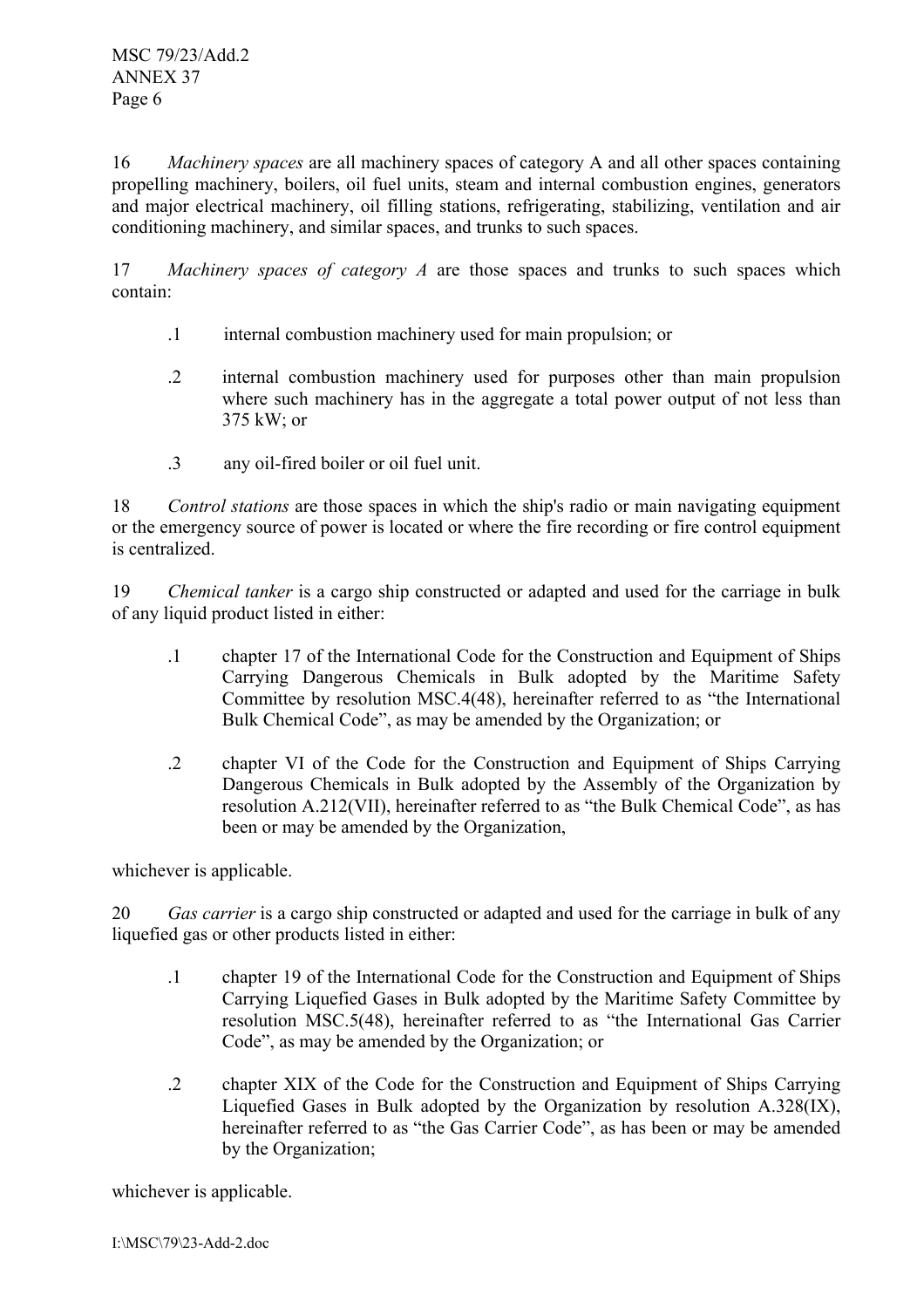16 *Machinery spaces* are all machinery spaces of category A and all other spaces containing propelling machinery, boilers, oil fuel units, steam and internal combustion engines, generators and major electrical machinery, oil filling stations, refrigerating, stabilizing, ventilation and air conditioning machinery, and similar spaces, and trunks to such spaces.

17 *Machinery spaces of category A* are those spaces and trunks to such spaces which contain:

.1 internal combustion machinery used for main propulsion; or

.2 internal combustion machinery used for purposes other than main propulsion where such machinery has in the aggregate a total power output of not less than 375 kW; or

.3 any oil-fired boiler or oil fuel unit.

18 *Control stations* are those spaces in which the ship's radio or main navigating equipment or the emergency source of power is located or where the fire recording or fire control equipment is centralized.

19 *Chemical tanker* is a cargo ship constructed or adapted and used for the carriage in bulk of any liquid product listed in either:

.1 chapter 17 of the International Code for the Construction and Equipment of Ships Carrying Dangerous Chemicals in Bulk adopted by the Maritime Safety Committee by resolution MSC.4(48), hereinafter referred to as "the International Bulk Chemical Code", as may be amended by the Organization; or

.2 chapter VI of the Code for the Construction and Equipment of Ships Carrying Dangerous Chemicals in Bulk adopted by the Assembly of the Organization by resolution A.212(VII), hereinafter referred to as "the Bulk Chemical Code", as has been or may be amended by the Organization,

whichever is applicable.

20 *Gas carrier* is a cargo ship constructed or adapted and used for the carriage in bulk of any liquefied gas or other products listed in either:

.1 chapter 19 of the International Code for the Construction and Equipment of Ships Carrying Liquefied Gases in Bulk adopted by the Maritime Safety Committee by resolution MSC.5(48), hereinafter referred to as "the International Gas Carrier Code", as may be amended by the Organization; or

.2 chapter XIX of the Code for the Construction and Equipment of Ships Carrying Liquefied Gases in Bulk adopted by the Organization by resolution A.328(IX), hereinafter referred to as "the Gas Carrier Code", as has been or may be amended by the Organization;

whichever is applicable.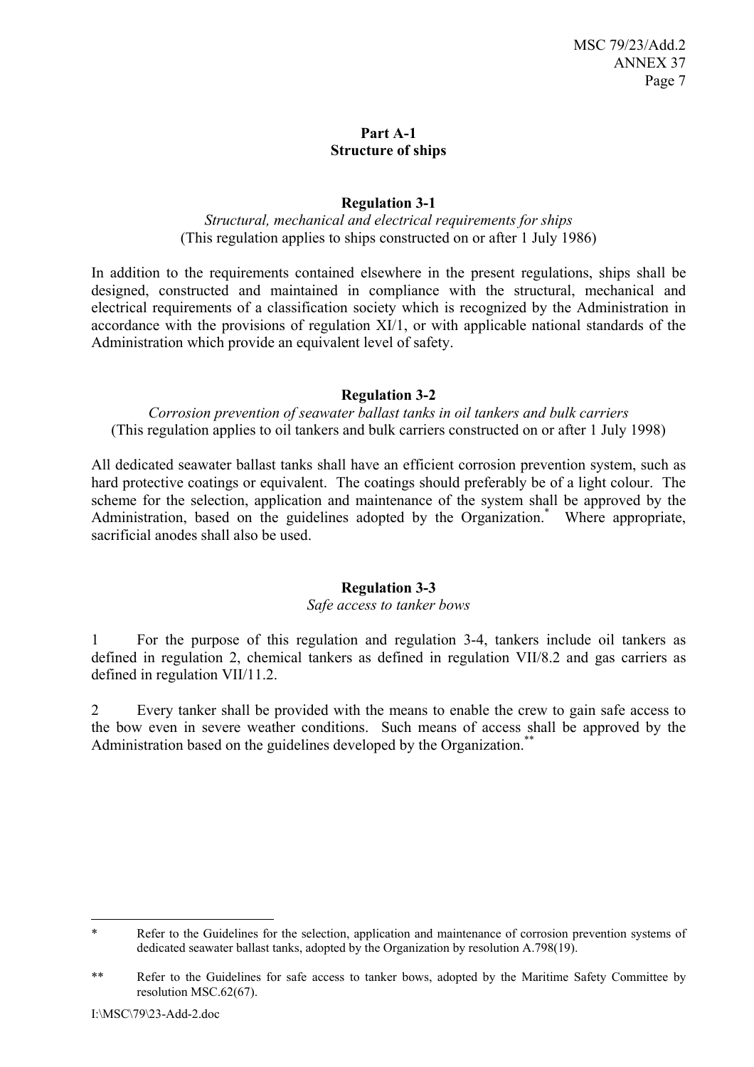## Part A-1
## Structure of ships

### Regulation 3-1

*Structural, mechanical and electrical requirements for ships*
(This regulation applies to ships constructed on or after 1 July 1986)

In addition to the requirements contained elsewhere in the present regulations, ships shall be designed, constructed and maintained in compliance with the structural, mechanical and electrical requirements of a classification society which is recognized by the Administration in accordance with the provisions of regulation XI/1, or with applicable national standards of the Administration which provide an equivalent level of safety.

### Regulation 3-2

*Corrosion prevention of seawater ballast tanks in oil tankers and bulk carriers*
(This regulation applies to oil tankers and bulk carriers constructed on or after 1 July 1998)

All dedicated seawater ballast tanks shall have an efficient corrosion prevention system, such as hard protective coatings or equivalent. The coatings should preferably be of a light colour. The scheme for the selection, application and maintenance of the system shall be approved by the Administration, based on the guidelines adopted by the Organization.* Where appropriate, sacrificial anodes shall also be used.

### Regulation 3-3

*Safe access to tanker bows*

1 For the purpose of this regulation and regulation 3-4, tankers include oil tankers as defined in regulation 2, chemical tankers as defined in regulation VII/8.2 and gas carriers as defined in regulation VII/11.2.

2 Every tanker shall be provided with the means to enable the crew to gain safe access to the bow even in severe weather conditions. Such means of access shall be approved by the Administration based on the guidelines developed by the Organization.**

---

\* Refer to the Guidelines for the selection, application and maintenance of corrosion prevention systems of dedicated seawater ballast tanks, adopted by the Organization by resolution A.798(19).

\** Refer to the Guidelines for safe access to tanker bows, adopted by the Maritime Safety Committee by resolution MSC.62(67).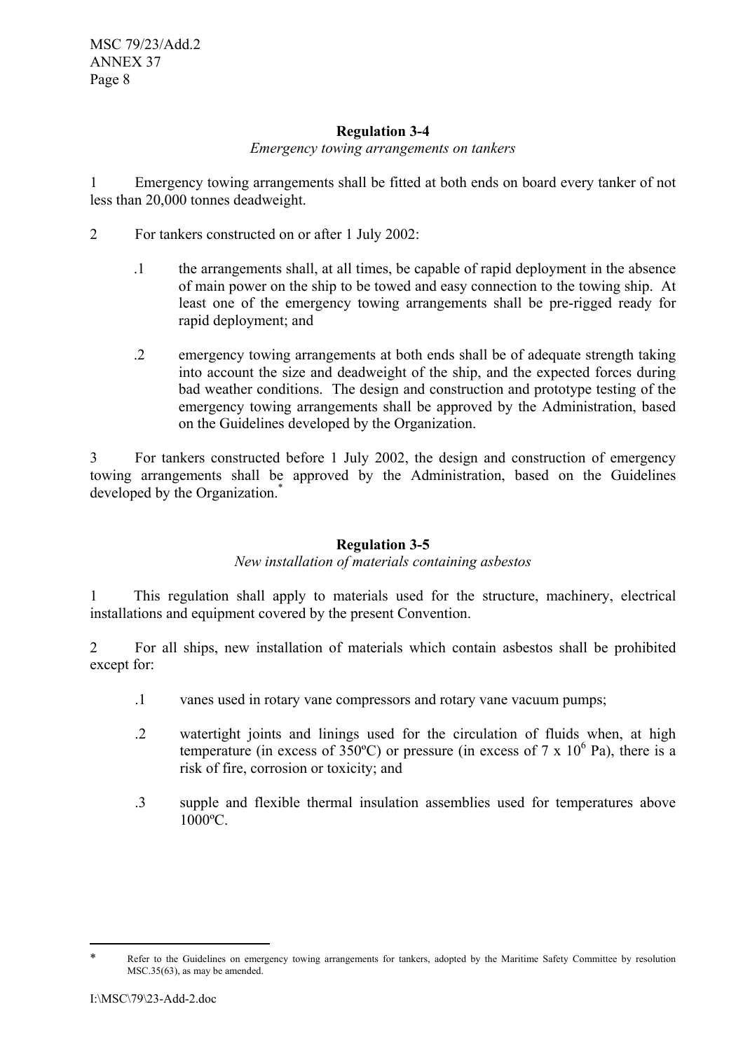### Regulation 3-4

*Emergency towing arrangements on tankers*

1 Emergency towing arrangements shall be fitted at both ends on board every tanker of not less than 20,000 tonnes deadweight.

2 For tankers constructed on or after 1 July 2002:

.1 the arrangements shall, at all times, be capable of rapid deployment in the absence of main power on the ship to be towed and easy connection to the towing ship. At least one of the emergency towing arrangements shall be pre-rigged ready for rapid deployment; and

.2 emergency towing arrangements at both ends shall be of adequate strength taking into account the size and deadweight of the ship, and the expected forces during bad weather conditions. The design and construction and prototype testing of the emergency towing arrangements shall be approved by the Administration, based on the Guidelines developed by the Organization.

3 For tankers constructed before 1 July 2002, the design and construction of emergency towing arrangements shall be approved by the Administration, based on the Guidelines developed by the Organization.*

### Regulation 3-5

*New installation of materials containing asbestos*

1 This regulation shall apply to materials used for the structure, machinery, electrical installations and equipment covered by the present Convention.

2 For all ships, new installation of materials which contain asbestos shall be prohibited except for:

.1 vanes used in rotary vane compressors and rotary vane vacuum pumps;

.2 watertight joints and linings used for the circulation of fluids when, at high temperature (in excess of 350ºC) or pressure (in excess of $7 \times 10^6$ Pa), there is a risk of fire, corrosion or toxicity; and

.3 supple and flexible thermal insulation assemblies used for temperatures above 1000ºC.

---

* Refer to the Guidelines on emergency towing arrangements for tankers, adopted by the Maritime Safety Committee by resolution MSC.35(63), as may be amended.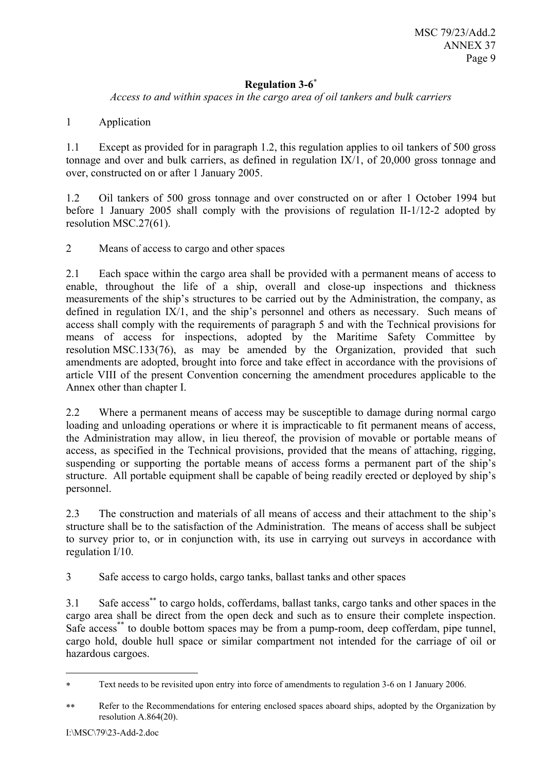**Regulation 3-6***

*Access to and within spaces in the cargo area of oil tankers and bulk carriers*

1 Application

1.1 Except as provided for in paragraph 1.2, this regulation applies to oil tankers of 500 gross tonnage and over and bulk carriers, as defined in regulation IX/1, of 20,000 gross tonnage and over, constructed on or after 1 January 2005.

1.2 Oil tankers of 500 gross tonnage and over constructed on or after 1 October 1994 but before 1 January 2005 shall comply with the provisions of regulation II-1/12-2 adopted by resolution MSC.27(61).

2 Means of access to cargo and other spaces

2.1 Each space within the cargo area shall be provided with a permanent means of access to enable, throughout the life of a ship, overall and close-up inspections and thickness measurements of the ship's structures to be carried out by the Administration, the company, as defined in regulation IX/1, and the ship's personnel and others as necessary. Such means of access shall comply with the requirements of paragraph 5 and with the Technical provisions for means of access for inspections, adopted by the Maritime Safety Committee by resolution MSC.133(76), as may be amended by the Organization, provided that such amendments are adopted, brought into force and take effect in accordance with the provisions of article VIII of the present Convention concerning the amendment procedures applicable to the Annex other than chapter I.

2.2 Where a permanent means of access may be susceptible to damage during normal cargo loading and unloading operations or where it is impracticable to fit permanent means of access, the Administration may allow, in lieu thereof, the provision of movable or portable means of access, as specified in the Technical provisions, provided that the means of attaching, rigging, suspending or supporting the portable means of access forms a permanent part of the ship's structure. All portable equipment shall be capable of being readily erected or deployed by ship's personnel.

2.3 The construction and materials of all means of access and their attachment to the ship's structure shall be to the satisfaction of the Administration. The means of access shall be subject to survey prior to, or in conjunction with, its use in carrying out surveys in accordance with regulation I/10.

3 Safe access to cargo holds, cargo tanks, ballast tanks and other spaces

3.1 Safe access** to cargo holds, cofferdams, ballast tanks, cargo tanks and other spaces in the cargo area shall be direct from the open deck and such as to ensure their complete inspection. Safe access** to double bottom spaces may be from a pump-room, deep cofferdam, pipe tunnel, cargo hold, double hull space or similar compartment not intended for the carriage of oil or hazardous cargoes.

---

\* Text needs to be revisited upon entry into force of amendments to regulation 3-6 on 1 January 2006.

\** Refer to the Recommendations for entering enclosed spaces aboard ships, adopted by the Organization by resolution A.864(20).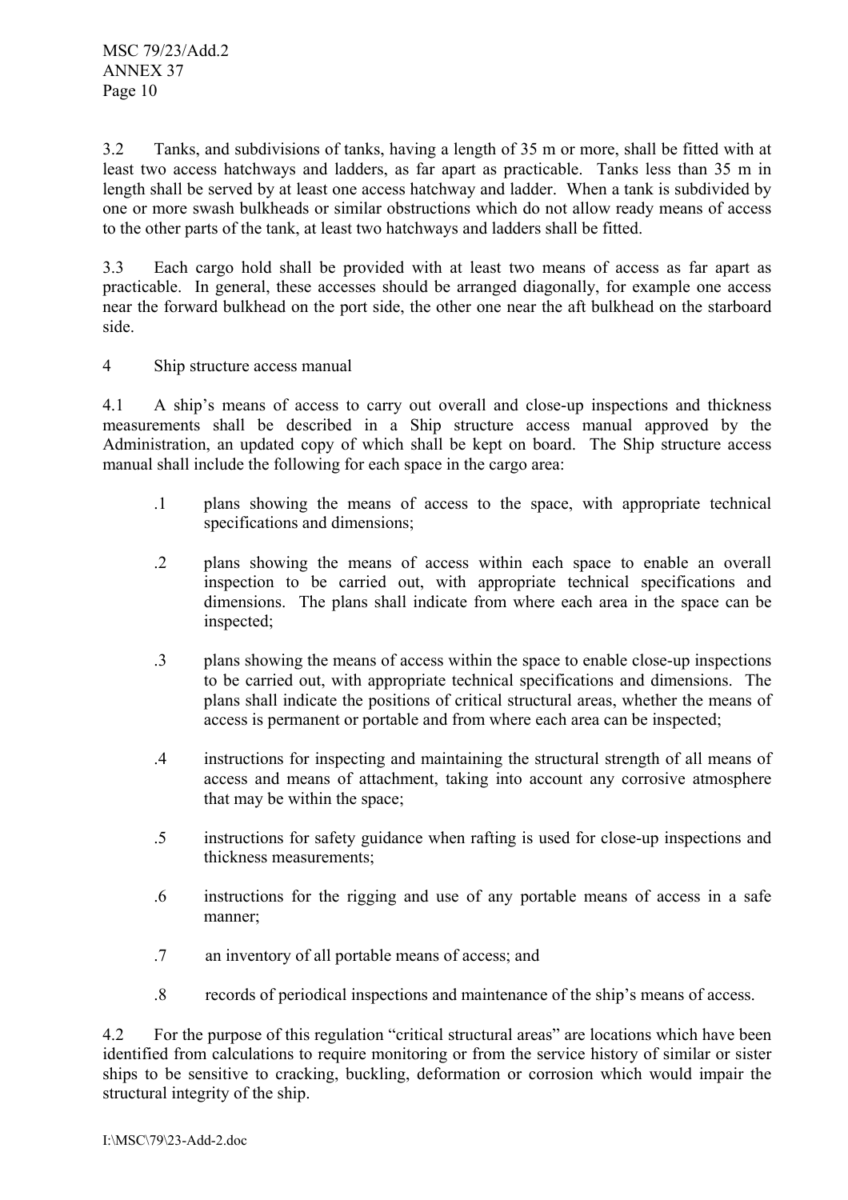3.2 Tanks, and subdivisions of tanks, having a length of 35 m or more, shall be fitted with at least two access hatchways and ladders, as far apart as practicable. Tanks less than 35 m in length shall be served by at least one access hatchway and ladder. When a tank is subdivided by one or more swash bulkheads or similar obstructions which do not allow ready means of access to the other parts of the tank, at least two hatchways and ladders shall be fitted.

3.3 Each cargo hold shall be provided with at least two means of access as far apart as practicable. In general, these accesses should be arranged diagonally, for example one access near the forward bulkhead on the port side, the other one near the aft bulkhead on the starboard side.

## 4 Ship structure access manual

4.1 A ship's means of access to carry out overall and close-up inspections and thickness measurements shall be described in a Ship structure access manual approved by the Administration, an updated copy of which shall be kept on board. The Ship structure access manual shall include the following for each space in the cargo area:

- .1 plans showing the means of access to the space, with appropriate technical specifications and dimensions;
- .2 plans showing the means of access within each space to enable an overall inspection to be carried out, with appropriate technical specifications and dimensions. The plans shall indicate from where each area in the space can be inspected;
- .3 plans showing the means of access within the space to enable close-up inspections to be carried out, with appropriate technical specifications and dimensions. The plans shall indicate the positions of critical structural areas, whether the means of access is permanent or portable and from where each area can be inspected;
- .4 instructions for inspecting and maintaining the structural strength of all means of access and means of attachment, taking into account any corrosive atmosphere that may be within the space;
- .5 instructions for safety guidance when rafting is used for close-up inspections and thickness measurements;
- .6 instructions for the rigging and use of any portable means of access in a safe manner;
- .7 an inventory of all portable means of access; and
- .8 records of periodical inspections and maintenance of the ship's means of access.

4.2 For the purpose of this regulation "critical structural areas" are locations which have been identified from calculations to require monitoring or from the service history of similar or sister ships to be sensitive to cracking, buckling, deformation or corrosion which would impair the structural integrity of the ship.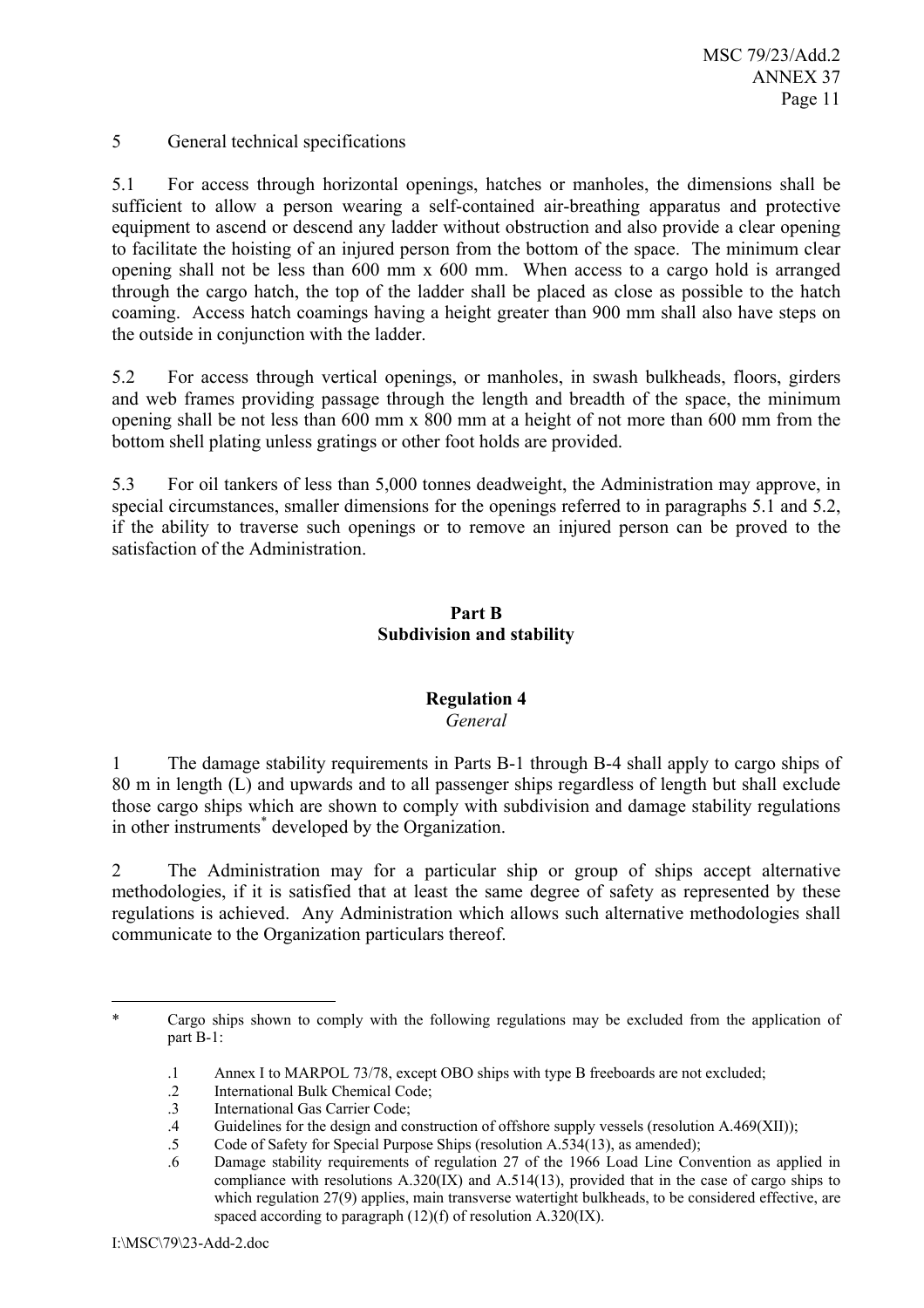5 General technical specifications

5.1 For access through horizontal openings, hatches or manholes, the dimensions shall be sufficient to allow a person wearing a self-contained air-breathing apparatus and protective equipment to ascend or descend any ladder without obstruction and also provide a clear opening to facilitate the hoisting of an injured person from the bottom of the space. The minimum clear opening shall not be less than 600 mm x 600 mm. When access to a cargo hold is arranged through the cargo hatch, the top of the ladder shall be placed as close as possible to the hatch coaming. Access hatch coamings having a height greater than 900 mm shall also have steps on the outside in conjunction with the ladder.

5.2 For access through vertical openings, or manholes, in swash bulkheads, floors, girders and web frames providing passage through the length and breadth of the space, the minimum opening shall be not less than 600 mm x 800 mm at a height of not more than 600 mm from the bottom shell plating unless gratings or other foot holds are provided.

5.3 For oil tankers of less than 5,000 tonnes deadweight, the Administration may approve, in special circumstances, smaller dimensions for the openings referred to in paragraphs 5.1 and 5.2, if the ability to traverse such openings or to remove an injured person can be proved to the satisfaction of the Administration.

## Part B
## Subdivision and stability

### Regulation 4
*General*

1 The damage stability requirements in Parts B-1 through B-4 shall apply to cargo ships of 80 m in length (L) and upwards and to all passenger ships regardless of length but shall exclude those cargo ships which are shown to comply with subdivision and damage stability regulations in other instruments* developed by the Organization.

2 The Administration may for a particular ship or group of ships accept alternative methodologies, if it is satisfied that at least the same degree of safety as represented by these regulations is achieved. Any Administration which allows such alternative methodologies shall communicate to the Organization particulars thereof.

---

\* Cargo ships shown to comply with the following regulations may be excluded from the application of part B-1:

.1 Annex I to MARPOL 73/78, except OBO ships with type B freeboards are not excluded;
.2 International Bulk Chemical Code;
.3 International Gas Carrier Code;
.4 Guidelines for the design and construction of offshore supply vessels (resolution A.469(XII));
.5 Code of Safety for Special Purpose Ships (resolution A.534(13), as amended);
.6 Damage stability requirements of regulation 27 of the 1966 Load Line Convention as applied in compliance with resolutions A.320(IX) and A.514(13), provided that in the case of cargo ships to which regulation 27(9) applies, main transverse watertight bulkheads, to be considered effective, are spaced according to paragraph (12)(f) of resolution A.320(IX).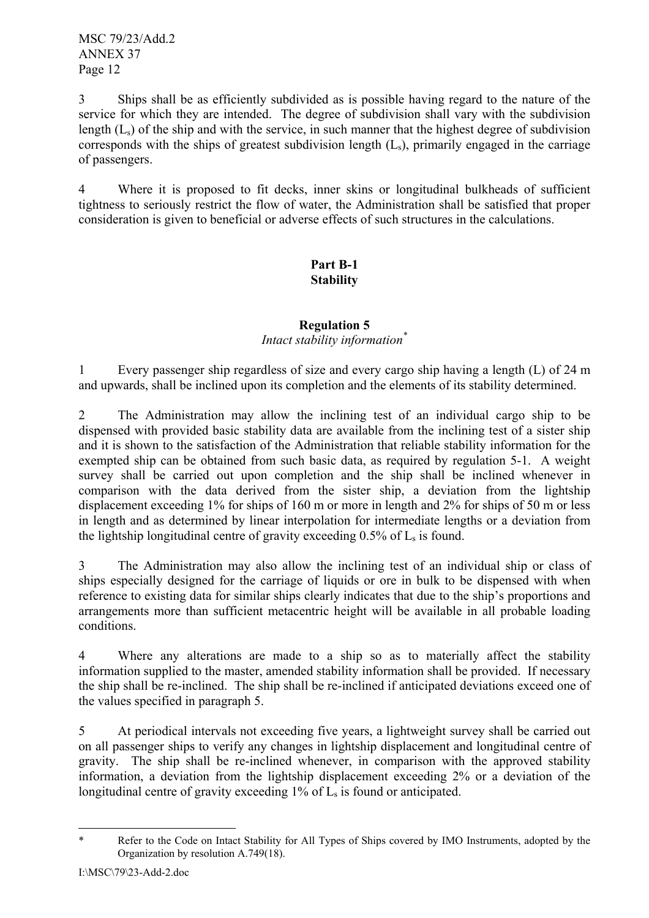3 Ships shall be as efficiently subdivided as is possible having regard to the nature of the service for which they are intended. The degree of subdivision shall vary with the subdivision length ($L_s$) of the ship and with the service, in such manner that the highest degree of subdivision corresponds with the ships of greatest subdivision length ($L_s$), primarily engaged in the carriage of passengers.

4 Where it is proposed to fit decks, inner skins or longitudinal bulkheads of sufficient tightness to seriously restrict the flow of water, the Administration shall be satisfied that proper consideration is given to beneficial or adverse effects of such structures in the calculations.

## Part B-1
## Stability

### Regulation 5
*Intact stability information*[*]

1 Every passenger ship regardless of size and every cargo ship having a length (L) of 24 m and upwards, shall be inclined upon its completion and the elements of its stability determined.

2 The Administration may allow the inclining test of an individual cargo ship to be dispensed with provided basic stability data are available from the inclining test of a sister ship and it is shown to the satisfaction of the Administration that reliable stability information for the exempted ship can be obtained from such basic data, as required by regulation 5-1. A weight survey shall be carried out upon completion and the ship shall be inclined whenever in comparison with the data derived from the sister ship, a deviation from the lightship displacement exceeding 1% for ships of 160 m or more in length and 2% for ships of 50 m or less in length and as determined by linear interpolation for intermediate lengths or a deviation from the lightship longitudinal centre of gravity exceeding 0.5% of $L_s$ is found.

3 The Administration may also allow the inclining test of an individual ship or class of ships especially designed for the carriage of liquids or ore in bulk to be dispensed with when reference to existing data for similar ships clearly indicates that due to the ship's proportions and arrangements more than sufficient metacentric height will be available in all probable loading conditions.

4 Where any alterations are made to a ship so as to materially affect the stability information supplied to the master, amended stability information shall be provided. If necessary the ship shall be re-inclined. The ship shall be re-inclined if anticipated deviations exceed one of the values specified in paragraph 5.

5 At periodical intervals not exceeding five years, a lightweight survey shall be carried out on all passenger ships to verify any changes in lightship displacement and longitudinal centre of gravity. The ship shall be re-inclined whenever, in comparison with the approved stability information, a deviation from the lightship displacement exceeding 2% or a deviation of the longitudinal centre of gravity exceeding 1% of $L_s$ is found or anticipated.

---

[*] Refer to the Code on Intact Stability for All Types of Ships covered by IMO Instruments, adopted by the Organization by resolution A.749(18).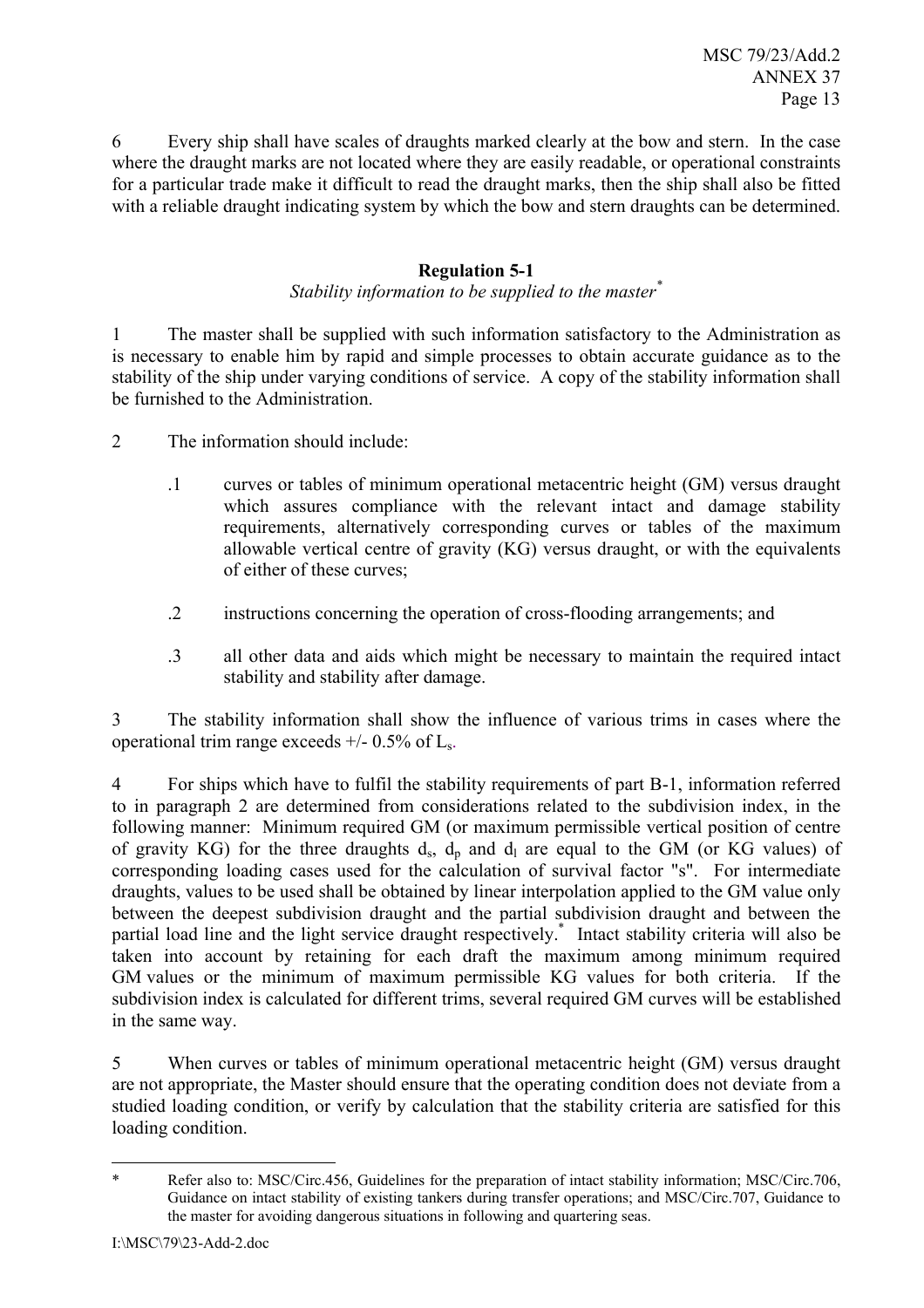6 Every ship shall have scales of draughts marked clearly at the bow and stern. In the case where the draught marks are not located where they are easily readable, or operational constraints for a particular trade make it difficult to read the draught marks, then the ship shall also be fitted with a reliable draught indicating system by which the bow and stern draughts can be determined.

## Regulation 5-1

*Stability information to be supplied to the master*[*]

1 The master shall be supplied with such information satisfactory to the Administration as is necessary to enable him by rapid and simple processes to obtain accurate guidance as to the stability of the ship under varying conditions of service. A copy of the stability information shall be furnished to the Administration.

2 The information should include:

.1 curves or tables of minimum operational metacentric height (GM) versus draught which assures compliance with the relevant intact and damage stability requirements, alternatively corresponding curves or tables of the maximum allowable vertical centre of gravity (KG) versus draught, or with the equivalents of either of these curves;

.2 instructions concerning the operation of cross-flooding arrangements; and

.3 all other data and aids which might be necessary to maintain the required intact stability and stability after damage.

3 The stability information shall show the influence of various trims in cases where the operational trim range exceeds +/- 0.5% of $L_s$.

4 For ships which have to fulfil the stability requirements of part B-1, information referred to in paragraph 2 are determined from considerations related to the subdivision index, in the following manner: Minimum required GM (or maximum permissible vertical position of centre of gravity KG) for the three draughts $d_s$, $d_p$ and $d_l$ are equal to the GM (or KG values) of corresponding loading cases used for the calculation of survival factor "s". For intermediate draughts, values to be used shall be obtained by linear interpolation applied to the GM value only between the deepest subdivision draught and the partial subdivision draught and between the partial load line and the light service draught respectively.[*] Intact stability criteria will also be taken into account by retaining for each draft the maximum among minimum required GM values or the minimum of maximum permissible KG values for both criteria. If the subdivision index is calculated for different trims, several required GM curves will be established in the same way.

5 When curves or tables of minimum operational metacentric height (GM) versus draught are not appropriate, the Master should ensure that the operating condition does not deviate from a studied loading condition, or verify by calculation that the stability criteria are satisfied for this loading condition.

---

[*] Refer also to: MSC/Circ.456, Guidelines for the preparation of intact stability information; MSC/Circ.706, Guidance on intact stability of existing tankers during transfer operations; and MSC/Circ.707, Guidance to the master for avoiding dangerous situations in following and quartering seas.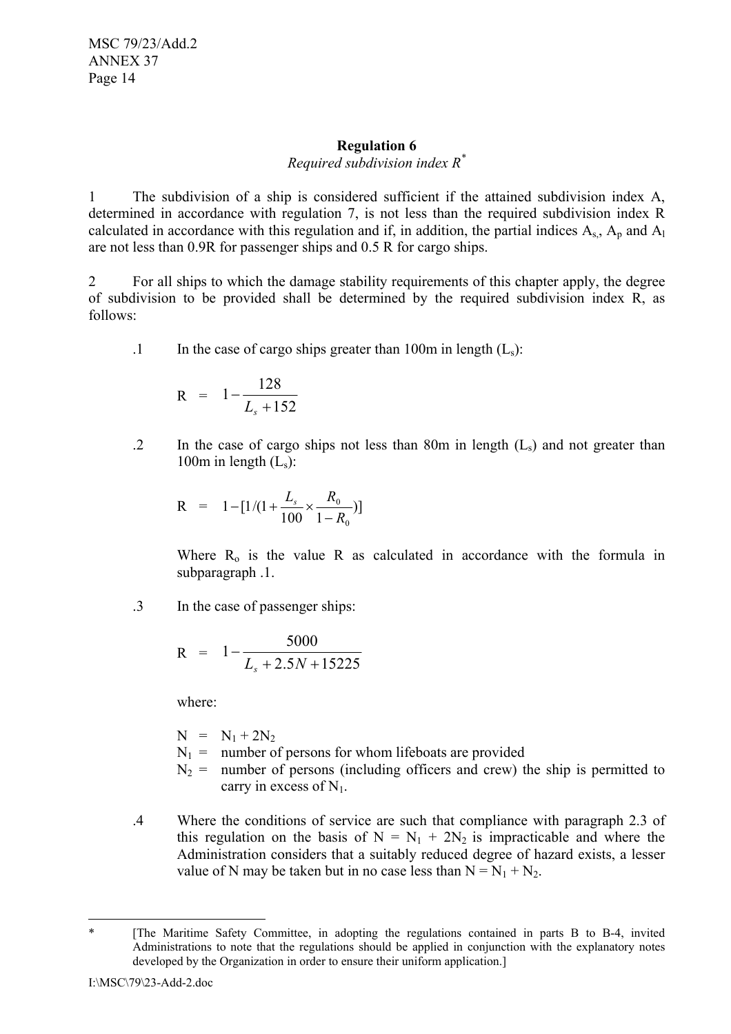**Regulation 6**

*Required subdivision index R**

1 The subdivision of a ship is considered sufficient if the attained subdivision index A, determined in accordance with regulation 7, is not less than the required subdivision index R calculated in accordance with this regulation and if, in addition, the partial indices $A_s$, $A_p$ and $A_l$ are not less than 0.9R for passenger ships and 0.5 R for cargo ships.

2 For all ships to which the damage stability requirements of this chapter apply, the degree of subdivision to be provided shall be determined by the required subdivision index R, as follows:

.1 In the case of cargo ships greater than 100m in length ($L_s$):

$$R = 1 - \frac{128}{L_s + 152}$$

.2 In the case of cargo ships not less than 80m in length ($L_s$) and not greater than 100m in length ($L_s$):

$$R = 1 - [1/(1 + \frac{L_s}{100} \times \frac{R_0}{1 - R_0})]$$

Where $R_o$ is the value R as calculated in accordance with the formula in subparagraph .1.

.3 In the case of passenger ships:

$$R = 1 - \frac{5000}{L_s + 2.5N + 15225}$$

where:

$N = N_1 + 2N_2$

$N_1$ = number of persons for whom lifeboats are provided

$N_2$ = number of persons (including officers and crew) the ship is permitted to carry in excess of $N_1$.

.4 Where the conditions of service are such that compliance with paragraph 2.3 of this regulation on the basis of $N = N_1 + 2N_2$ is impracticable and where the Administration considers that a suitably reduced degree of hazard exists, a lesser value of N may be taken but in no case less than $N = N_1 + N_2$.

---

\* [The Maritime Safety Committee, in adopting the regulations contained in parts B to B-4, invited Administrations to note that the regulations should be applied in conjunction with the explanatory notes developed by the Organization in order to ensure their uniform application.]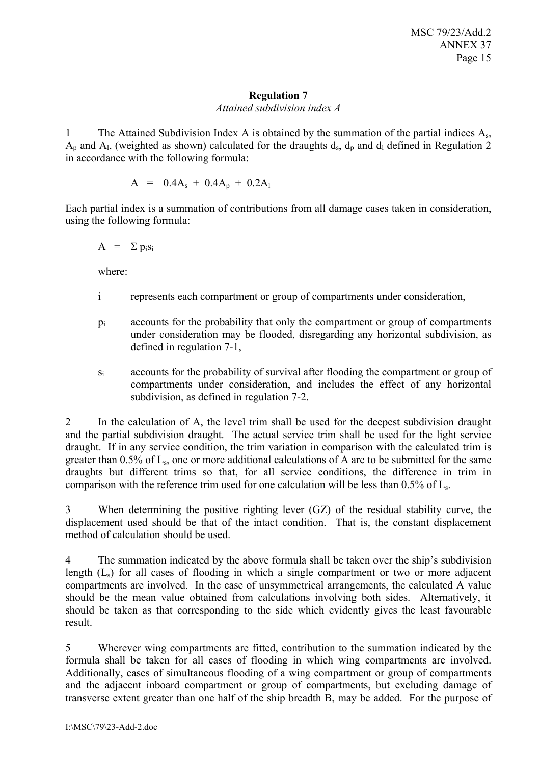## Regulation 7

*Attained subdivision index A*

1 The Attained Subdivision Index A is obtained by the summation of the partial indices $A_s$, $A_p$ and $A_l$, (weighted as shown) calculated for the draughts $d_s$, $d_p$ and $d_l$ defined in Regulation 2 in accordance with the following formula:

$$A = 0.4A_s + 0.4A_p + 0.2A_l$$

Each partial index is a summation of contributions from all damage cases taken in consideration, using the following formula:

$$A = \Sigma p_i s_i$$

where:

$i$ represents each compartment or group of compartments under consideration,

$p_i$ accounts for the probability that only the compartment or group of compartments under consideration may be flooded, disregarding any horizontal subdivision, as defined in regulation 7-1,

$s_i$ accounts for the probability of survival after flooding the compartment or group of compartments under consideration, and includes the effect of any horizontal subdivision, as defined in regulation 7-2.

2 In the calculation of A, the level trim shall be used for the deepest subdivision draught and the partial subdivision draught. The actual service trim shall be used for the light service draught. If in any service condition, the trim variation in comparison with the calculated trim is greater than 0.5% of $L_s$, one or more additional calculations of A are to be submitted for the same draughts but different trims so that, for all service conditions, the difference in trim in comparison with the reference trim used for one calculation will be less than 0.5% of $L_s$.

3 When determining the positive righting lever (GZ) of the residual stability curve, the displacement used should be that of the intact condition. That is, the constant displacement method of calculation should be used.

4 The summation indicated by the above formula shall be taken over the ship's subdivision length ($L_s$) for all cases of flooding in which a single compartment or two or more adjacent compartments are involved. In the case of unsymmetrical arrangements, the calculated A value should be the mean value obtained from calculations involving both sides. Alternatively, it should be taken as that corresponding to the side which evidently gives the least favourable result.

5 Wherever wing compartments are fitted, contribution to the summation indicated by the formula shall be taken for all cases of flooding in which wing compartments are involved. Additionally, cases of simultaneous flooding of a wing compartment or group of compartments and the adjacent inboard compartment or group of compartments, but excluding damage of transverse extent greater than one half of the ship breadth B, may be added. For the purpose of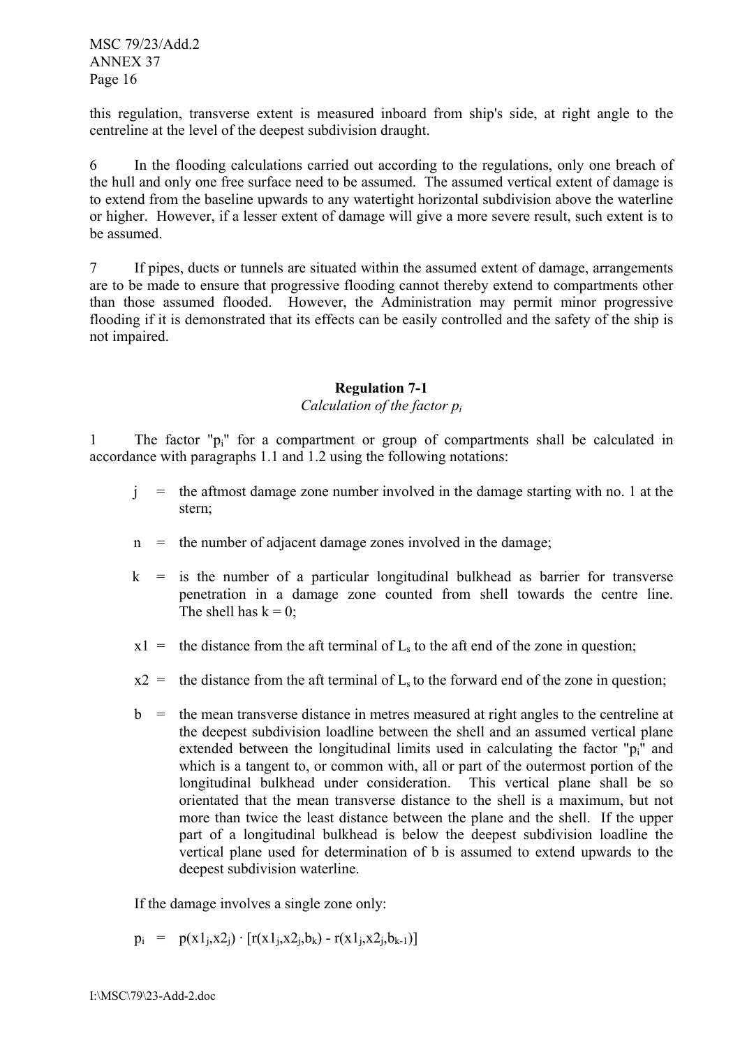this regulation, transverse extent is measured inboard from ship's side, at right angle to the centreline at the level of the deepest subdivision draught.

6 In the flooding calculations carried out according to the regulations, only one breach of the hull and only one free surface need to be assumed. The assumed vertical extent of damage is to extend from the baseline upwards to any watertight horizontal subdivision above the waterline or higher. However, if a lesser extent of damage will give a more severe result, such extent is to be assumed.

7 If pipes, ducts or tunnels are situated within the assumed extent of damage, arrangements are to be made to ensure that progressive flooding cannot thereby extend to compartments other than those assumed flooded. However, the Administration may permit minor progressive flooding if it is demonstrated that its effects can be easily controlled and the safety of the ship is not impaired.

## Regulation 7-1

*Calculation of the factor $p_i$*

1 The factor "$p_i$" for a compartment or group of compartments shall be calculated in accordance with paragraphs 1.1 and 1.2 using the following notations:

- j = the aftmost damage zone number involved in the damage starting with no. 1 at the stern;
- n = the number of adjacent damage zones involved in the damage;
- k = is the number of a particular longitudinal bulkhead as barrier for transverse penetration in a damage zone counted from shell towards the centre line. The shell has k = 0;
- x1 = the distance from the aft terminal of $L_s$ to the aft end of the zone in question;
- x2 = the distance from the aft terminal of $L_s$ to the forward end of the zone in question;
- b = the mean transverse distance in metres measured at right angles to the centreline at the deepest subdivision loadline between the shell and an assumed vertical plane extended between the longitudinal limits used in calculating the factor "$p_i$" and which is a tangent to, or common with, all or part of the outermost portion of the longitudinal bulkhead under consideration. This vertical plane shall be so orientated that the mean transverse distance to the shell is a maximum, but not more than twice the least distance between the plane and the shell. If the upper part of a longitudinal bulkhead is below the deepest subdivision loadline the vertical plane used for determination of b is assumed to extend upwards to the deepest subdivision waterline.

If the damage involves a single zone only:

$$p_i = p(x1_j, x2_j) \cdot [r(x1_j, x2_j, b_k) - r(x1_j, x2_j, b_{k-1})]$$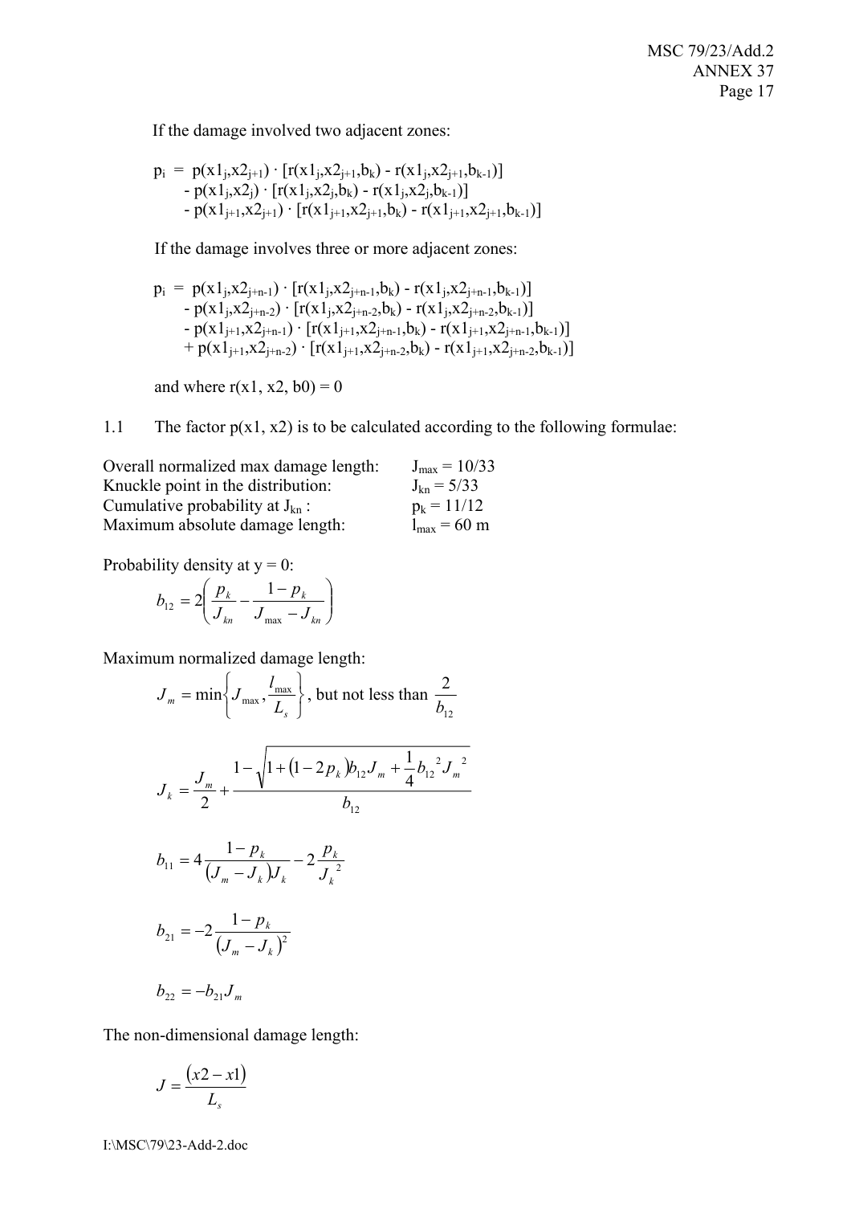If the damage involved two adjacent zones:

$$
\begin{aligned}
p_i = \; & p(x1_j,x2_{j+1}) \cdot [r(x1_j,x2_{j+1},b_k) - r(x1_j,x2_{j+1},b_{k-1})] \\
& - p(x1_j,x2_j) \cdot [r(x1_j,x2_j,b_k) - r(x1_j,x2_j,b_{k-1})] \\
& - p(x1_{j+1},x2_{j+1}) \cdot [r(x1_{j+1},x2_{j+1},b_k) - r(x1_{j+1},x2_{j+1},b_{k-1})]
\end{aligned}
$$

If the damage involves three or more adjacent zones:

$$
\begin{aligned}
p_i = \; & p(x1_j,x2_{j+n-1}) \cdot [r(x1_j,x2_{j+n-1},b_k) - r(x1_j,x2_{j+n-1},b_{k-1})] \\
& - p(x1_j,x2_{j+n-2}) \cdot [r(x1_j,x2_{j+n-2},b_k) - r(x1_j,x2_{j+n-2},b_{k-1})] \\
& - p(x1_{j+1},x2_{j+n-1}) \cdot [r(x1_{j+1},x2_{j+n-1},b_k) - r(x1_{j+1},x2_{j+n-1},b_{k-1})] \\
& + p(x1_{j+1},x2_{j+n-2}) \cdot [r(x1_{j+1},x2_{j+n-2},b_k) - r(x1_{j+1},x2_{j+n-2},b_{k-1})]
\end{aligned}
$$

and where $r(x1, x2, b0) = 0$

1.1 The factor $p(x1, x2)$ is to be calculated according to the following formulae:

| | |
|---|---|
| Overall normalized max damage length: | $J_{max} = 10/33$ |
| Knuckle point in the distribution: | $J_{kn} = 5/33$ |
| Cumulative probability at $J_{kn}$ : | $p_k = 11/12$ |
| Maximum absolute damage length: | $l_{max} = 60$ m |

Probability density at y = 0:

$$b_{12} = 2\left(\frac{p_k}{J_{kn}} - \frac{1-p_k}{J_{max} - J_{kn}}\right)$$

Maximum normalized damage length:

$$J_m = \min\left\{J_{max}, \frac{l_{max}}{L_s}\right\}, \text{ but not less than } \frac{2}{b_{12}}$$

$$J_k = \frac{J_m}{2} + \frac{1 - \sqrt{1 + (1 - 2p_k)b_{12}J_m + \frac{1}{4}{b_{12}}^2{J_m}^2}}{b_{12}}$$

$$b_{11} = 4\frac{1-p_k}{(J_m - J_k)J_k} - 2\frac{p_k}{{J_k}^2}$$

$$b_{21} = -2\frac{1-p_k}{(J_m - J_k)^2}$$

$$b_{22} = -b_{21}J_m$$

The non-dimensional damage length:

$$J = \frac{(x2 - x1)}{L_s}$$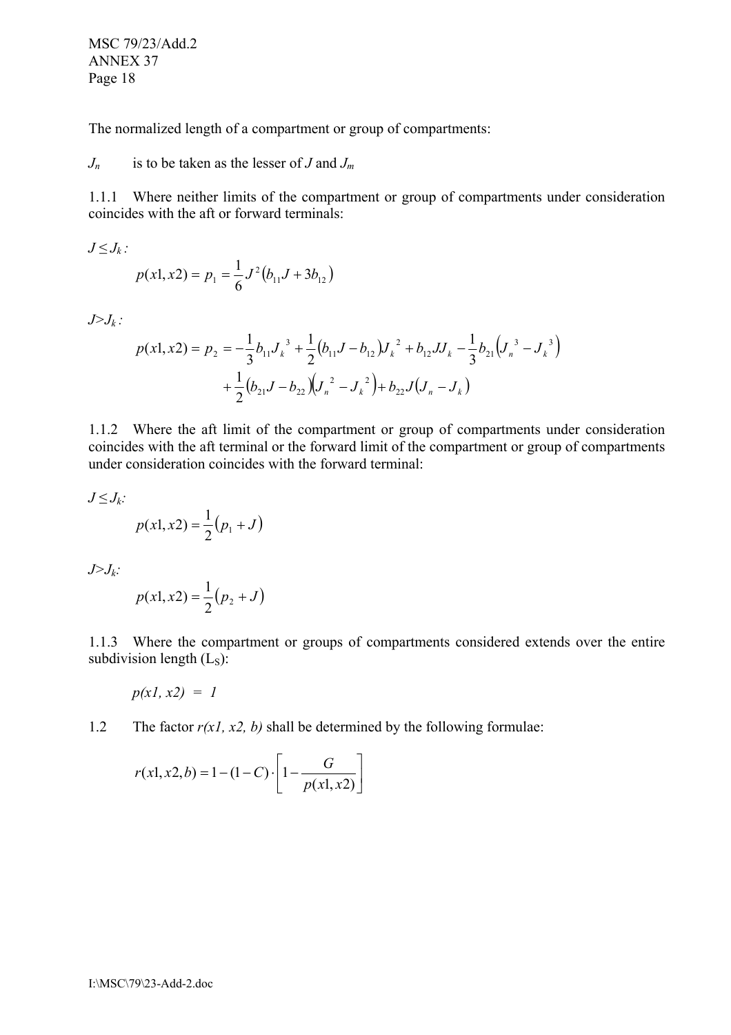The normalized length of a compartment or group of compartments:

$J_n$ is to be taken as the lesser of $J$ and $J_m$

1.1.1 Where neither limits of the compartment or group of compartments under consideration coincides with the aft or forward terminals:

$J \leq J_k$:

$$p(x1,x2) = p_1 = \frac{1}{6}J^2\left(b_{11}J + 3b_{12}\right)$$

$J > J_k$:

$$p(x1,x2) = p_2 = -\frac{1}{3}b_{11}J_k^{\,3} + \frac{1}{2}\left(b_{11}J - b_{12}\right)J_k^{\,2} + b_{12}JJ_k - \frac{1}{3}b_{21}\left(J_n^{\,3} - J_k^{\,3}\right)$$
$$+\frac{1}{2}\left(b_{21}J - b_{22}\right)\left(J_n^{\,2} - J_k^{\,2}\right) + b_{22}J\left(J_n - J_k\right)$$

1.1.2 Where the aft limit of the compartment or group of compartments under consideration coincides with the aft terminal or the forward limit of the compartment or group of compartments under consideration coincides with the forward terminal:

$J \leq J_k$:

$$p(x1,x2) = \frac{1}{2}\left(p_1 + J\right)$$

$J > J_k$:

$$p(x1,x2) = \frac{1}{2}\left(p_2 + J\right)$$

1.1.3 Where the compartment or groups of compartments considered extends over the entire subdivision length ($L_S$):

$$p(x1, x2) = 1$$

1.2 The factor $r(x1, x2, b)$ shall be determined by the following formulae:

$$r(x1,x2,b) = 1 - (1 - C) \cdot \left[1 - \frac{G}{p(x1,x2)}\right]$$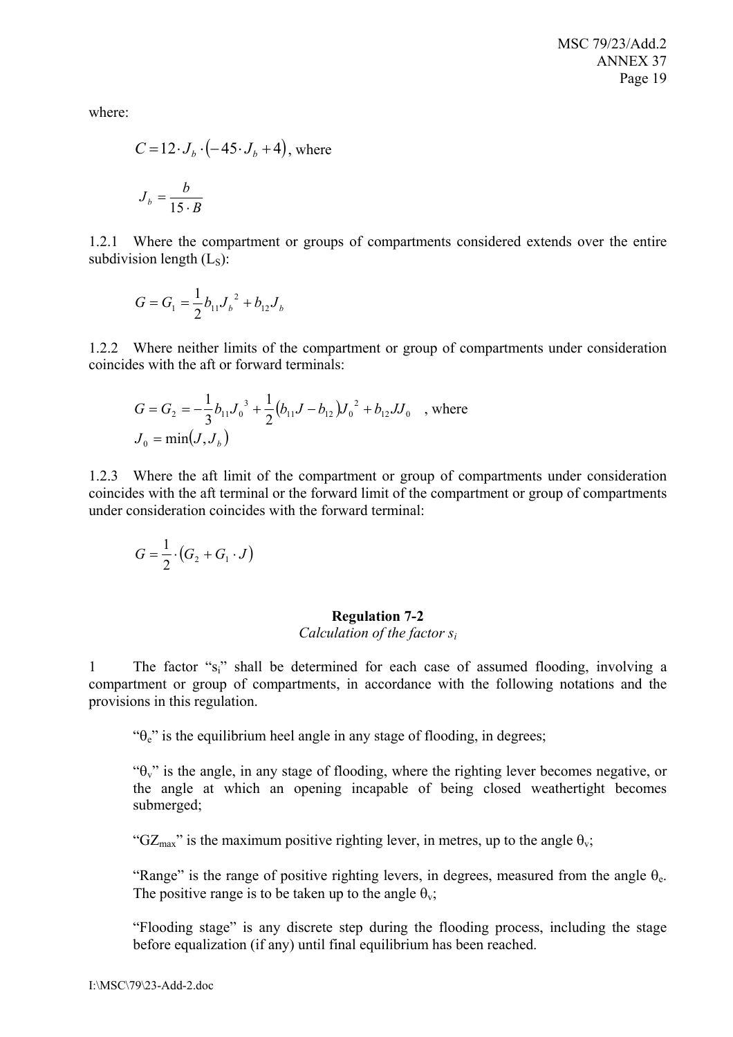where:

$$C = 12 \cdot J_b \cdot (-45 \cdot J_b + 4) \text{, where}$$

$$J_b = \frac{b}{15 \cdot B}$$

1.2.1 Where the compartment or groups of compartments considered extends over the entire subdivision length ($L_S$):

$$G = G_1 = \frac{1}{2} b_{11} J_b^{\ 2} + b_{12} J_b$$

1.2.2 Where neither limits of the compartment or group of compartments under consideration coincides with the aft or forward terminals:

$$G = G_2 = -\frac{1}{3} b_{11} J_0^{\ 3} + \frac{1}{2}(b_{11} J - b_{12}) J_0^{\ 2} + b_{12} J J_0 \quad \text{, where}$$

$$J_0 = \min(J, J_b)$$

1.2.3 Where the aft limit of the compartment or group of compartments under consideration coincides with the aft terminal or the forward limit of the compartment or group of compartments under consideration coincides with the forward terminal:

$$G = \frac{1}{2} \cdot (G_2 + G_1 \cdot J)$$

**Regulation 7-2**

*Calculation of the factor $s_i$*

1 The factor "$s_i$" shall be determined for each case of assumed flooding, involving a compartment or group of compartments, in accordance with the following notations and the provisions in this regulation.

"$\theta_e$" is the equilibrium heel angle in any stage of flooding, in degrees;

"$\theta_v$" is the angle, in any stage of flooding, where the righting lever becomes negative, or the angle at which an opening incapable of being closed weathertight becomes submerged;

"$GZ_{max}$" is the maximum positive righting lever, in metres, up to the angle $\theta_v$;

"Range" is the range of positive righting levers, in degrees, measured from the angle $\theta_e$. The positive range is to be taken up to the angle $\theta_v$;

"Flooding stage" is any discrete step during the flooding process, including the stage before equalization (if any) until final equilibrium has been reached.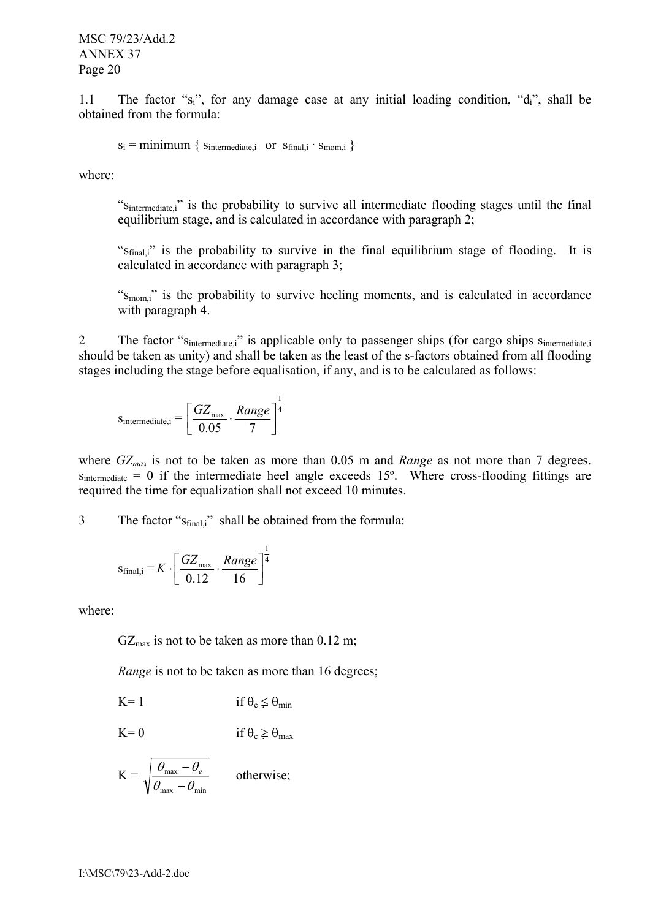1.1 The factor "$s_i$", for any damage case at any initial loading condition, "$d_i$", shall be obtained from the formula:

$$s_i = \text{minimum} \{ s_{intermediate,i} \text{ or } s_{final,i} \cdot s_{mom,i} \}$$

where:

"$s_{intermediate,i}$" is the probability to survive all intermediate flooding stages until the final equilibrium stage, and is calculated in accordance with paragraph 2;

"$s_{final,i}$" is the probability to survive in the final equilibrium stage of flooding. It is calculated in accordance with paragraph 3;

"$s_{mom,i}$" is the probability to survive heeling moments, and is calculated in accordance with paragraph 4.

2 The factor "$s_{intermediate,i}$" is applicable only to passenger ships (for cargo ships $s_{intermediate,i}$ should be taken as unity) and shall be taken as the least of the s-factors obtained from all flooding stages including the stage before equalisation, if any, and is to be calculated as follows:

$$s_{intermediate,i} = \left[ \frac{GZ_{max}}{0.05} \cdot \frac{Range}{7} \right]^{\frac{1}{4}}$$

where $GZ_{max}$ is not to be taken as more than 0.05 m and *Range* as not more than 7 degrees. $s_{intermediate} = 0$ if the intermediate heel angle exceeds 15º. Where cross-flooding fittings are required the time for equalization shall not exceed 10 minutes.

3 The factor "$s_{final,i}$" shall be obtained from the formula:

$$s_{final,i} = K \cdot \left[ \frac{GZ_{max}}{0.12} \cdot \frac{Range}{16} \right]^{\frac{1}{4}}$$

where:

$GZ_{max}$ is not to be taken as more than 0.12 m;

*Range* is not to be taken as more than 16 degrees;

$K = 1$ if $\theta_e \lesseqgtr \theta_{min}$

$K = 0$ if $\theta_e \gtreqless \theta_{max}$

$K = \sqrt{\frac{\theta_{max} - \theta_e}{\theta_{max} - \theta_{min}}}$ otherwise;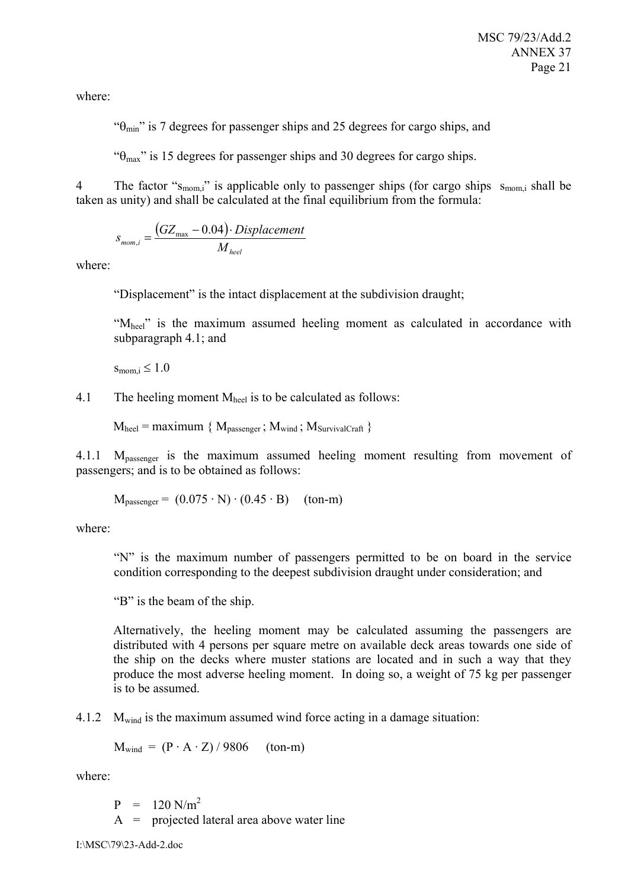where:

> "$\theta_{min}$" is 7 degrees for passenger ships and 25 degrees for cargo ships, and
>
> "$\theta_{max}$" is 15 degrees for passenger ships and 30 degrees for cargo ships.

4 The factor "$s_{mom,i}$" is applicable only to passenger ships (for cargo ships $s_{mom,i}$ shall be taken as unity) and shall be calculated at the final equilibrium from the formula:

$$s_{mom,i} = \frac{(GZ_{max} - 0.04) \cdot Displacement}{M_{heel}}$$

where:

> "Displacement" is the intact displacement at the subdivision draught;
>
> "$M_{heel}$" is the maximum assumed heeling moment as calculated in accordance with subparagraph 4.1; and
>
> $s_{mom,i} \leq 1.0$

4.1 The heeling moment $M_{heel}$ is to be calculated as follows:

$$M_{heel} = \text{maximum} \{ M_{passenger} ; M_{wind} ; M_{SurvivalCraft} \}$$

4.1.1 $M_{passenger}$ is the maximum assumed heeling moment resulting from movement of passengers; and is to be obtained as follows:

$$M_{passenger} = (0.075 \cdot N) \cdot (0.45 \cdot B) \quad \text{(ton-m)}$$

where:

> "N" is the maximum number of passengers permitted to be on board in the service condition corresponding to the deepest subdivision draught under consideration; and
>
> "B" is the beam of the ship.
>
> Alternatively, the heeling moment may be calculated assuming the passengers are distributed with 4 persons per square metre on available deck areas towards one side of the ship on the decks where muster stations are located and in such a way that they produce the most adverse heeling moment. In doing so, a weight of 75 kg per passenger is to be assumed.

4.1.2 $M_{wind}$ is the maximum assumed wind force acting in a damage situation:

$$M_{wind} = (P \cdot A \cdot Z) / 9806 \quad \text{(ton-m)}$$

where:

> $P$ = 120 N/m$^2$
>
> $A$ = projected lateral area above water line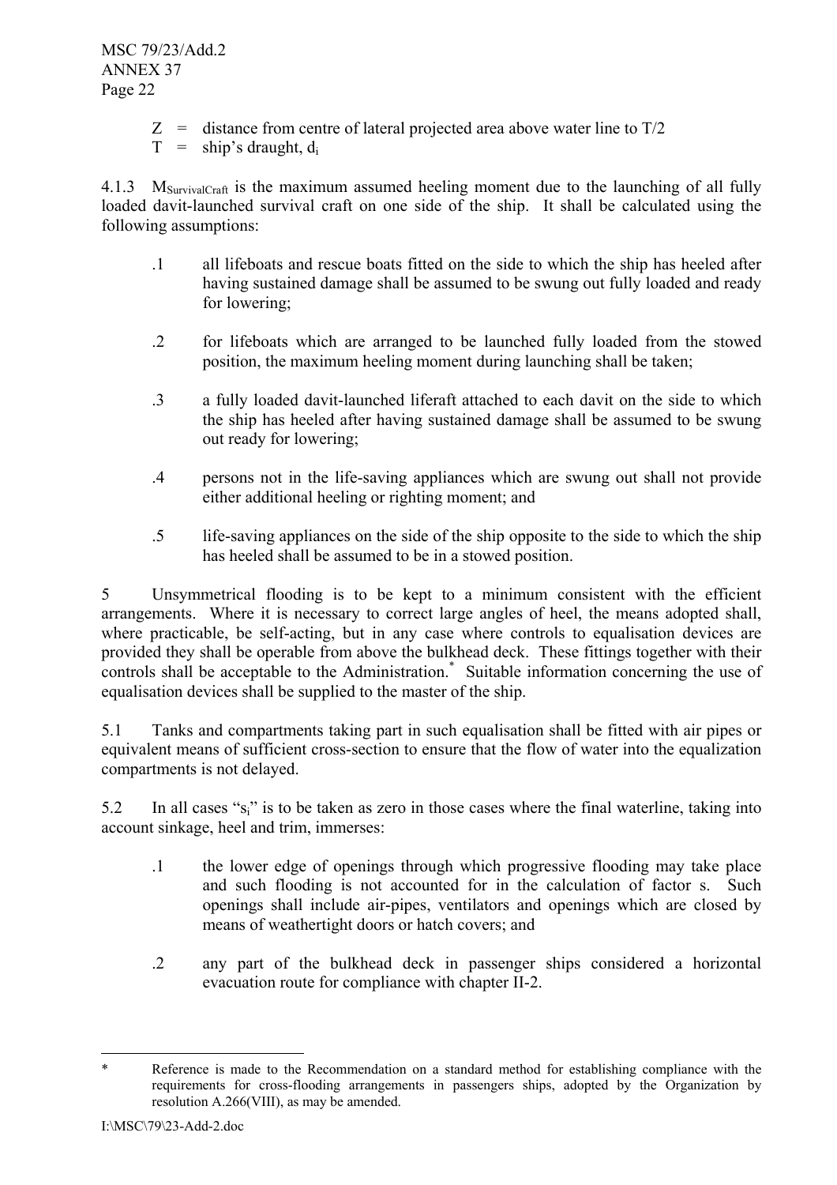Z = distance from centre of lateral projected area above water line to T/2

T = ship's draught, $d_i$

4.1.3 $M_{SurvivalCraft}$ is the maximum assumed heeling moment due to the launching of all fully loaded davit-launched survival craft on one side of the ship. It shall be calculated using the following assumptions:

.1 all lifeboats and rescue boats fitted on the side to which the ship has heeled after having sustained damage shall be assumed to be swung out fully loaded and ready for lowering;

.2 for lifeboats which are arranged to be launched fully loaded from the stowed position, the maximum heeling moment during launching shall be taken;

.3 a fully loaded davit-launched liferaft attached to each davit on the side to which the ship has heeled after having sustained damage shall be assumed to be swung out ready for lowering;

.4 persons not in the life-saving appliances which are swung out shall not provide either additional heeling or righting moment; and

.5 life-saving appliances on the side of the ship opposite to the side to which the ship has heeled shall be assumed to be in a stowed position.

5 Unsymmetrical flooding is to be kept to a minimum consistent with the efficient arrangements. Where it is necessary to correct large angles of heel, the means adopted shall, where practicable, be self-acting, but in any case where controls to equalisation devices are provided they shall be operable from above the bulkhead deck. These fittings together with their controls shall be acceptable to the Administration.* Suitable information concerning the use of equalisation devices shall be supplied to the master of the ship.

5.1 Tanks and compartments taking part in such equalisation shall be fitted with air pipes or equivalent means of sufficient cross-section to ensure that the flow of water into the equalization compartments is not delayed.

5.2 In all cases "$s_i$" is to be taken as zero in those cases where the final waterline, taking into account sinkage, heel and trim, immerses:

.1 the lower edge of openings through which progressive flooding may take place and such flooding is not accounted for in the calculation of factor s. Such openings shall include air-pipes, ventilators and openings which are closed by means of weathertight doors or hatch covers; and

.2 any part of the bulkhead deck in passenger ships considered a horizontal evacuation route for compliance with chapter II-2.

---

\* Reference is made to the Recommendation on a standard method for establishing compliance with the requirements for cross-flooding arrangements in passengers ships, adopted by the Organization by resolution A.266(VIII), as may be amended.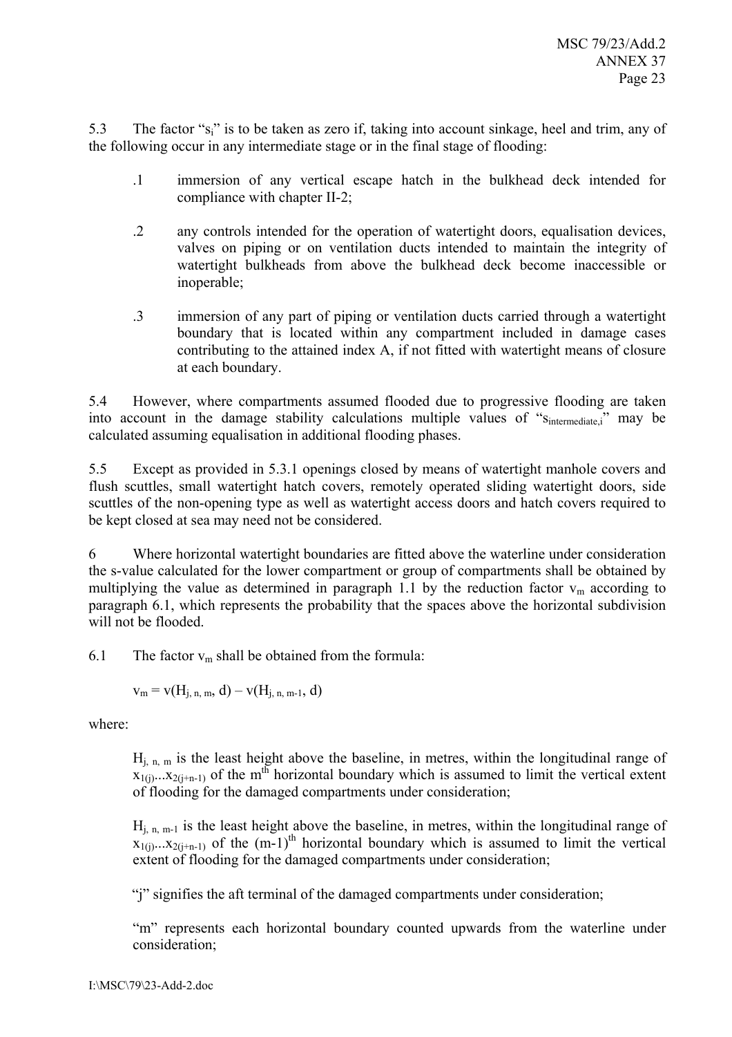5.3 The factor "$s_i$" is to be taken as zero if, taking into account sinkage, heel and trim, any of the following occur in any intermediate stage or in the final stage of flooding:

.1 immersion of any vertical escape hatch in the bulkhead deck intended for compliance with chapter II-2;

.2 any controls intended for the operation of watertight doors, equalisation devices, valves on piping or on ventilation ducts intended to maintain the integrity of watertight bulkheads from above the bulkhead deck become inaccessible or inoperable;

.3 immersion of any part of piping or ventilation ducts carried through a watertight boundary that is located within any compartment included in damage cases contributing to the attained index A, if not fitted with watertight means of closure at each boundary.

5.4 However, where compartments assumed flooded due to progressive flooding are taken into account in the damage stability calculations multiple values of "$s_{intermediate,i}$" may be calculated assuming equalisation in additional flooding phases.

5.5 Except as provided in 5.3.1 openings closed by means of watertight manhole covers and flush scuttles, small watertight hatch covers, remotely operated sliding watertight doors, side scuttles of the non-opening type as well as watertight access doors and hatch covers required to be kept closed at sea may need not be considered.

6 Where horizontal watertight boundaries are fitted above the waterline under consideration the s-value calculated for the lower compartment or group of compartments shall be obtained by multiplying the value as determined in paragraph 1.1 by the reduction factor $v_m$ according to paragraph 6.1, which represents the probability that the spaces above the horizontal subdivision will not be flooded.

6.1 The factor $v_m$ shall be obtained from the formula:

$$v_m = v(H_{j,\,n,\,m},\, d) - v(H_{j,\,n,\,m-1},\, d)$$

where:

$H_{j,\,n,\,m}$ is the least height above the baseline, in metres, within the longitudinal range of $x_{1(j)}...x_{2(j+n-1)}$ of the $m^{th}$ horizontal boundary which is assumed to limit the vertical extent of flooding for the damaged compartments under consideration;

$H_{j,\,n,\,m-1}$ is the least height above the baseline, in metres, within the longitudinal range of $x_{1(j)}...x_{2(j+n-1)}$ of the $(m-1)^{th}$ horizontal boundary which is assumed to limit the vertical extent of flooding for the damaged compartments under consideration;

"j" signifies the aft terminal of the damaged compartments under consideration;

"m" represents each horizontal boundary counted upwards from the waterline under consideration;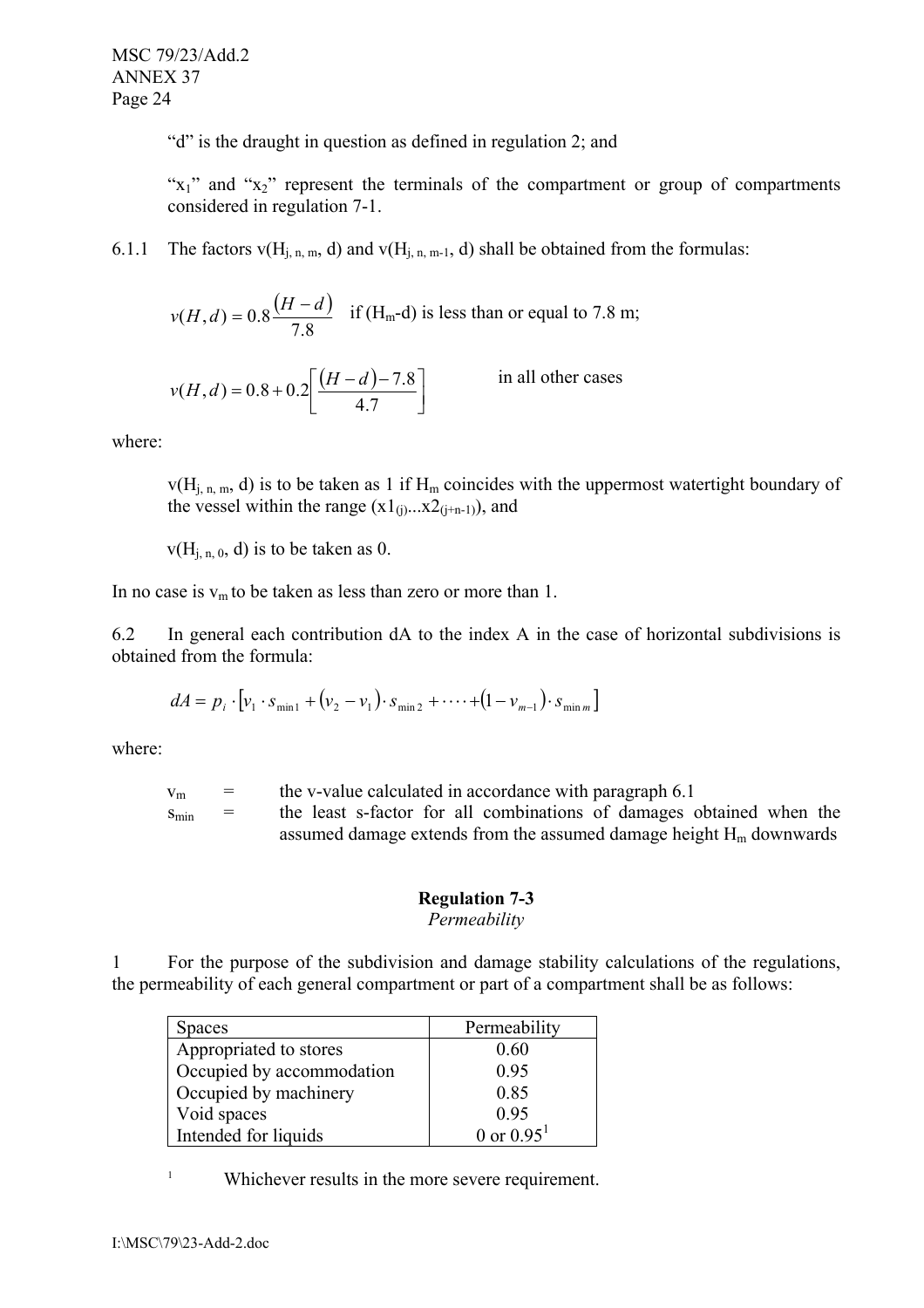"d" is the draught in question as defined in regulation 2; and

"$x_1$" and "$x_2$" represent the terminals of the compartment or group of compartments considered in regulation 7-1.

6.1.1 The factors $v(H_{j, n, m}, d)$ and $v(H_{j, n, m-1}, d)$ shall be obtained from the formulas:

$$v(H, d) = 0.8 \frac{(H - d)}{7.8} \quad \text{if } (H_m\text{-}d) \text{ is less than or equal to 7.8 m;}$$

$$v(H, d) = 0.8 + 0.2 \left[ \frac{(H - d) - 7.8}{4.7} \right] \quad \text{in all other cases}$$

where:

$v(H_{j, n, m}, d)$ is to be taken as 1 if $H_m$ coincides with the uppermost watertight boundary of the vessel within the range $(x1_{(j)}...x2_{(j+n-1)})$, and

$v(H_{j, n, 0}, d)$ is to be taken as 0.

In no case is $v_m$ to be taken as less than zero or more than 1.

6.2 In general each contribution dA to the index A in the case of horizontal subdivisions is obtained from the formula:

$$dA = p_i \cdot [v_1 \cdot s_{\min 1} + (v_2 - v_1) \cdot s_{\min 2} + \cdots + (1 - v_{m-1}) \cdot s_{\min m}]$$

where:

$v_m$ = the v-value calculated in accordance with paragraph 6.1

$s_{min}$ = the least s-factor for all combinations of damages obtained when the assumed damage extends from the assumed damage height $H_m$ downwards

**Regulation 7-3**

*Permeability*

1 For the purpose of the subdivision and damage stability calculations of the regulations, the permeability of each general compartment or part of a compartment shall be as follows:

| Spaces | Permeability |
|---|---|
| Appropriated to stores | 0.60 |
| Occupied by accommodation | 0.95 |
| Occupied by machinery | 0.85 |
| Void spaces | 0.95 |
| Intended for liquids | 0 or 0.95[1] |

[1] Whichever results in the more severe requirement.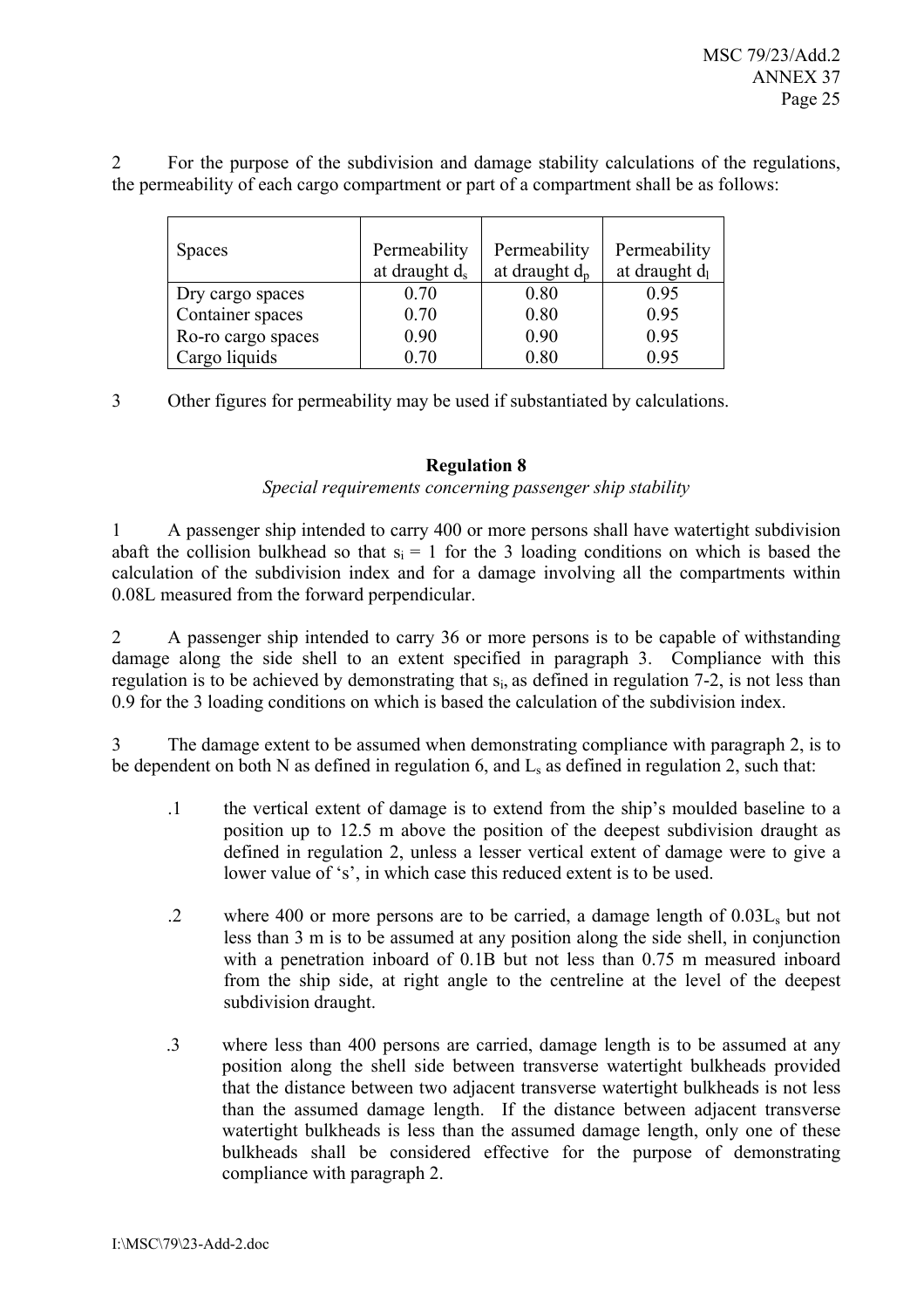2 For the purpose of the subdivision and damage stability calculations of the regulations, the permeability of each cargo compartment or part of a compartment shall be as follows:

| Spaces | Permeability at draught $d_s$ | Permeability at draught $d_p$ | Permeability at draught $d_l$ |
|---|---|---|---|
| Dry cargo spaces | 0.70 | 0.80 | 0.95 |
| Container spaces | 0.70 | 0.80 | 0.95 |
| Ro-ro cargo spaces | 0.90 | 0.90 | 0.95 |
| Cargo liquids | 0.70 | 0.80 | 0.95 |

3 Other figures for permeability may be used if substantiated by calculations.

**Regulation 8**

*Special requirements concerning passenger ship stability*

1 A passenger ship intended to carry 400 or more persons shall have watertight subdivision abaft the collision bulkhead so that $s_i = 1$ for the 3 loading conditions on which is based the calculation of the subdivision index and for a damage involving all the compartments within 0.08L measured from the forward perpendicular.

2 A passenger ship intended to carry 36 or more persons is to be capable of withstanding damage along the side shell to an extent specified in paragraph 3. Compliance with this regulation is to be achieved by demonstrating that $s_i$, as defined in regulation 7-2, is not less than 0.9 for the 3 loading conditions on which is based the calculation of the subdivision index.

3 The damage extent to be assumed when demonstrating compliance with paragraph 2, is to be dependent on both N as defined in regulation 6, and $L_s$ as defined in regulation 2, such that:

.1 the vertical extent of damage is to extend from the ship's moulded baseline to a position up to 12.5 m above the position of the deepest subdivision draught as defined in regulation 2, unless a lesser vertical extent of damage were to give a lower value of 's', in which case this reduced extent is to be used.

.2 where 400 or more persons are to be carried, a damage length of $0.03L_s$ but not less than 3 m is to be assumed at any position along the side shell, in conjunction with a penetration inboard of 0.1B but not less than 0.75 m measured inboard from the ship side, at right angle to the centreline at the level of the deepest subdivision draught.

.3 where less than 400 persons are carried, damage length is to be assumed at any position along the shell side between transverse watertight bulkheads provided that the distance between two adjacent transverse watertight bulkheads is not less than the assumed damage length. If the distance between adjacent transverse watertight bulkheads is less than the assumed damage length, only one of these bulkheads shall be considered effective for the purpose of demonstrating compliance with paragraph 2.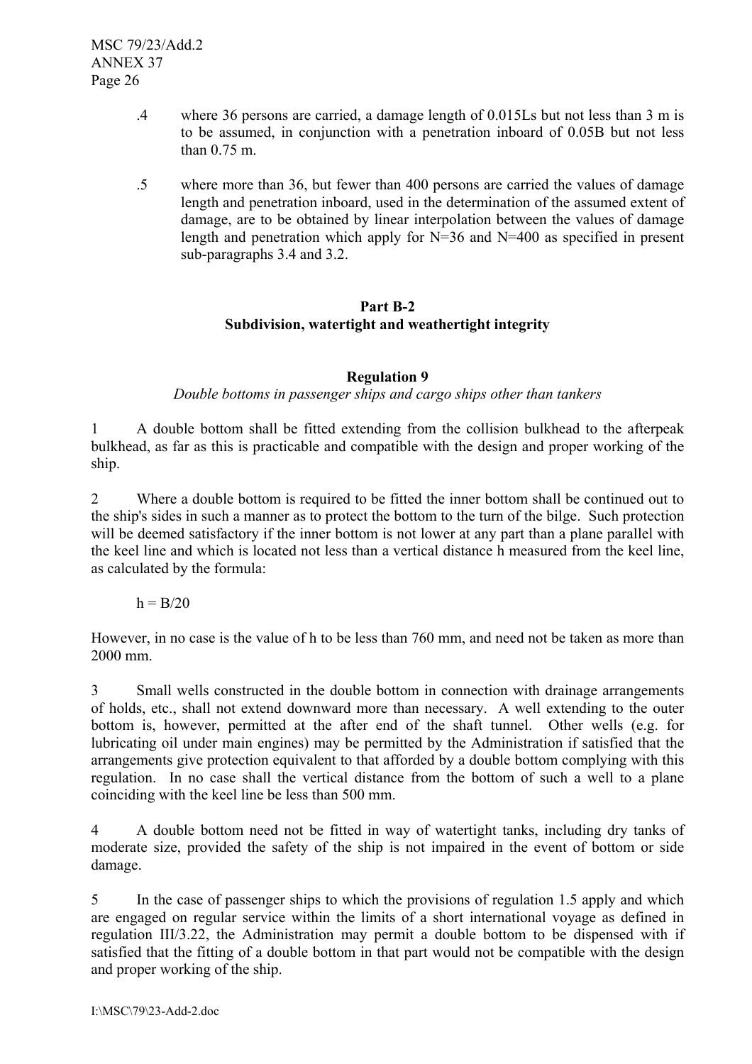.4 where 36 persons are carried, a damage length of 0.015Ls but not less than 3 m is to be assumed, in conjunction with a penetration inboard of 0.05B but not less than 0.75 m.

.5 where more than 36, but fewer than 400 persons are carried the values of damage length and penetration inboard, used in the determination of the assumed extent of damage, are to be obtained by linear interpolation between the values of damage length and penetration which apply for N=36 and N=400 as specified in present sub-paragraphs 3.4 and 3.2.

## Part B-2
## Subdivision, watertight and weathertight integrity

### Regulation 9
*Double bottoms in passenger ships and cargo ships other than tankers*

1 A double bottom shall be fitted extending from the collision bulkhead to the afterpeak bulkhead, as far as this is practicable and compatible with the design and proper working of the ship.

2 Where a double bottom is required to be fitted the inner bottom shall be continued out to the ship's sides in such a manner as to protect the bottom to the turn of the bilge. Such protection will be deemed satisfactory if the inner bottom is not lower at any part than a plane parallel with the keel line and which is located not less than a vertical distance h measured from the keel line, as calculated by the formula:

$$h = B/20$$

However, in no case is the value of h to be less than 760 mm, and need not be taken as more than 2000 mm.

3 Small wells constructed in the double bottom in connection with drainage arrangements of holds, etc., shall not extend downward more than necessary. A well extending to the outer bottom is, however, permitted at the after end of the shaft tunnel. Other wells (e.g. for lubricating oil under main engines) may be permitted by the Administration if satisfied that the arrangements give protection equivalent to that afforded by a double bottom complying with this regulation. In no case shall the vertical distance from the bottom of such a well to a plane coinciding with the keel line be less than 500 mm.

4 A double bottom need not be fitted in way of watertight tanks, including dry tanks of moderate size, provided the safety of the ship is not impaired in the event of bottom or side damage.

5 In the case of passenger ships to which the provisions of regulation 1.5 apply and which are engaged on regular service within the limits of a short international voyage as defined in regulation III/3.22, the Administration may permit a double bottom to be dispensed with if satisfied that the fitting of a double bottom in that part would not be compatible with the design and proper working of the ship.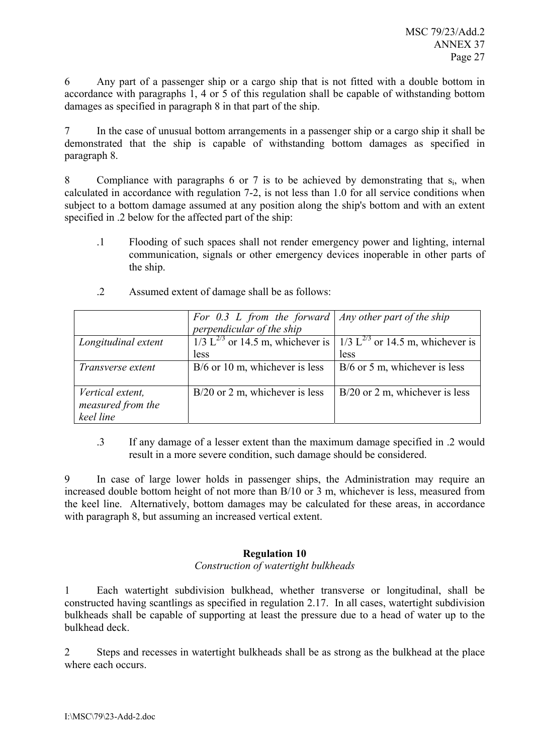6 Any part of a passenger ship or a cargo ship that is not fitted with a double bottom in accordance with paragraphs 1, 4 or 5 of this regulation shall be capable of withstanding bottom damages as specified in paragraph 8 in that part of the ship.

7 In the case of unusual bottom arrangements in a passenger ship or a cargo ship it shall be demonstrated that the ship is capable of withstanding bottom damages as specified in paragraph 8.

8 Compliance with paragraphs 6 or 7 is to be achieved by demonstrating that $s_i$, when calculated in accordance with regulation 7-2, is not less than 1.0 for all service conditions when subject to a bottom damage assumed at any position along the ship's bottom and with an extent specified in .2 below for the affected part of the ship:

.1 Flooding of such spaces shall not render emergency power and lighting, internal communication, signals or other emergency devices inoperable in other parts of the ship.

.2 Assumed extent of damage shall be as follows:

| | *For 0.3 L from the forward perpendicular of the ship* | *Any other part of the ship* |
|---|---|---|
| *Longitudinal extent* | $1/3\ L^{2/3}$ or 14.5 m, whichever is less | $1/3\ L^{2/3}$ or 14.5 m, whichever is less |
| *Transverse extent* | B/6 or 10 m, whichever is less | B/6 or 5 m, whichever is less |
| *Vertical extent, measured from the keel line* | B/20 or 2 m, whichever is less | B/20 or 2 m, whichever is less |

.3 If any damage of a lesser extent than the maximum damage specified in .2 would result in a more severe condition, such damage should be considered.

9 In case of large lower holds in passenger ships, the Administration may require an increased double bottom height of not more than B/10 or 3 m, whichever is less, measured from the keel line. Alternatively, bottom damages may be calculated for these areas, in accordance with paragraph 8, but assuming an increased vertical extent.

## Regulation 10

*Construction of watertight bulkheads*

1 Each watertight subdivision bulkhead, whether transverse or longitudinal, shall be constructed having scantlings as specified in regulation 2.17. In all cases, watertight subdivision bulkheads shall be capable of supporting at least the pressure due to a head of water up to the bulkhead deck.

2 Steps and recesses in watertight bulkheads shall be as strong as the bulkhead at the place where each occurs.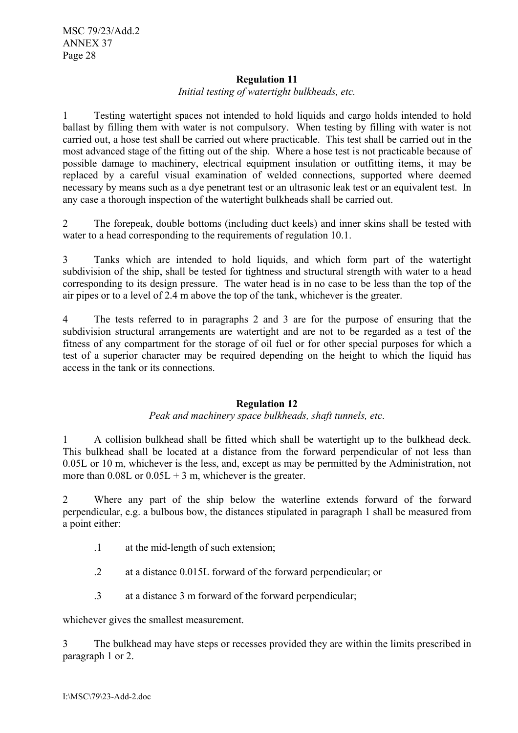**Regulation 11**

*Initial testing of watertight bulkheads, etc.*

1 Testing watertight spaces not intended to hold liquids and cargo holds intended to hold ballast by filling them with water is not compulsory. When testing by filling with water is not carried out, a hose test shall be carried out where practicable. This test shall be carried out in the most advanced stage of the fitting out of the ship. Where a hose test is not practicable because of possible damage to machinery, electrical equipment insulation or outfitting items, it may be replaced by a careful visual examination of welded connections, supported where deemed necessary by means such as a dye penetrant test or an ultrasonic leak test or an equivalent test. In any case a thorough inspection of the watertight bulkheads shall be carried out.

2 The forepeak, double bottoms (including duct keels) and inner skins shall be tested with water to a head corresponding to the requirements of regulation 10.1.

3 Tanks which are intended to hold liquids, and which form part of the watertight subdivision of the ship, shall be tested for tightness and structural strength with water to a head corresponding to its design pressure. The water head is in no case to be less than the top of the air pipes or to a level of 2.4 m above the top of the tank, whichever is the greater.

4 The tests referred to in paragraphs 2 and 3 are for the purpose of ensuring that the subdivision structural arrangements are watertight and are not to be regarded as a test of the fitness of any compartment for the storage of oil fuel or for other special purposes for which a test of a superior character may be required depending on the height to which the liquid has access in the tank or its connections.

**Regulation 12**

*Peak and machinery space bulkheads, shaft tunnels, etc.*

1 A collision bulkhead shall be fitted which shall be watertight up to the bulkhead deck. This bulkhead shall be located at a distance from the forward perpendicular of not less than 0.05L or 10 m, whichever is the less, and, except as may be permitted by the Administration, not more than 0.08L or 0.05L + 3 m, whichever is the greater.

2 Where any part of the ship below the waterline extends forward of the forward perpendicular, e.g. a bulbous bow, the distances stipulated in paragraph 1 shall be measured from a point either:

.1 at the mid-length of such extension;

.2 at a distance 0.015L forward of the forward perpendicular; or

.3 at a distance 3 m forward of the forward perpendicular;

whichever gives the smallest measurement.

3 The bulkhead may have steps or recesses provided they are within the limits prescribed in paragraph 1 or 2.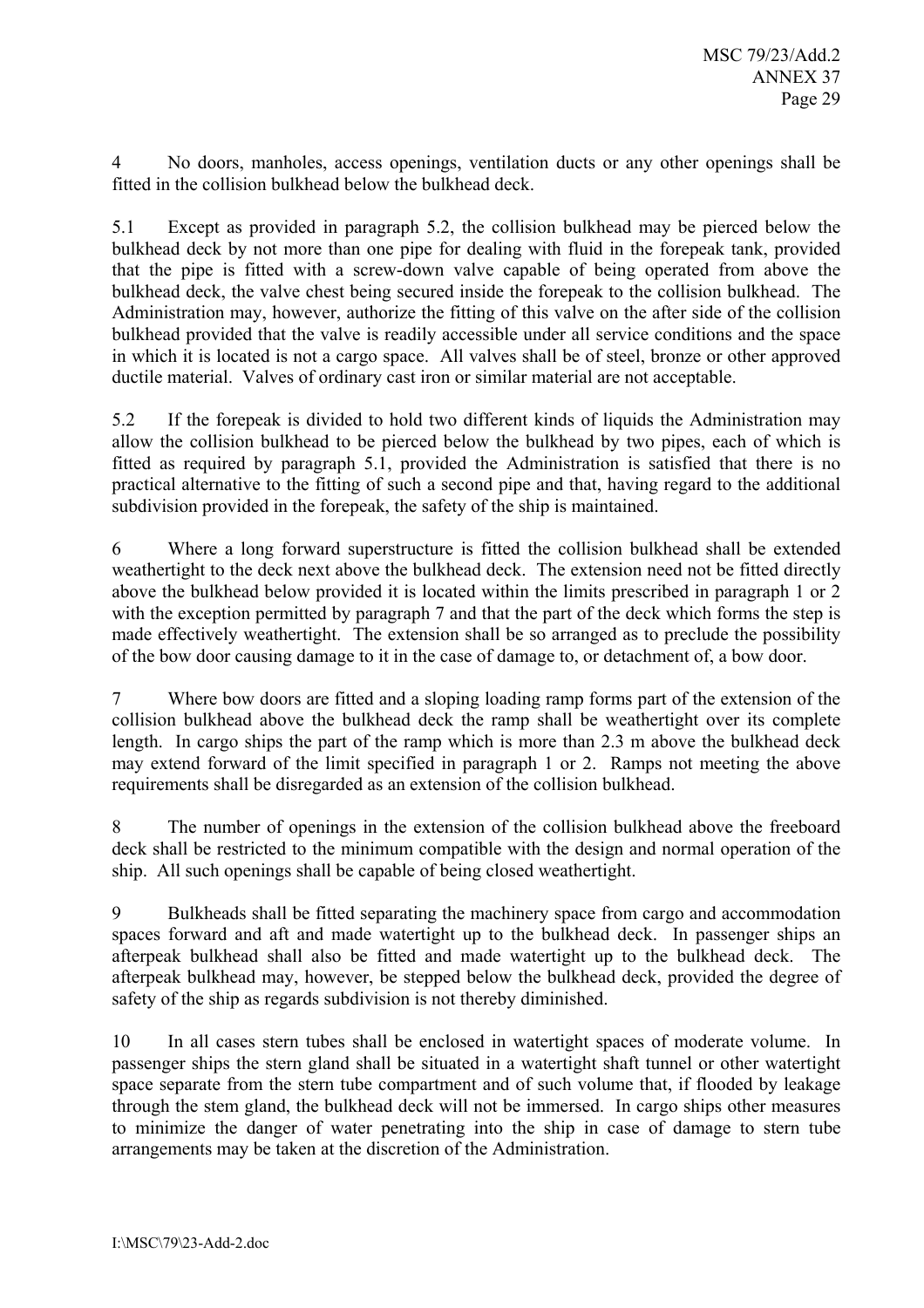4 No doors, manholes, access openings, ventilation ducts or any other openings shall be fitted in the collision bulkhead below the bulkhead deck.

5.1 Except as provided in paragraph 5.2, the collision bulkhead may be pierced below the bulkhead deck by not more than one pipe for dealing with fluid in the forepeak tank, provided that the pipe is fitted with a screw-down valve capable of being operated from above the bulkhead deck, the valve chest being secured inside the forepeak to the collision bulkhead. The Administration may, however, authorize the fitting of this valve on the after side of the collision bulkhead provided that the valve is readily accessible under all service conditions and the space in which it is located is not a cargo space. All valves shall be of steel, bronze or other approved ductile material. Valves of ordinary cast iron or similar material are not acceptable.

5.2 If the forepeak is divided to hold two different kinds of liquids the Administration may allow the collision bulkhead to be pierced below the bulkhead by two pipes, each of which is fitted as required by paragraph 5.1, provided the Administration is satisfied that there is no practical alternative to the fitting of such a second pipe and that, having regard to the additional subdivision provided in the forepeak, the safety of the ship is maintained.

6 Where a long forward superstructure is fitted the collision bulkhead shall be extended weathertight to the deck next above the bulkhead deck. The extension need not be fitted directly above the bulkhead below provided it is located within the limits prescribed in paragraph 1 or 2 with the exception permitted by paragraph 7 and that the part of the deck which forms the step is made effectively weathertight. The extension shall be so arranged as to preclude the possibility of the bow door causing damage to it in the case of damage to, or detachment of, a bow door.

7 Where bow doors are fitted and a sloping loading ramp forms part of the extension of the collision bulkhead above the bulkhead deck the ramp shall be weathertight over its complete length. In cargo ships the part of the ramp which is more than 2.3 m above the bulkhead deck may extend forward of the limit specified in paragraph 1 or 2. Ramps not meeting the above requirements shall be disregarded as an extension of the collision bulkhead.

8 The number of openings in the extension of the collision bulkhead above the freeboard deck shall be restricted to the minimum compatible with the design and normal operation of the ship. All such openings shall be capable of being closed weathertight.

9 Bulkheads shall be fitted separating the machinery space from cargo and accommodation spaces forward and aft and made watertight up to the bulkhead deck. In passenger ships an afterpeak bulkhead shall also be fitted and made watertight up to the bulkhead deck. The afterpeak bulkhead may, however, be stepped below the bulkhead deck, provided the degree of safety of the ship as regards subdivision is not thereby diminished.

10 In all cases stern tubes shall be enclosed in watertight spaces of moderate volume. In passenger ships the stern gland shall be situated in a watertight shaft tunnel or other watertight space separate from the stern tube compartment and of such volume that, if flooded by leakage through the stem gland, the bulkhead deck will not be immersed. In cargo ships other measures to minimize the danger of water penetrating into the ship in case of damage to stern tube arrangements may be taken at the discretion of the Administration.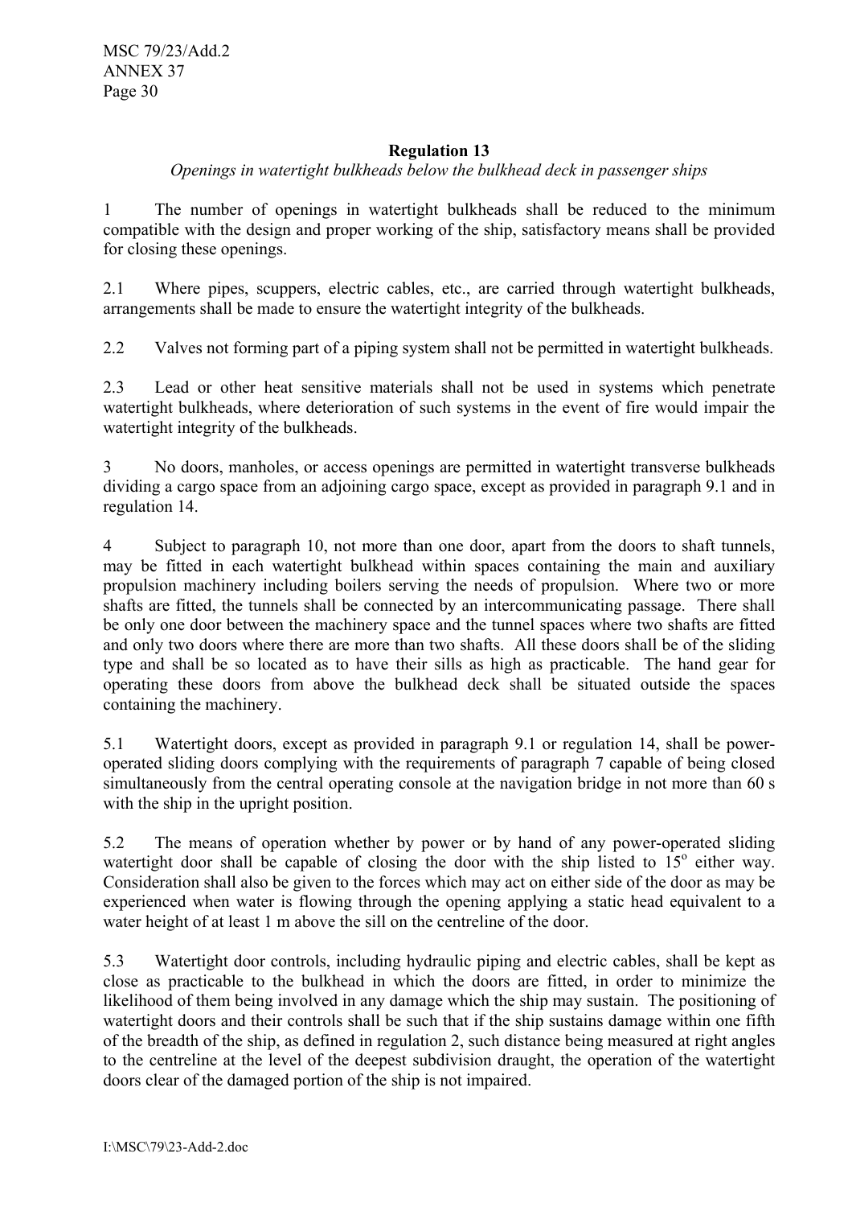### Regulation 13

*Openings in watertight bulkheads below the bulkhead deck in passenger ships*

1 The number of openings in watertight bulkheads shall be reduced to the minimum compatible with the design and proper working of the ship, satisfactory means shall be provided for closing these openings.

2.1 Where pipes, scuppers, electric cables, etc., are carried through watertight bulkheads, arrangements shall be made to ensure the watertight integrity of the bulkheads.

2.2 Valves not forming part of a piping system shall not be permitted in watertight bulkheads.

2.3 Lead or other heat sensitive materials shall not be used in systems which penetrate watertight bulkheads, where deterioration of such systems in the event of fire would impair the watertight integrity of the bulkheads.

3 No doors, manholes, or access openings are permitted in watertight transverse bulkheads dividing a cargo space from an adjoining cargo space, except as provided in paragraph 9.1 and in regulation 14.

4 Subject to paragraph 10, not more than one door, apart from the doors to shaft tunnels, may be fitted in each watertight bulkhead within spaces containing the main and auxiliary propulsion machinery including boilers serving the needs of propulsion. Where two or more shafts are fitted, the tunnels shall be connected by an intercommunicating passage. There shall be only one door between the machinery space and the tunnel spaces where two shafts are fitted and only two doors where there are more than two shafts. All these doors shall be of the sliding type and shall be so located as to have their sills as high as practicable. The hand gear for operating these doors from above the bulkhead deck shall be situated outside the spaces containing the machinery.

5.1 Watertight doors, except as provided in paragraph 9.1 or regulation 14, shall be power-operated sliding doors complying with the requirements of paragraph 7 capable of being closed simultaneously from the central operating console at the navigation bridge in not more than 60 s with the ship in the upright position.

5.2 The means of operation whether by power or by hand of any power-operated sliding watertight door shall be capable of closing the door with the ship listed to 15° either way. Consideration shall also be given to the forces which may act on either side of the door as may be experienced when water is flowing through the opening applying a static head equivalent to a water height of at least 1 m above the sill on the centreline of the door.

5.3 Watertight door controls, including hydraulic piping and electric cables, shall be kept as close as practicable to the bulkhead in which the doors are fitted, in order to minimize the likelihood of them being involved in any damage which the ship may sustain. The positioning of watertight doors and their controls shall be such that if the ship sustains damage within one fifth of the breadth of the ship, as defined in regulation 2, such distance being measured at right angles to the centreline at the level of the deepest subdivision draught, the operation of the watertight doors clear of the damaged portion of the ship is not impaired.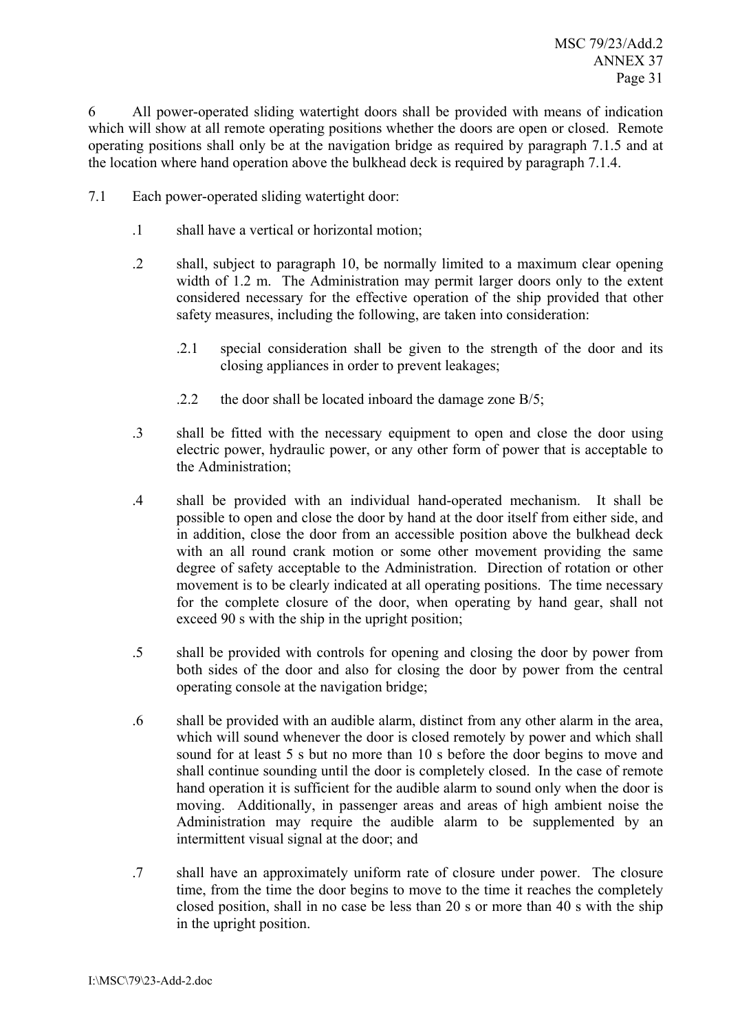6 All power-operated sliding watertight doors shall be provided with means of indication which will show at all remote operating positions whether the doors are open or closed. Remote operating positions shall only be at the navigation bridge as required by paragraph 7.1.5 and at the location where hand operation above the bulkhead deck is required by paragraph 7.1.4.

7.1 Each power-operated sliding watertight door:

.1 shall have a vertical or horizontal motion;

.2 shall, subject to paragraph 10, be normally limited to a maximum clear opening width of 1.2 m. The Administration may permit larger doors only to the extent considered necessary for the effective operation of the ship provided that other safety measures, including the following, are taken into consideration:

.2.1 special consideration shall be given to the strength of the door and its closing appliances in order to prevent leakages;

.2.2 the door shall be located inboard the damage zone B/5;

.3 shall be fitted with the necessary equipment to open and close the door using electric power, hydraulic power, or any other form of power that is acceptable to the Administration;

.4 shall be provided with an individual hand-operated mechanism. It shall be possible to open and close the door by hand at the door itself from either side, and in addition, close the door from an accessible position above the bulkhead deck with an all round crank motion or some other movement providing the same degree of safety acceptable to the Administration. Direction of rotation or other movement is to be clearly indicated at all operating positions. The time necessary for the complete closure of the door, when operating by hand gear, shall not exceed 90 s with the ship in the upright position;

.5 shall be provided with controls for opening and closing the door by power from both sides of the door and also for closing the door by power from the central operating console at the navigation bridge;

.6 shall be provided with an audible alarm, distinct from any other alarm in the area, which will sound whenever the door is closed remotely by power and which shall sound for at least 5 s but no more than 10 s before the door begins to move and shall continue sounding until the door is completely closed. In the case of remote hand operation it is sufficient for the audible alarm to sound only when the door is moving. Additionally, in passenger areas and areas of high ambient noise the Administration may require the audible alarm to be supplemented by an intermittent visual signal at the door; and

.7 shall have an approximately uniform rate of closure under power. The closure time, from the time the door begins to move to the time it reaches the completely closed position, shall in no case be less than 20 s or more than 40 s with the ship in the upright position.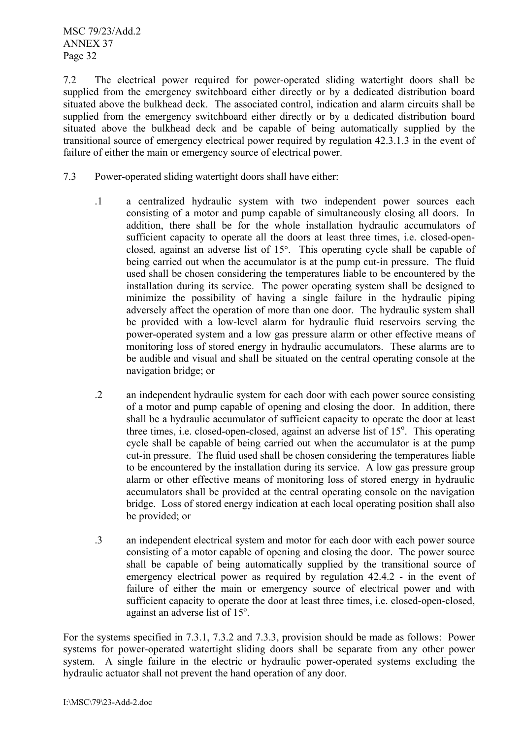7.2 The electrical power required for power-operated sliding watertight doors shall be supplied from the emergency switchboard either directly or by a dedicated distribution board situated above the bulkhead deck. The associated control, indication and alarm circuits shall be supplied from the emergency switchboard either directly or by a dedicated distribution board situated above the bulkhead deck and be capable of being automatically supplied by the transitional source of emergency electrical power required by regulation 42.3.1.3 in the event of failure of either the main or emergency source of electrical power.

7.3 Power-operated sliding watertight doors shall have either:

.1 a centralized hydraulic system with two independent power sources each consisting of a motor and pump capable of simultaneously closing all doors. In addition, there shall be for the whole installation hydraulic accumulators of sufficient capacity to operate all the doors at least three times, i.e. closed-open-closed, against an adverse list of 15°. This operating cycle shall be capable of being carried out when the accumulator is at the pump cut-in pressure. The fluid used shall be chosen considering the temperatures liable to be encountered by the installation during its service. The power operating system shall be designed to minimize the possibility of having a single failure in the hydraulic piping adversely affect the operation of more than one door. The hydraulic system shall be provided with a low-level alarm for hydraulic fluid reservoirs serving the power-operated system and a low gas pressure alarm or other effective means of monitoring loss of stored energy in hydraulic accumulators. These alarms are to be audible and visual and shall be situated on the central operating console at the navigation bridge; or

.2 an independent hydraulic system for each door with each power source consisting of a motor and pump capable of opening and closing the door. In addition, there shall be a hydraulic accumulator of sufficient capacity to operate the door at least three times, i.e. closed-open-closed, against an adverse list of 15°. This operating cycle shall be capable of being carried out when the accumulator is at the pump cut-in pressure. The fluid used shall be chosen considering the temperatures liable to be encountered by the installation during its service. A low gas pressure group alarm or other effective means of monitoring loss of stored energy in hydraulic accumulators shall be provided at the central operating console on the navigation bridge. Loss of stored energy indication at each local operating position shall also be provided; or

.3 an independent electrical system and motor for each door with each power source consisting of a motor capable of opening and closing the door. The power source shall be capable of being automatically supplied by the transitional source of emergency electrical power as required by regulation 42.4.2 - in the event of failure of either the main or emergency source of electrical power and with sufficient capacity to operate the door at least three times, i.e. closed-open-closed, against an adverse list of 15°.

For the systems specified in 7.3.1, 7.3.2 and 7.3.3, provision should be made as follows: Power systems for power-operated watertight sliding doors shall be separate from any other power system. A single failure in the electric or hydraulic power-operated systems excluding the hydraulic actuator shall not prevent the hand operation of any door.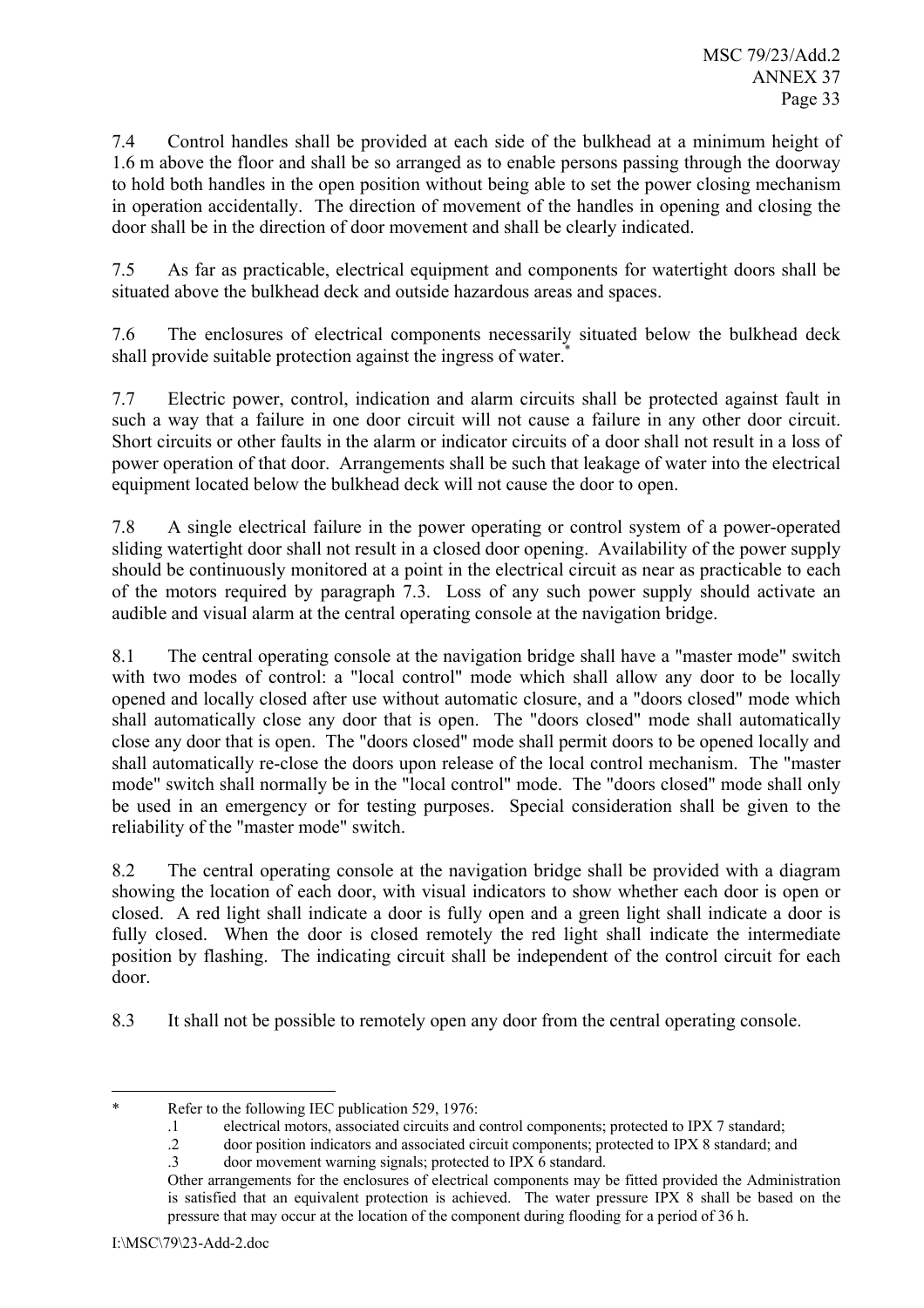7.4 Control handles shall be provided at each side of the bulkhead at a minimum height of 1.6 m above the floor and shall be so arranged as to enable persons passing through the doorway to hold both handles in the open position without being able to set the power closing mechanism in operation accidentally. The direction of movement of the handles in opening and closing the door shall be in the direction of door movement and shall be clearly indicated.

7.5 As far as practicable, electrical equipment and components for watertight doors shall be situated above the bulkhead deck and outside hazardous areas and spaces.

7.6 The enclosures of electrical components necessarily situated below the bulkhead deck shall provide suitable protection against the ingress of water.*

7.7 Electric power, control, indication and alarm circuits shall be protected against fault in such a way that a failure in one door circuit will not cause a failure in any other door circuit. Short circuits or other faults in the alarm or indicator circuits of a door shall not result in a loss of power operation of that door. Arrangements shall be such that leakage of water into the electrical equipment located below the bulkhead deck will not cause the door to open.

7.8 A single electrical failure in the power operating or control system of a power-operated sliding watertight door shall not result in a closed door opening. Availability of the power supply should be continuously monitored at a point in the electrical circuit as near as practicable to each of the motors required by paragraph 7.3. Loss of any such power supply should activate an audible and visual alarm at the central operating console at the navigation bridge.

8.1 The central operating console at the navigation bridge shall have a "master mode" switch with two modes of control: a "local control" mode which shall allow any door to be locally opened and locally closed after use without automatic closure, and a "doors closed" mode which shall automatically close any door that is open. The "doors closed" mode shall automatically close any door that is open. The "doors closed" mode shall permit doors to be opened locally and shall automatically re-close the doors upon release of the local control mechanism. The "master mode" switch shall normally be in the "local control" mode. The "doors closed" mode shall only be used in an emergency or for testing purposes. Special consideration shall be given to the reliability of the "master mode" switch.

8.2 The central operating console at the navigation bridge shall be provided with a diagram showing the location of each door, with visual indicators to show whether each door is open or closed. A red light shall indicate a door is fully open and a green light shall indicate a door is fully closed. When the door is closed remotely the red light shall indicate the intermediate position by flashing. The indicating circuit shall be independent of the control circuit for each door.

8.3 It shall not be possible to remotely open any door from the central operating console.

---

\* Refer to the following IEC publication 529, 1976:

.1 electrical motors, associated circuits and control components; protected to IPX 7 standard;

.2 door position indicators and associated circuit components; protected to IPX 8 standard; and

.3 door movement warning signals; protected to IPX 6 standard.

Other arrangements for the enclosures of electrical components may be fitted provided the Administration is satisfied that an equivalent protection is achieved. The water pressure IPX 8 shall be based on the pressure that may occur at the location of the component during flooding for a period of 36 h.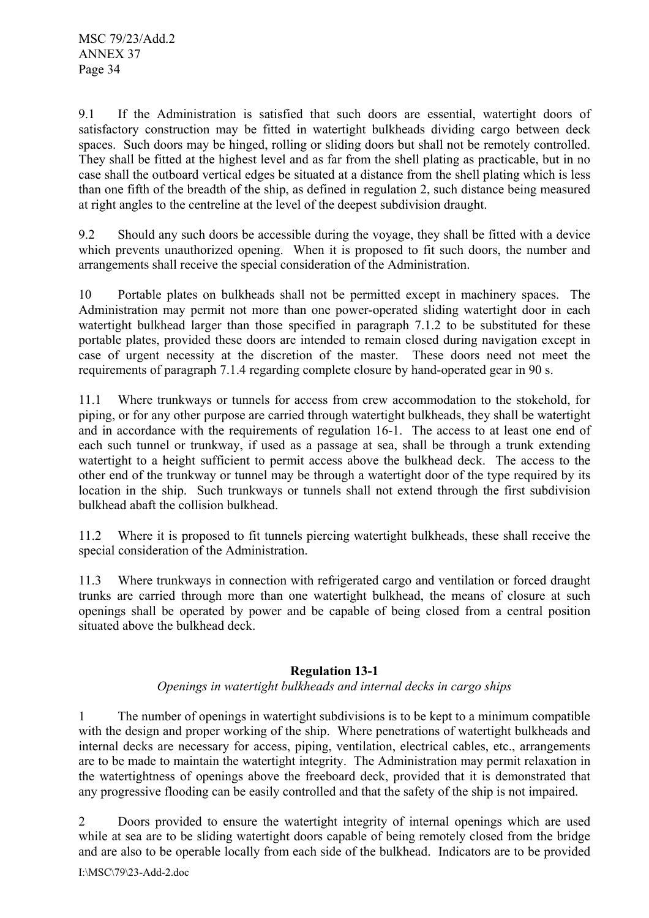9.1 If the Administration is satisfied that such doors are essential, watertight doors of satisfactory construction may be fitted in watertight bulkheads dividing cargo between deck spaces. Such doors may be hinged, rolling or sliding doors but shall not be remotely controlled. They shall be fitted at the highest level and as far from the shell plating as practicable, but in no case shall the outboard vertical edges be situated at a distance from the shell plating which is less than one fifth of the breadth of the ship, as defined in regulation 2, such distance being measured at right angles to the centreline at the level of the deepest subdivision draught.

9.2 Should any such doors be accessible during the voyage, they shall be fitted with a device which prevents unauthorized opening. When it is proposed to fit such doors, the number and arrangements shall receive the special consideration of the Administration.

10 Portable plates on bulkheads shall not be permitted except in machinery spaces. The Administration may permit not more than one power-operated sliding watertight door in each watertight bulkhead larger than those specified in paragraph 7.1.2 to be substituted for these portable plates, provided these doors are intended to remain closed during navigation except in case of urgent necessity at the discretion of the master. These doors need not meet the requirements of paragraph 7.1.4 regarding complete closure by hand-operated gear in 90 s.

11.1 Where trunkways or tunnels for access from crew accommodation to the stokehold, for piping, or for any other purpose are carried through watertight bulkheads, they shall be watertight and in accordance with the requirements of regulation 16-1. The access to at least one end of each such tunnel or trunkway, if used as a passage at sea, shall be through a trunk extending watertight to a height sufficient to permit access above the bulkhead deck. The access to the other end of the trunkway or tunnel may be through a watertight door of the type required by its location in the ship. Such trunkways or tunnels shall not extend through the first subdivision bulkhead abaft the collision bulkhead.

11.2 Where it is proposed to fit tunnels piercing watertight bulkheads, these shall receive the special consideration of the Administration.

11.3 Where trunkways in connection with refrigerated cargo and ventilation or forced draught trunks are carried through more than one watertight bulkhead, the means of closure at such openings shall be operated by power and be capable of being closed from a central position situated above the bulkhead deck.

## Regulation 13-1

*Openings in watertight bulkheads and internal decks in cargo ships*

1 The number of openings in watertight subdivisions is to be kept to a minimum compatible with the design and proper working of the ship. Where penetrations of watertight bulkheads and internal decks are necessary for access, piping, ventilation, electrical cables, etc., arrangements are to be made to maintain the watertight integrity. The Administration may permit relaxation in the watertightness of openings above the freeboard deck, provided that it is demonstrated that any progressive flooding can be easily controlled and that the safety of the ship is not impaired.

2 Doors provided to ensure the watertight integrity of internal openings which are used while at sea are to be sliding watertight doors capable of being remotely closed from the bridge and are also to be operable locally from each side of the bulkhead. Indicators are to be provided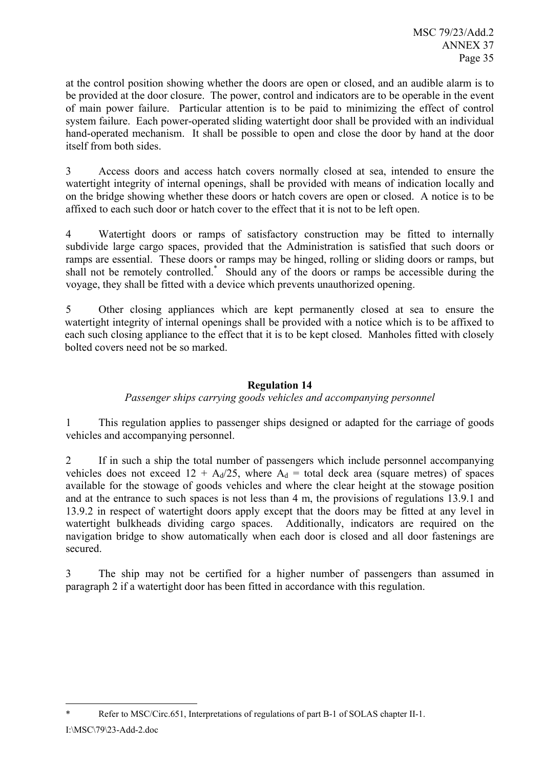at the control position showing whether the doors are open or closed, and an audible alarm is to be provided at the door closure. The power, control and indicators are to be operable in the event of main power failure. Particular attention is to be paid to minimizing the effect of control system failure. Each power-operated sliding watertight door shall be provided with an individual hand-operated mechanism. It shall be possible to open and close the door by hand at the door itself from both sides.

3 Access doors and access hatch covers normally closed at sea, intended to ensure the watertight integrity of internal openings, shall be provided with means of indication locally and on the bridge showing whether these doors or hatch covers are open or closed. A notice is to be affixed to each such door or hatch cover to the effect that it is not to be left open.

4 Watertight doors or ramps of satisfactory construction may be fitted to internally subdivide large cargo spaces, provided that the Administration is satisfied that such doors or ramps are essential. These doors or ramps may be hinged, rolling or sliding doors or ramps, but shall not be remotely controlled.* Should any of the doors or ramps be accessible during the voyage, they shall be fitted with a device which prevents unauthorized opening.

5 Other closing appliances which are kept permanently closed at sea to ensure the watertight integrity of internal openings shall be provided with a notice which is to be affixed to each such closing appliance to the effect that it is to be kept closed. Manholes fitted with closely bolted covers need not be so marked.

### Regulation 14

*Passenger ships carrying goods vehicles and accompanying personnel*

1 This regulation applies to passenger ships designed or adapted for the carriage of goods vehicles and accompanying personnel.

2 If in such a ship the total number of passengers which include personnel accompanying vehicles does not exceed $12 + A_d/25$, where $A_d$ = total deck area (square metres) of spaces available for the stowage of goods vehicles and where the clear height at the stowage position and at the entrance to such spaces is not less than 4 m, the provisions of regulations 13.9.1 and 13.9.2 in respect of watertight doors apply except that the doors may be fitted at any level in watertight bulkheads dividing cargo spaces. Additionally, indicators are required on the navigation bridge to show automatically when each door is closed and all door fastenings are secured.

3 The ship may not be certified for a higher number of passengers than assumed in paragraph 2 if a watertight door has been fitted in accordance with this regulation.

---

* Refer to MSC/Circ.651, Interpretations of regulations of part B-1 of SOLAS chapter II-1.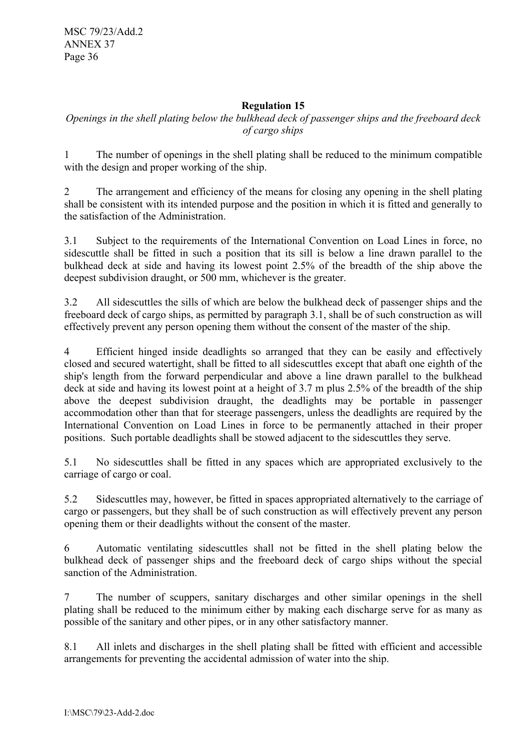**Regulation 15**

*Openings in the shell plating below the bulkhead deck of passenger ships and the freeboard deck of cargo ships*

1 The number of openings in the shell plating shall be reduced to the minimum compatible with the design and proper working of the ship.

2 The arrangement and efficiency of the means for closing any opening in the shell plating shall be consistent with its intended purpose and the position in which it is fitted and generally to the satisfaction of the Administration.

3.1 Subject to the requirements of the International Convention on Load Lines in force, no sidescuttle shall be fitted in such a position that its sill is below a line drawn parallel to the bulkhead deck at side and having its lowest point 2.5% of the breadth of the ship above the deepest subdivision draught, or 500 mm, whichever is the greater.

3.2 All sidescuttles the sills of which are below the bulkhead deck of passenger ships and the freeboard deck of cargo ships, as permitted by paragraph 3.1, shall be of such construction as will effectively prevent any person opening them without the consent of the master of the ship.

4 Efficient hinged inside deadlights so arranged that they can be easily and effectively closed and secured watertight, shall be fitted to all sidescuttles except that abaft one eighth of the ship's length from the forward perpendicular and above a line drawn parallel to the bulkhead deck at side and having its lowest point at a height of 3.7 m plus 2.5% of the breadth of the ship above the deepest subdivision draught, the deadlights may be portable in passenger accommodation other than that for steerage passengers, unless the deadlights are required by the International Convention on Load Lines in force to be permanently attached in their proper positions. Such portable deadlights shall be stowed adjacent to the sidescuttles they serve.

5.1 No sidescuttles shall be fitted in any spaces which are appropriated exclusively to the carriage of cargo or coal.

5.2 Sidescuttles may, however, be fitted in spaces appropriated alternatively to the carriage of cargo or passengers, but they shall be of such construction as will effectively prevent any person opening them or their deadlights without the consent of the master.

6 Automatic ventilating sidescuttles shall not be fitted in the shell plating below the bulkhead deck of passenger ships and the freeboard deck of cargo ships without the special sanction of the Administration.

7 The number of scuppers, sanitary discharges and other similar openings in the shell plating shall be reduced to the minimum either by making each discharge serve for as many as possible of the sanitary and other pipes, or in any other satisfactory manner.

8.1 All inlets and discharges in the shell plating shall be fitted with efficient and accessible arrangements for preventing the accidental admission of water into the ship.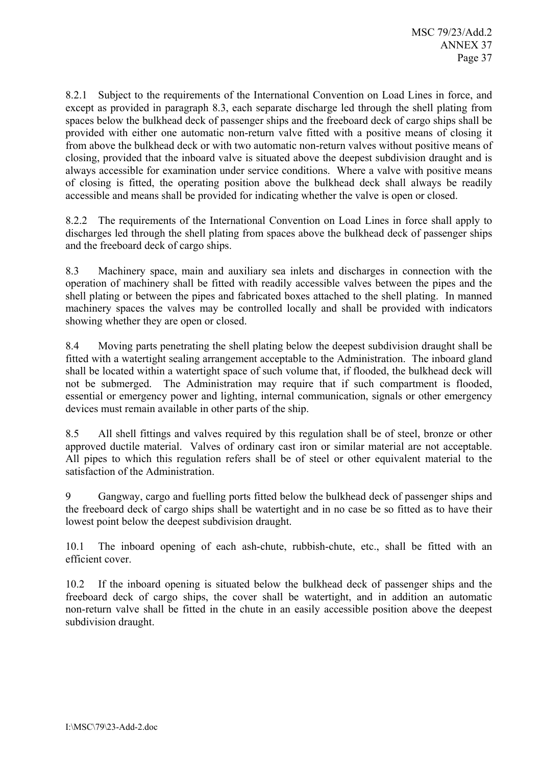8.2.1 Subject to the requirements of the International Convention on Load Lines in force, and except as provided in paragraph 8.3, each separate discharge led through the shell plating from spaces below the bulkhead deck of passenger ships and the freeboard deck of cargo ships shall be provided with either one automatic non-return valve fitted with a positive means of closing it from above the bulkhead deck or with two automatic non-return valves without positive means of closing, provided that the inboard valve is situated above the deepest subdivision draught and is always accessible for examination under service conditions. Where a valve with positive means of closing is fitted, the operating position above the bulkhead deck shall always be readily accessible and means shall be provided for indicating whether the valve is open or closed.

8.2.2 The requirements of the International Convention on Load Lines in force shall apply to discharges led through the shell plating from spaces above the bulkhead deck of passenger ships and the freeboard deck of cargo ships.

8.3 Machinery space, main and auxiliary sea inlets and discharges in connection with the operation of machinery shall be fitted with readily accessible valves between the pipes and the shell plating or between the pipes and fabricated boxes attached to the shell plating. In manned machinery spaces the valves may be controlled locally and shall be provided with indicators showing whether they are open or closed.

8.4 Moving parts penetrating the shell plating below the deepest subdivision draught shall be fitted with a watertight sealing arrangement acceptable to the Administration. The inboard gland shall be located within a watertight space of such volume that, if flooded, the bulkhead deck will not be submerged. The Administration may require that if such compartment is flooded, essential or emergency power and lighting, internal communication, signals or other emergency devices must remain available in other parts of the ship.

8.5 All shell fittings and valves required by this regulation shall be of steel, bronze or other approved ductile material. Valves of ordinary cast iron or similar material are not acceptable. All pipes to which this regulation refers shall be of steel or other equivalent material to the satisfaction of the Administration.

9 Gangway, cargo and fuelling ports fitted below the bulkhead deck of passenger ships and the freeboard deck of cargo ships shall be watertight and in no case be so fitted as to have their lowest point below the deepest subdivision draught.

10.1 The inboard opening of each ash-chute, rubbish-chute, etc., shall be fitted with an efficient cover.

10.2 If the inboard opening is situated below the bulkhead deck of passenger ships and the freeboard deck of cargo ships, the cover shall be watertight, and in addition an automatic non-return valve shall be fitted in the chute in an easily accessible position above the deepest subdivision draught.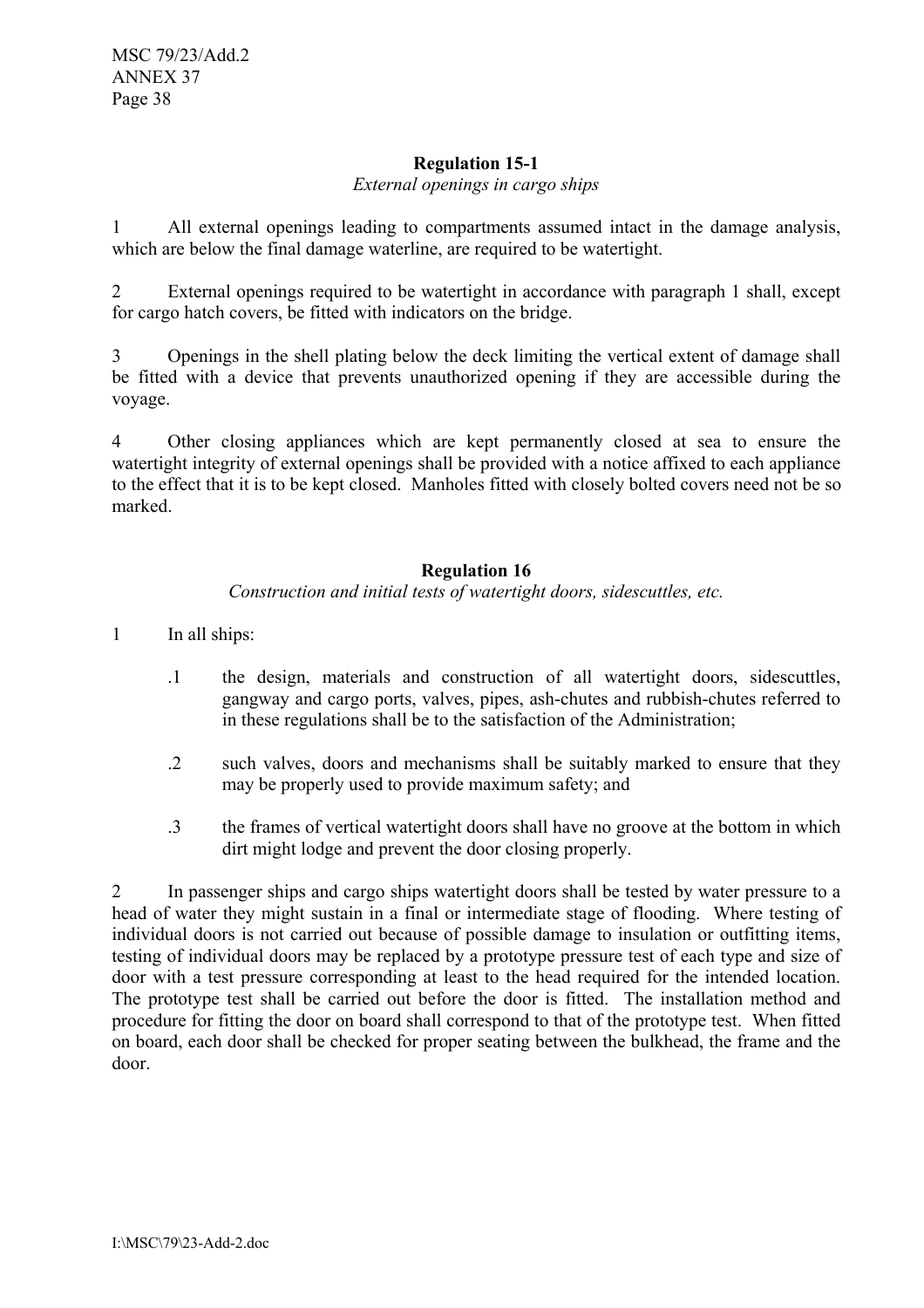**Regulation 15-1**

*External openings in cargo ships*

1 All external openings leading to compartments assumed intact in the damage analysis, which are below the final damage waterline, are required to be watertight.

2 External openings required to be watertight in accordance with paragraph 1 shall, except for cargo hatch covers, be fitted with indicators on the bridge.

3 Openings in the shell plating below the deck limiting the vertical extent of damage shall be fitted with a device that prevents unauthorized opening if they are accessible during the voyage.

4 Other closing appliances which are kept permanently closed at sea to ensure the watertight integrity of external openings shall be provided with a notice affixed to each appliance to the effect that it is to be kept closed. Manholes fitted with closely bolted covers need not be so marked.

**Regulation 16**

*Construction and initial tests of watertight doors, sidescuttles, etc.*

1 In all ships:

.1 the design, materials and construction of all watertight doors, sidescuttles, gangway and cargo ports, valves, pipes, ash-chutes and rubbish-chutes referred to in these regulations shall be to the satisfaction of the Administration;

.2 such valves, doors and mechanisms shall be suitably marked to ensure that they may be properly used to provide maximum safety; and

.3 the frames of vertical watertight doors shall have no groove at the bottom in which dirt might lodge and prevent the door closing properly.

2 In passenger ships and cargo ships watertight doors shall be tested by water pressure to a head of water they might sustain in a final or intermediate stage of flooding. Where testing of individual doors is not carried out because of possible damage to insulation or outfitting items, testing of individual doors may be replaced by a prototype pressure test of each type and size of door with a test pressure corresponding at least to the head required for the intended location. The prototype test shall be carried out before the door is fitted. The installation method and procedure for fitting the door on board shall correspond to that of the prototype test. When fitted on board, each door shall be checked for proper seating between the bulkhead, the frame and the door.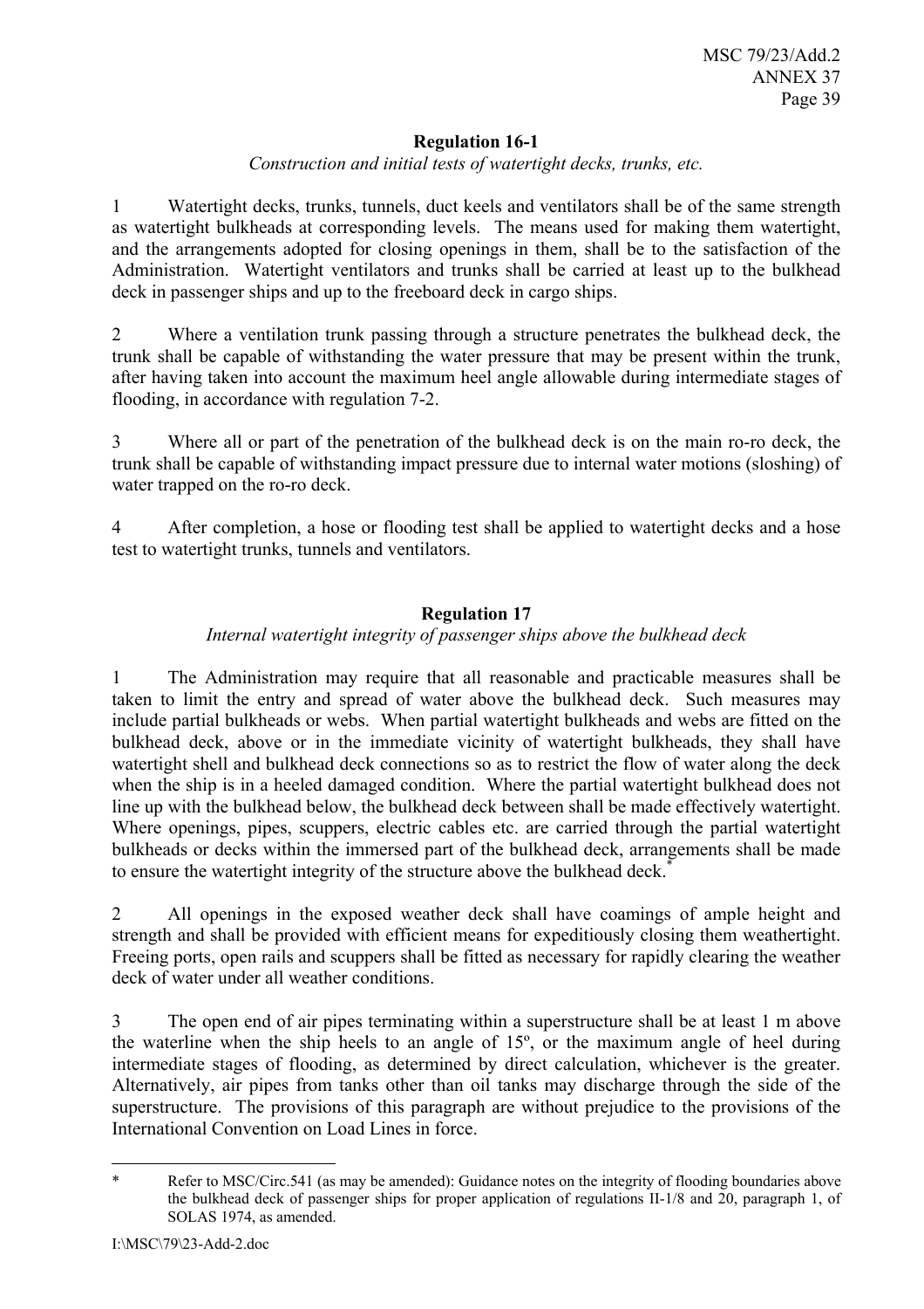**Regulation 16-1**

*Construction and initial tests of watertight decks, trunks, etc.*

1 Watertight decks, trunks, tunnels, duct keels and ventilators shall be of the same strength as watertight bulkheads at corresponding levels. The means used for making them watertight, and the arrangements adopted for closing openings in them, shall be to the satisfaction of the Administration. Watertight ventilators and trunks shall be carried at least up to the bulkhead deck in passenger ships and up to the freeboard deck in cargo ships.

2 Where a ventilation trunk passing through a structure penetrates the bulkhead deck, the trunk shall be capable of withstanding the water pressure that may be present within the trunk, after having taken into account the maximum heel angle allowable during intermediate stages of flooding, in accordance with regulation 7-2.

3 Where all or part of the penetration of the bulkhead deck is on the main ro-ro deck, the trunk shall be capable of withstanding impact pressure due to internal water motions (sloshing) of water trapped on the ro-ro deck.

4 After completion, a hose or flooding test shall be applied to watertight decks and a hose test to watertight trunks, tunnels and ventilators.

**Regulation 17**

*Internal watertight integrity of passenger ships above the bulkhead deck*

1 The Administration may require that all reasonable and practicable measures shall be taken to limit the entry and spread of water above the bulkhead deck. Such measures may include partial bulkheads or webs. When partial watertight bulkheads and webs are fitted on the bulkhead deck, above or in the immediate vicinity of watertight bulkheads, they shall have watertight shell and bulkhead deck connections so as to restrict the flow of water along the deck when the ship is in a heeled damaged condition. Where the partial watertight bulkhead does not line up with the bulkhead below, the bulkhead deck between shall be made effectively watertight. Where openings, pipes, scuppers, electric cables etc. are carried through the partial watertight bulkheads or decks within the immersed part of the bulkhead deck, arrangements shall be made to ensure the watertight integrity of the structure above the bulkhead deck.*

2 All openings in the exposed weather deck shall have coamings of ample height and strength and shall be provided with efficient means for expeditiously closing them weathertight. Freeing ports, open rails and scuppers shall be fitted as necessary for rapidly clearing the weather deck of water under all weather conditions.

3 The open end of air pipes terminating within a superstructure shall be at least 1 m above the waterline when the ship heels to an angle of 15º, or the maximum angle of heel during intermediate stages of flooding, as determined by direct calculation, whichever is the greater. Alternatively, air pipes from tanks other than oil tanks may discharge through the side of the superstructure. The provisions of this paragraph are without prejudice to the provisions of the International Convention on Load Lines in force.

---

\* Refer to MSC/Circ.541 (as may be amended): Guidance notes on the integrity of flooding boundaries above the bulkhead deck of passenger ships for proper application of regulations II-1/8 and 20, paragraph 1, of SOLAS 1974, as amended.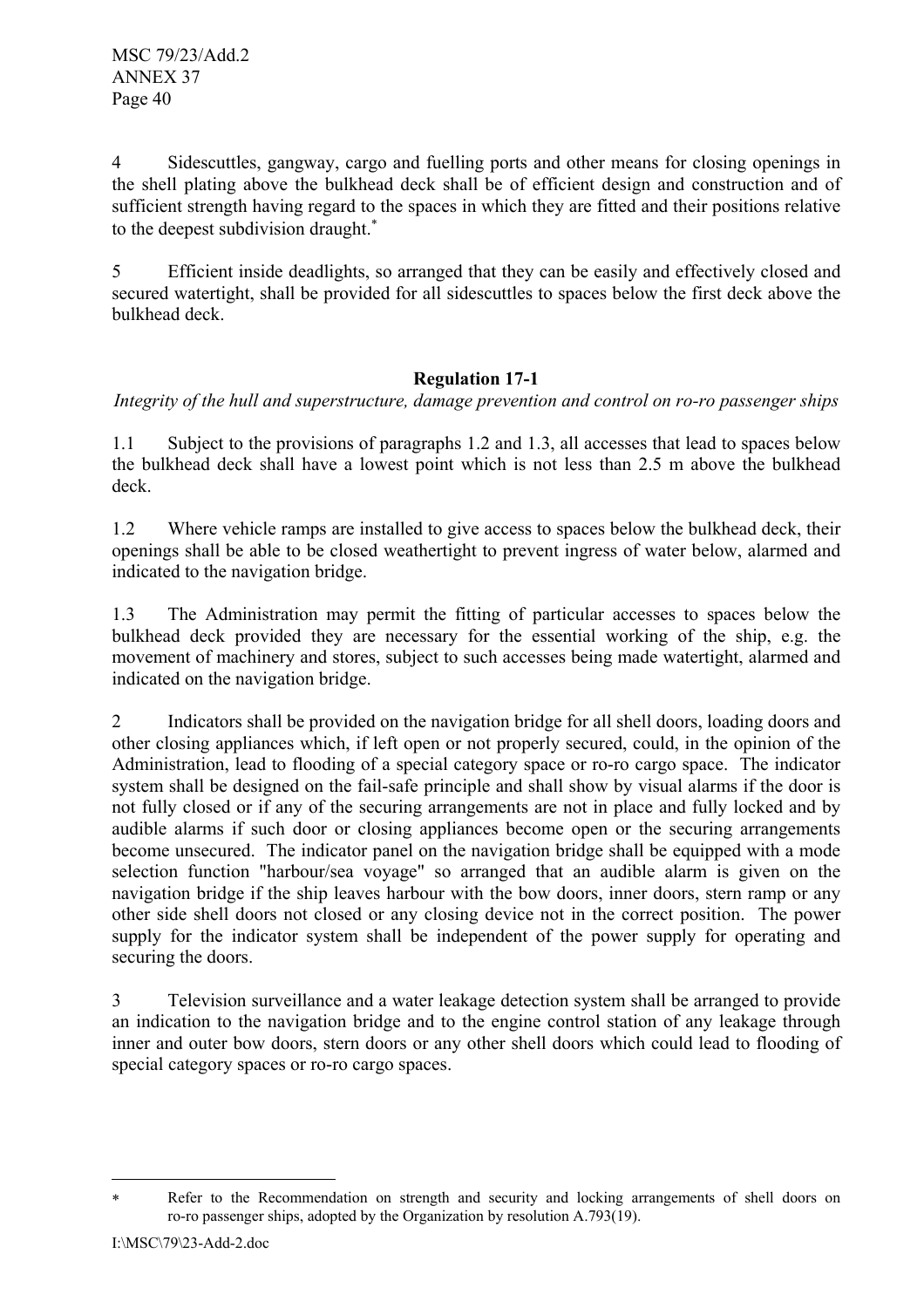4 Sidescuttles, gangway, cargo and fuelling ports and other means for closing openings in the shell plating above the bulkhead deck shall be of efficient design and construction and of sufficient strength having regard to the spaces in which they are fitted and their positions relative to the deepest subdivision draught.*

5 Efficient inside deadlights, so arranged that they can be easily and effectively closed and secured watertight, shall be provided for all sidescuttles to spaces below the first deck above the bulkhead deck.

## Regulation 17-1

*Integrity of the hull and superstructure, damage prevention and control on ro-ro passenger ships*

1.1 Subject to the provisions of paragraphs 1.2 and 1.3, all accesses that lead to spaces below the bulkhead deck shall have a lowest point which is not less than 2.5 m above the bulkhead deck.

1.2 Where vehicle ramps are installed to give access to spaces below the bulkhead deck, their openings shall be able to be closed weathertight to prevent ingress of water below, alarmed and indicated to the navigation bridge.

1.3 The Administration may permit the fitting of particular accesses to spaces below the bulkhead deck provided they are necessary for the essential working of the ship, e.g. the movement of machinery and stores, subject to such accesses being made watertight, alarmed and indicated on the navigation bridge.

2 Indicators shall be provided on the navigation bridge for all shell doors, loading doors and other closing appliances which, if left open or not properly secured, could, in the opinion of the Administration, lead to flooding of a special category space or ro-ro cargo space. The indicator system shall be designed on the fail-safe principle and shall show by visual alarms if the door is not fully closed or if any of the securing arrangements are not in place and fully locked and by audible alarms if such door or closing appliances become open or the securing arrangements become unsecured. The indicator panel on the navigation bridge shall be equipped with a mode selection function "harbour/sea voyage" so arranged that an audible alarm is given on the navigation bridge if the ship leaves harbour with the bow doors, inner doors, stern ramp or any other side shell doors not closed or any closing device not in the correct position. The power supply for the indicator system shall be independent of the power supply for operating and securing the doors.

3 Television surveillance and a water leakage detection system shall be arranged to provide an indication to the navigation bridge and to the engine control station of any leakage through inner and outer bow doors, stern doors or any other shell doors which could lead to flooding of special category spaces or ro-ro cargo spaces.

---

* Refer to the Recommendation on strength and security and locking arrangements of shell doors on ro-ro passenger ships, adopted by the Organization by resolution A.793(19).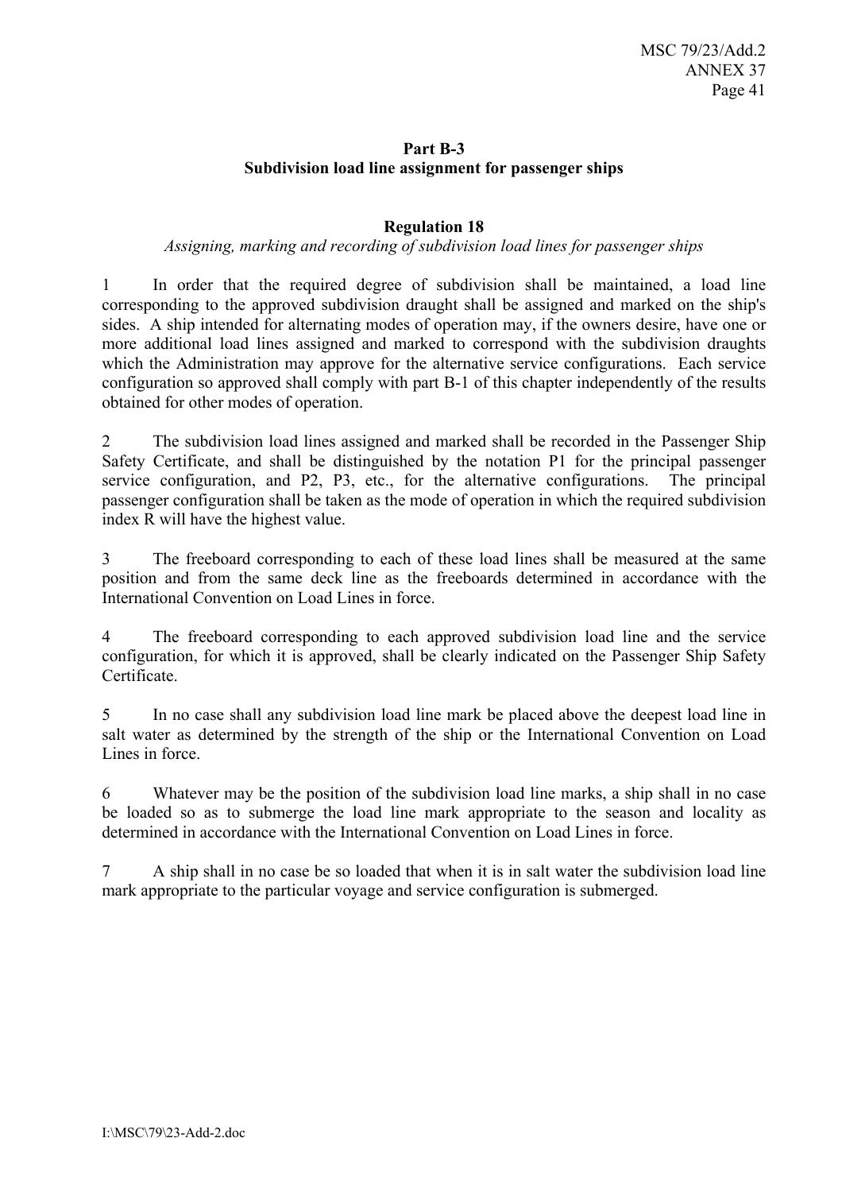## Part B-3
## Subdivision load line assignment for passenger ships

### Regulation 18
*Assigning, marking and recording of subdivision load lines for passenger ships*

1 In order that the required degree of subdivision shall be maintained, a load line corresponding to the approved subdivision draught shall be assigned and marked on the ship's sides. A ship intended for alternating modes of operation may, if the owners desire, have one or more additional load lines assigned and marked to correspond with the subdivision draughts which the Administration may approve for the alternative service configurations. Each service configuration so approved shall comply with part B-1 of this chapter independently of the results obtained for other modes of operation.

2 The subdivision load lines assigned and marked shall be recorded in the Passenger Ship Safety Certificate, and shall be distinguished by the notation P1 for the principal passenger service configuration, and P2, P3, etc., for the alternative configurations. The principal passenger configuration shall be taken as the mode of operation in which the required subdivision index R will have the highest value.

3 The freeboard corresponding to each of these load lines shall be measured at the same position and from the same deck line as the freeboards determined in accordance with the International Convention on Load Lines in force.

4 The freeboard corresponding to each approved subdivision load line and the service configuration, for which it is approved, shall be clearly indicated on the Passenger Ship Safety Certificate.

5 In no case shall any subdivision load line mark be placed above the deepest load line in salt water as determined by the strength of the ship or the International Convention on Load Lines in force.

6 Whatever may be the position of the subdivision load line marks, a ship shall in no case be loaded so as to submerge the load line mark appropriate to the season and locality as determined in accordance with the International Convention on Load Lines in force.

7 A ship shall in no case be so loaded that when it is in salt water the subdivision load line mark appropriate to the particular voyage and service configuration is submerged.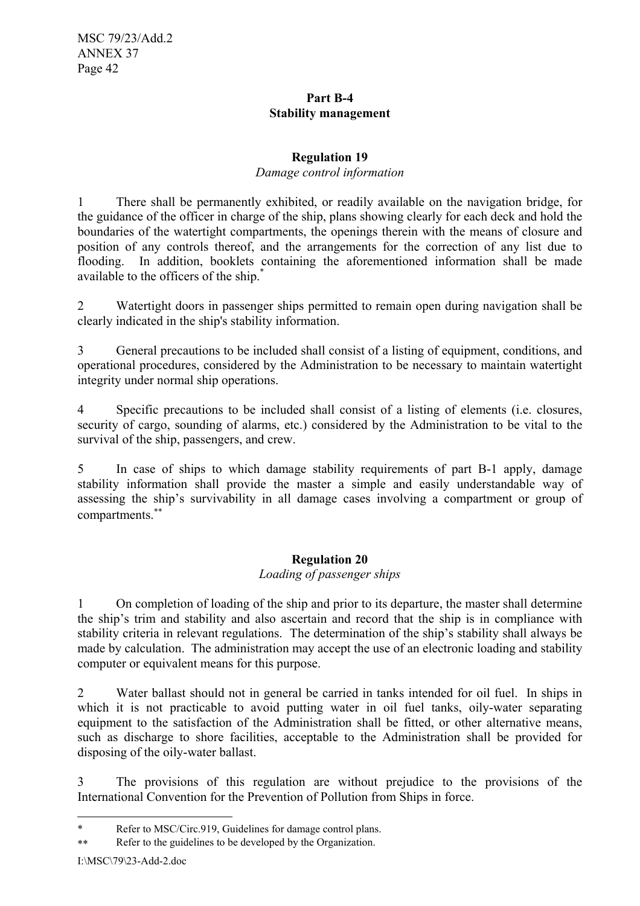## Part B-4
## Stability management

### Regulation 19
*Damage control information*

1 There shall be permanently exhibited, or readily available on the navigation bridge, for the guidance of the officer in charge of the ship, plans showing clearly for each deck and hold the boundaries of the watertight compartments, the openings therein with the means of closure and position of any controls thereof, and the arrangements for the correction of any list due to flooding. In addition, booklets containing the aforementioned information shall be made available to the officers of the ship.*

2 Watertight doors in passenger ships permitted to remain open during navigation shall be clearly indicated in the ship's stability information.

3 General precautions to be included shall consist of a listing of equipment, conditions, and operational procedures, considered by the Administration to be necessary to maintain watertight integrity under normal ship operations.

4 Specific precautions to be included shall consist of a listing of elements (i.e. closures, security of cargo, sounding of alarms, etc.) considered by the Administration to be vital to the survival of the ship, passengers, and crew.

5 In case of ships to which damage stability requirements of part B-1 apply, damage stability information shall provide the master a simple and easily understandable way of assessing the ship's survivability in all damage cases involving a compartment or group of compartments.**

### Regulation 20
*Loading of passenger ships*

1 On completion of loading of the ship and prior to its departure, the master shall determine the ship's trim and stability and also ascertain and record that the ship is in compliance with stability criteria in relevant regulations. The determination of the ship's stability shall always be made by calculation. The administration may accept the use of an electronic loading and stability computer or equivalent means for this purpose.

2 Water ballast should not in general be carried in tanks intended for oil fuel. In ships in which it is not practicable to avoid putting water in oil fuel tanks, oily-water separating equipment to the satisfaction of the Administration shall be fitted, or other alternative means, such as discharge to shore facilities, acceptable to the Administration shall be provided for disposing of the oily-water ballast.

3 The provisions of this regulation are without prejudice to the provisions of the International Convention for the Prevention of Pollution from Ships in force.

---

\* Refer to MSC/Circ.919, Guidelines for damage control plans.

\*\* Refer to the guidelines to be developed by the Organization.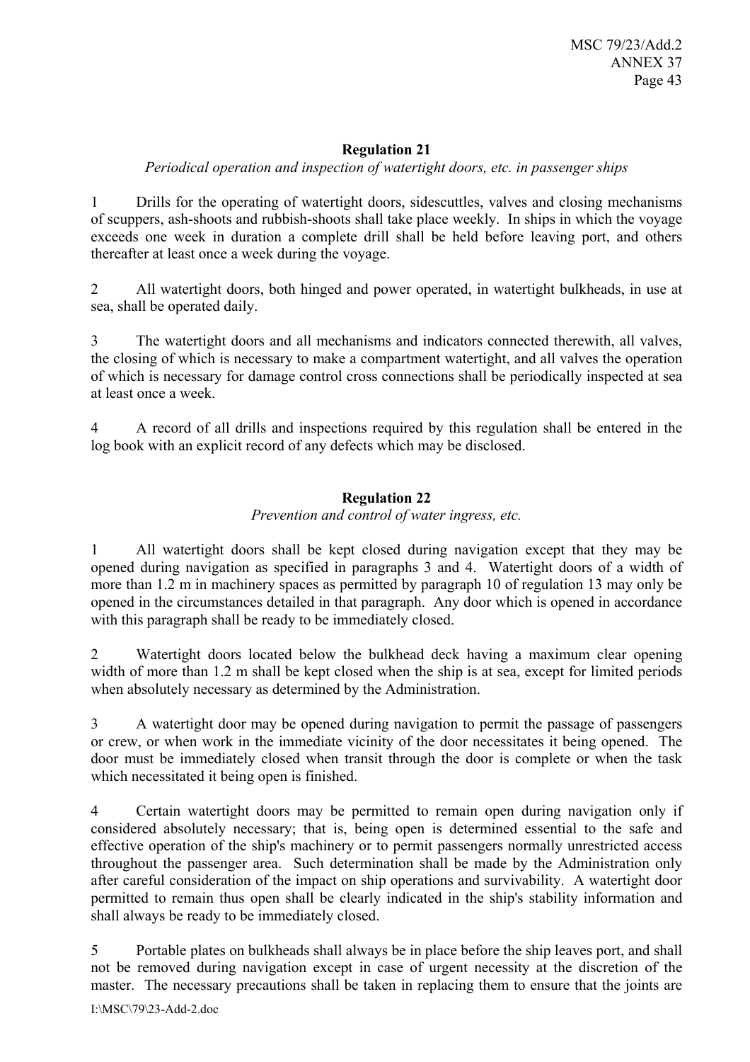**Regulation 21**

*Periodical operation and inspection of watertight doors, etc. in passenger ships*

1 Drills for the operating of watertight doors, sidescuttles, valves and closing mechanisms of scuppers, ash-shoots and rubbish-shoots shall take place weekly. In ships in which the voyage exceeds one week in duration a complete drill shall be held before leaving port, and others thereafter at least once a week during the voyage.

2 All watertight doors, both hinged and power operated, in watertight bulkheads, in use at sea, shall be operated daily.

3 The watertight doors and all mechanisms and indicators connected therewith, all valves, the closing of which is necessary to make a compartment watertight, and all valves the operation of which is necessary for damage control cross connections shall be periodically inspected at sea at least once a week.

4 A record of all drills and inspections required by this regulation shall be entered in the log book with an explicit record of any defects which may be disclosed.

**Regulation 22**

*Prevention and control of water ingress, etc.*

1 All watertight doors shall be kept closed during navigation except that they may be opened during navigation as specified in paragraphs 3 and 4. Watertight doors of a width of more than 1.2 m in machinery spaces as permitted by paragraph 10 of regulation 13 may only be opened in the circumstances detailed in that paragraph. Any door which is opened in accordance with this paragraph shall be ready to be immediately closed.

2 Watertight doors located below the bulkhead deck having a maximum clear opening width of more than 1.2 m shall be kept closed when the ship is at sea, except for limited periods when absolutely necessary as determined by the Administration.

3 A watertight door may be opened during navigation to permit the passage of passengers or crew, or when work in the immediate vicinity of the door necessitates it being opened. The door must be immediately closed when transit through the door is complete or when the task which necessitated it being open is finished.

4 Certain watertight doors may be permitted to remain open during navigation only if considered absolutely necessary; that is, being open is determined essential to the safe and effective operation of the ship's machinery or to permit passengers normally unrestricted access throughout the passenger area. Such determination shall be made by the Administration only after careful consideration of the impact on ship operations and survivability. A watertight door permitted to remain thus open shall be clearly indicated in the ship's stability information and shall always be ready to be immediately closed.

5 Portable plates on bulkheads shall always be in place before the ship leaves port, and shall not be removed during navigation except in case of urgent necessity at the discretion of the master. The necessary precautions shall be taken in replacing them to ensure that the joints are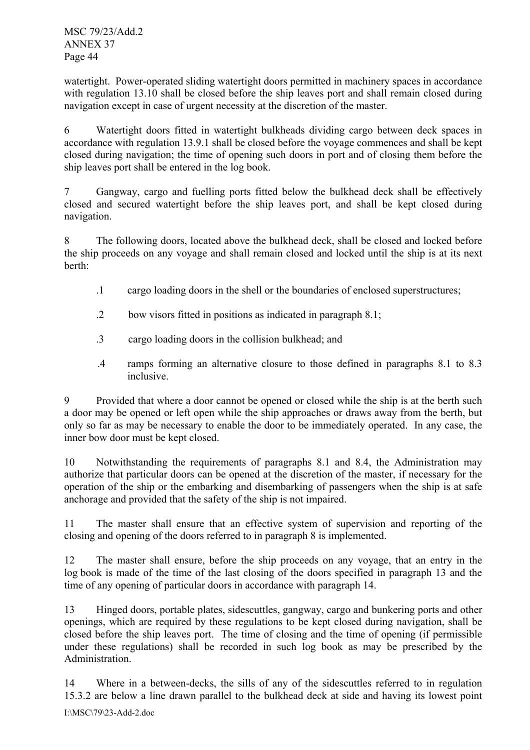watertight. Power-operated sliding watertight doors permitted in machinery spaces in accordance with regulation 13.10 shall be closed before the ship leaves port and shall remain closed during navigation except in case of urgent necessity at the discretion of the master.

6 Watertight doors fitted in watertight bulkheads dividing cargo between deck spaces in accordance with regulation 13.9.1 shall be closed before the voyage commences and shall be kept closed during navigation; the time of opening such doors in port and of closing them before the ship leaves port shall be entered in the log book.

7 Gangway, cargo and fuelling ports fitted below the bulkhead deck shall be effectively closed and secured watertight before the ship leaves port, and shall be kept closed during navigation.

8 The following doors, located above the bulkhead deck, shall be closed and locked before the ship proceeds on any voyage and shall remain closed and locked until the ship is at its next berth:

- .1 cargo loading doors in the shell or the boundaries of enclosed superstructures;
- .2 bow visors fitted in positions as indicated in paragraph 8.1;
- .3 cargo loading doors in the collision bulkhead; and
- .4 ramps forming an alternative closure to those defined in paragraphs 8.1 to 8.3 inclusive.

9 Provided that where a door cannot be opened or closed while the ship is at the berth such a door may be opened or left open while the ship approaches or draws away from the berth, but only so far as may be necessary to enable the door to be immediately operated. In any case, the inner bow door must be kept closed.

10 Notwithstanding the requirements of paragraphs 8.1 and 8.4, the Administration may authorize that particular doors can be opened at the discretion of the master, if necessary for the operation of the ship or the embarking and disembarking of passengers when the ship is at safe anchorage and provided that the safety of the ship is not impaired.

11 The master shall ensure that an effective system of supervision and reporting of the closing and opening of the doors referred to in paragraph 8 is implemented.

12 The master shall ensure, before the ship proceeds on any voyage, that an entry in the log book is made of the time of the last closing of the doors specified in paragraph 13 and the time of any opening of particular doors in accordance with paragraph 14.

13 Hinged doors, portable plates, sidescuttles, gangway, cargo and bunkering ports and other openings, which are required by these regulations to be kept closed during navigation, shall be closed before the ship leaves port. The time of closing and the time of opening (if permissible under these regulations) shall be recorded in such log book as may be prescribed by the Administration.

14 Where in a between-decks, the sills of any of the sidescuttles referred to in regulation 15.3.2 are below a line drawn parallel to the bulkhead deck at side and having its lowest point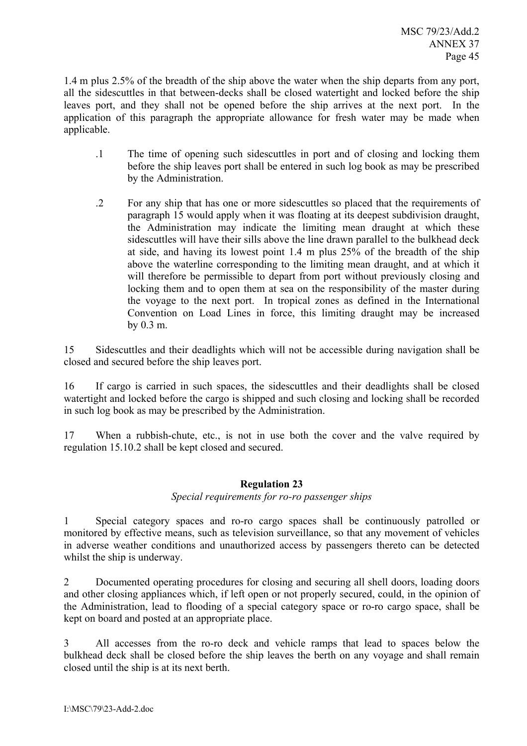1.4 m plus 2.5% of the breadth of the ship above the water when the ship departs from any port, all the sidescuttles in that between-decks shall be closed watertight and locked before the ship leaves port, and they shall not be opened before the ship arrives at the next port. In the application of this paragraph the appropriate allowance for fresh water may be made when applicable.

.1 The time of opening such sidescuttles in port and of closing and locking them before the ship leaves port shall be entered in such log book as may be prescribed by the Administration.

.2 For any ship that has one or more sidescuttles so placed that the requirements of paragraph 15 would apply when it was floating at its deepest subdivision draught, the Administration may indicate the limiting mean draught at which these sidescuttles will have their sills above the line drawn parallel to the bulkhead deck at side, and having its lowest point 1.4 m plus 25% of the breadth of the ship above the waterline corresponding to the limiting mean draught, and at which it will therefore be permissible to depart from port without previously closing and locking them and to open them at sea on the responsibility of the master during the voyage to the next port. In tropical zones as defined in the International Convention on Load Lines in force, this limiting draught may be increased by 0.3 m.

15 Sidescuttles and their deadlights which will not be accessible during navigation shall be closed and secured before the ship leaves port.

16 If cargo is carried in such spaces, the sidescuttles and their deadlights shall be closed watertight and locked before the cargo is shipped and such closing and locking shall be recorded in such log book as may be prescribed by the Administration.

17 When a rubbish-chute, etc., is not in use both the cover and the valve required by regulation 15.10.2 shall be kept closed and secured.

## Regulation 23

*Special requirements for ro-ro passenger ships*

1 Special category spaces and ro-ro cargo spaces shall be continuously patrolled or monitored by effective means, such as television surveillance, so that any movement of vehicles in adverse weather conditions and unauthorized access by passengers thereto can be detected whilst the ship is underway.

2 Documented operating procedures for closing and securing all shell doors, loading doors and other closing appliances which, if left open or not properly secured, could, in the opinion of the Administration, lead to flooding of a special category space or ro-ro cargo space, shall be kept on board and posted at an appropriate place.

3 All accesses from the ro-ro deck and vehicle ramps that lead to spaces below the bulkhead deck shall be closed before the ship leaves the berth on any voyage and shall remain closed until the ship is at its next berth.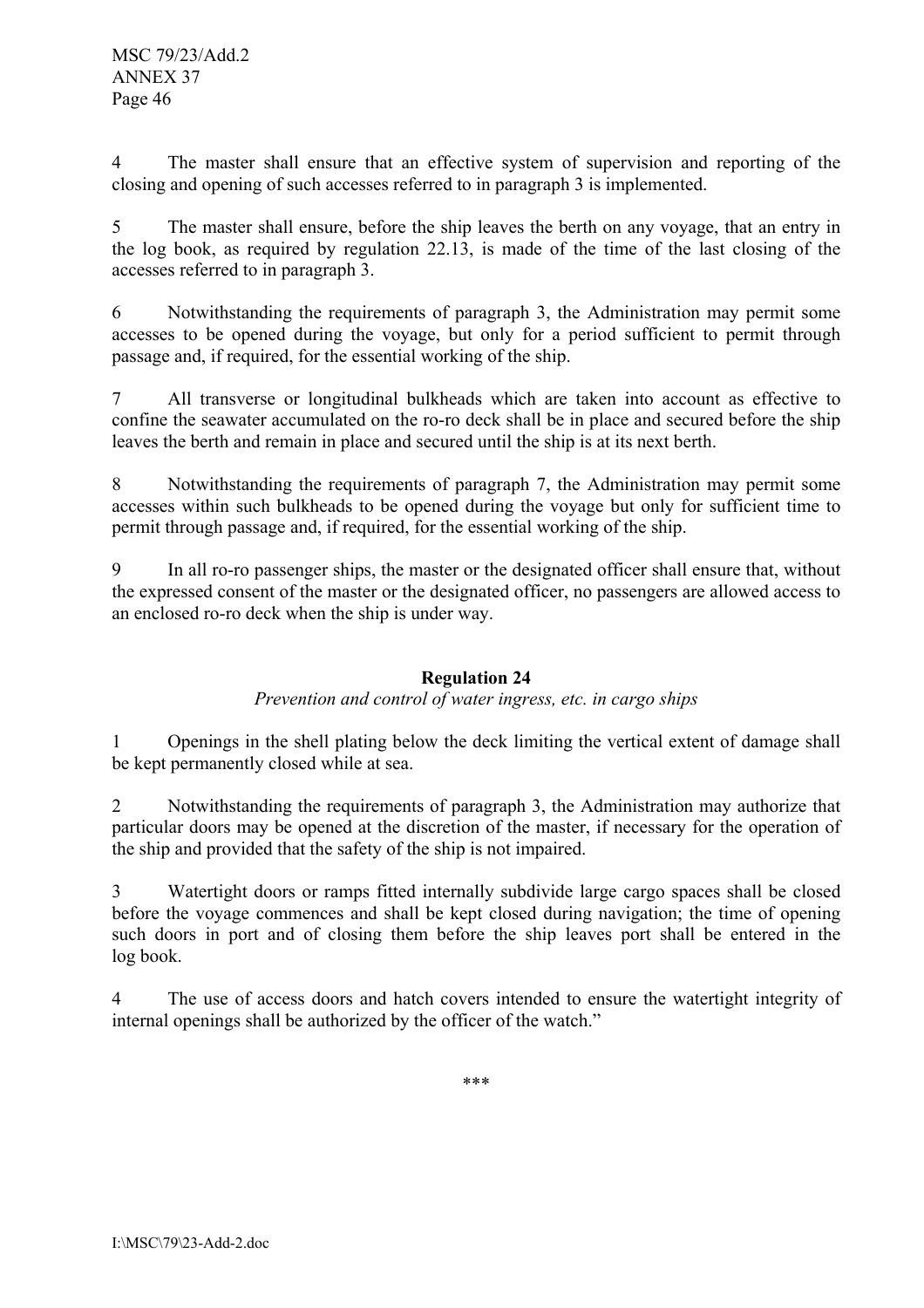4 The master shall ensure that an effective system of supervision and reporting of the closing and opening of such accesses referred to in paragraph 3 is implemented.

5 The master shall ensure, before the ship leaves the berth on any voyage, that an entry in the log book, as required by regulation 22.13, is made of the time of the last closing of the accesses referred to in paragraph 3.

6 Notwithstanding the requirements of paragraph 3, the Administration may permit some accesses to be opened during the voyage, but only for a period sufficient to permit through passage and, if required, for the essential working of the ship.

7 All transverse or longitudinal bulkheads which are taken into account as effective to confine the seawater accumulated on the ro-ro deck shall be in place and secured before the ship leaves the berth and remain in place and secured until the ship is at its next berth.

8 Notwithstanding the requirements of paragraph 7, the Administration may permit some accesses within such bulkheads to be opened during the voyage but only for sufficient time to permit through passage and, if required, for the essential working of the ship.

9 In all ro-ro passenger ships, the master or the designated officer shall ensure that, without the expressed consent of the master or the designated officer, no passengers are allowed access to an enclosed ro-ro deck when the ship is under way.

**Regulation 24**

*Prevention and control of water ingress, etc. in cargo ships*

1 Openings in the shell plating below the deck limiting the vertical extent of damage shall be kept permanently closed while at sea.

2 Notwithstanding the requirements of paragraph 3, the Administration may authorize that particular doors may be opened at the discretion of the master, if necessary for the operation of the ship and provided that the safety of the ship is not impaired.

3 Watertight doors or ramps fitted internally subdivide large cargo spaces shall be closed before the voyage commences and shall be kept closed during navigation; the time of opening such doors in port and of closing them before the ship leaves port shall be entered in the log book.

4 The use of access doors and hatch covers intended to ensure the watertight integrity of internal openings shall be authorized by the officer of the watch."

***